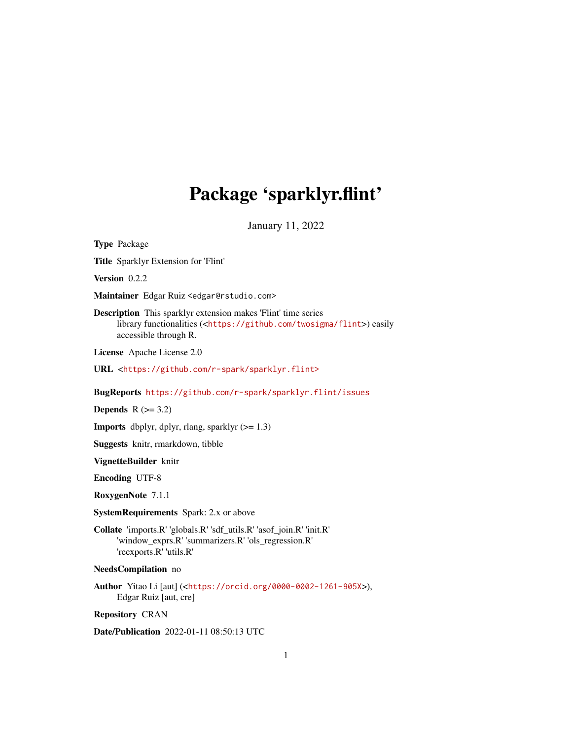# Package 'sparklyr.flint'

January 11, 2022

**Type** Package

**Title** Sparklyr Extension for 'Flint'

**Version** 0.2.2

**Maintainer** Edgar Ruiz <edgar@rstudio.com>

**Description** This sparklyr extension makes 'Flint' time series library functionalities (<https://github.com/twosigma/flint>) easily accessible through R.

**License** Apache License 2.0

**URL** <https://github.com/r-spark/sparklyr.flint>

**BugReports** https://github.com/r-spark/sparklyr.flint/issues

**Depends** R (>= 3.2)

**Imports** dbplyr, dplyr, rlang, sparklyr (>= 1.3)

**Suggests** knitr, rmarkdown, tibble

**VignetteBuilder** knitr

**Encoding** UTF-8

**RoxygenNote** 7.1.1

**SystemRequirements** Spark: 2.x or above

**Collate** 'imports.R' 'globals.R' 'sdf_utils.R' 'asof_join.R' 'init.R' 'window_exprs.R' 'summarizers.R' 'ols_regression.R' 'reexports.R' 'utils.R'

**NeedsCompilation** no

**Author** Yitao Li [aut] (<https://orcid.org/0000-0002-1261-905X>), Edgar Ruiz [aut, cre]

**Repository** CRAN

**Date/Publication** 2022-01-11 08:50:13 UTC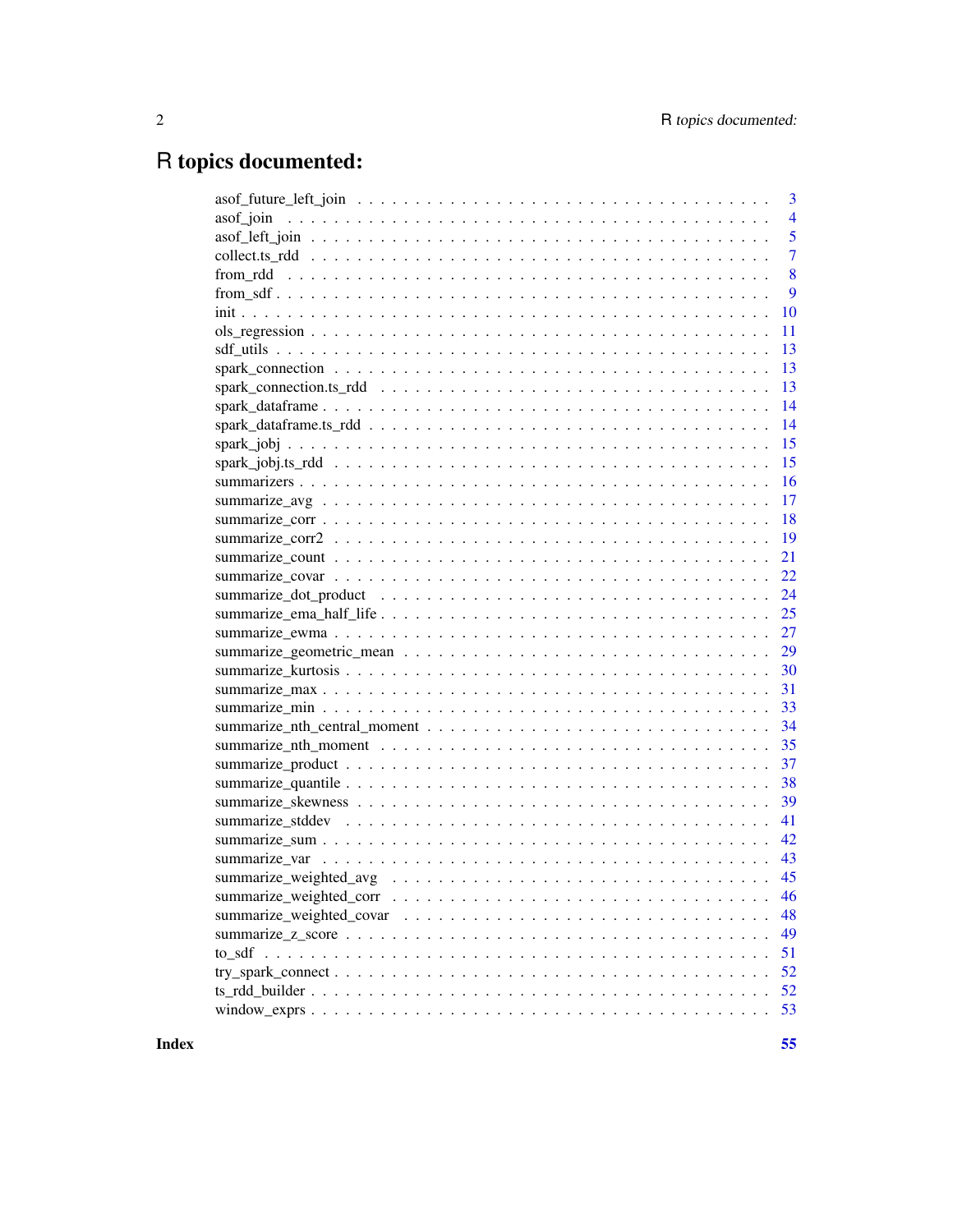# R topics documented:

| | |
|---|---|
| asof_future_left_join | 3 |
| asof_join | 4 |
| asof_left_join | 5 |
| collect.ts_rdd | 7 |
| from_rdd | 8 |
| from_sdf | 9 |
| init | 10 |
| ols_regression | 11 |
| sdf_utils | 13 |
| spark_connection | 13 |
| spark_connection.ts_rdd | 13 |
| spark_dataframe | 14 |
| spark_dataframe.ts_rdd | 14 |
| spark_jobj | 15 |
| spark_jobj.ts_rdd | 15 |
| summarizers | 16 |
| summarize_avg | 17 |
| summarize_corr | 18 |
| summarize_corr2 | 19 |
| summarize_count | 21 |
| summarize_covar | 22 |
| summarize_dot_product | 24 |
| summarize_ema_half_life | 25 |
| summarize_ewma | 27 |
| summarize_geometric_mean | 29 |
| summarize_kurtosis | 30 |
| summarize_max | 31 |
| summarize_min | 33 |
| summarize_nth_central_moment | 34 |
| summarize_nth_moment | 35 |
| summarize_product | 37 |
| summarize_quantile | 38 |
| summarize_skewness | 39 |
| summarize_stddev | 41 |
| summarize_sum | 42 |
| summarize_var | 43 |
| summarize_weighted_avg | 45 |
| summarize_weighted_corr | 46 |
| summarize_weighted_covar | 48 |
| summarize_z_score | 49 |
| to_sdf | 51 |
| try_spark_connect | 52 |
| ts_rdd_builder | 52 |
| window_exprs | 53 |
| **Index** | **55** |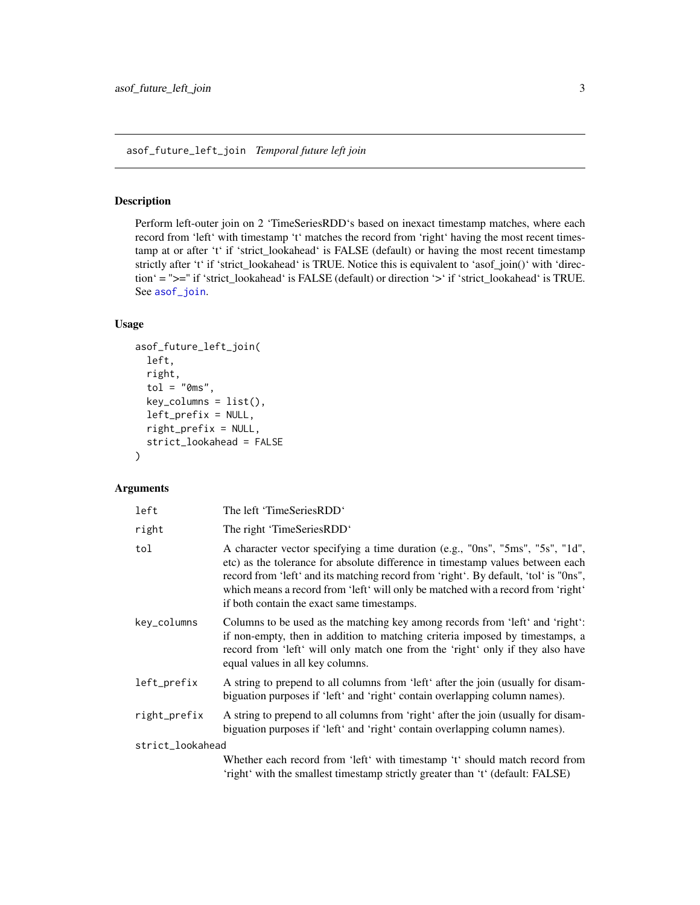## asof_future_left_join    *Temporal future left join*

### Description

Perform left-outer join on 2 'TimeSeriesRDD's based on inexact timestamp matches, where each record from 'left' with timestamp 't' matches the record from 'right' having the most recent timestamp at or after 't' if 'strict_lookahead' is FALSE (default) or having the most recent timestamp strictly after 't' if 'strict_lookahead' is TRUE. Notice this is equivalent to 'asof_join()' with 'direction' = ">=" if 'strict_lookahead' is FALSE (default) or direction '>' if 'strict_lookahead' is TRUE. See asof_join.

### Usage

```
asof_future_left_join(
  left,
  right,
  tol = "0ms",
  key_columns = list(),
  left_prefix = NULL,
  right_prefix = NULL,
  strict_lookahead = FALSE
)
```

### Arguments

| | |
|---|---|
| left | The left 'TimeSeriesRDD' |
| right | The right 'TimeSeriesRDD' |
| tol | A character vector specifying a time duration (e.g., "0ns", "5ms", "5s", "1d", etc) as the tolerance for absolute difference in timestamp values between each record from 'left' and its matching record from 'right'. By default, 'tol' is "0ns", which means a record from 'left' will only be matched with a record from 'right' if both contain the exact same timestamps. |
| key_columns | Columns to be used as the matching key among records from 'left' and 'right': if non-empty, then in addition to matching criteria imposed by timestamps, a record from 'left' will only match one from the 'right' only if they also have equal values in all key columns. |
| left_prefix | A string to prepend to all columns from 'left' after the join (usually for disambiguation purposes if 'left' and 'right' contain overlapping column names). |
| right_prefix | A string to prepend to all columns from 'right' after the join (usually for disambiguation purposes if 'left' and 'right' contain overlapping column names). |
| strict_lookahead | Whether each record from 'left' with timestamp 't' should match record from 'right' with the smallest timestamp strictly greater than 't' (default: FALSE) |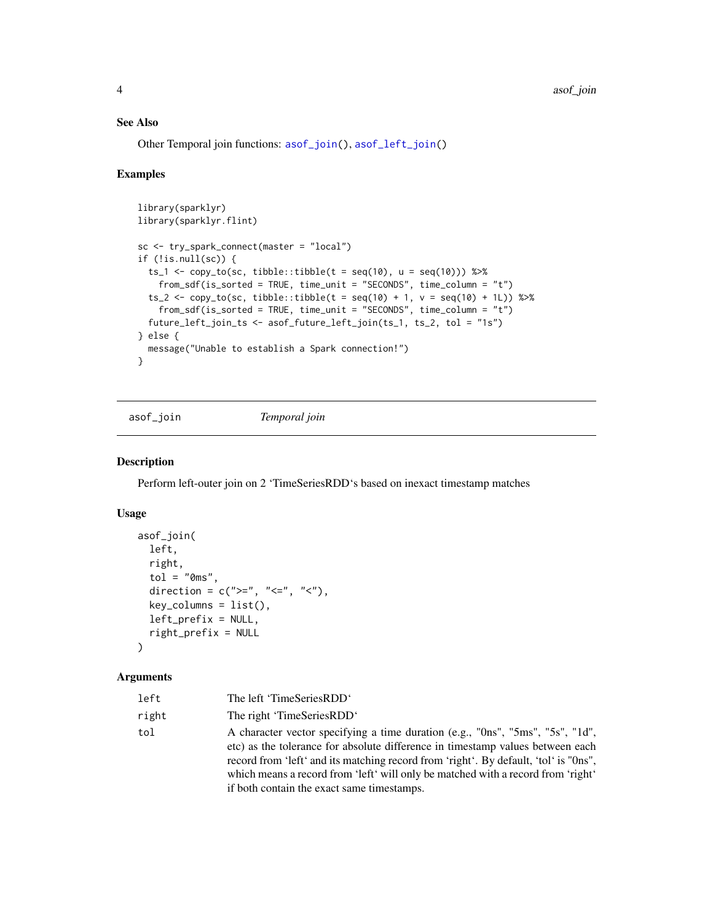### See Also

Other Temporal join functions: `asof_join()`, `asof_left_join()`

### Examples

```
library(sparklyr)
library(sparklyr.flint)

sc <- try_spark_connect(master = "local")
if (!is.null(sc)) {
  ts_1 <- copy_to(sc, tibble::tibble(t = seq(10), u = seq(10))) %>%
    from_sdf(is_sorted = TRUE, time_unit = "SECONDS", time_column = "t")
  ts_2 <- copy_to(sc, tibble::tibble(t = seq(10) + 1, v = seq(10) + 1L)) %>%
    from_sdf(is_sorted = TRUE, time_unit = "SECONDS", time_column = "t")
  future_left_join_ts <- asof_future_left_join(ts_1, ts_2, tol = "1s")
} else {
  message("Unable to establish a Spark connection!")
}
```

---

## asof_join — *Temporal join*

### Description

Perform left-outer join on 2 'TimeSeriesRDD's based on inexact timestamp matches

### Usage

```
asof_join(
  left,
  right,
  tol = "0ms",
  direction = c(">=", "<=", "<"),
  key_columns = list(),
  left_prefix = NULL,
  right_prefix = NULL
)
```

### Arguments

| | |
|---|---|
| `left` | The left 'TimeSeriesRDD' |
| `right` | The right 'TimeSeriesRDD' |
| `tol` | A character vector specifying a time duration (e.g., "0ns", "5ms", "5s", "1d", etc) as the tolerance for absolute difference in timestamp values between each record from 'left' and its matching record from 'right'. By default, 'tol' is "0ns", which means a record from 'left' will only be matched with a record from 'right' if both contain the exact same timestamps. |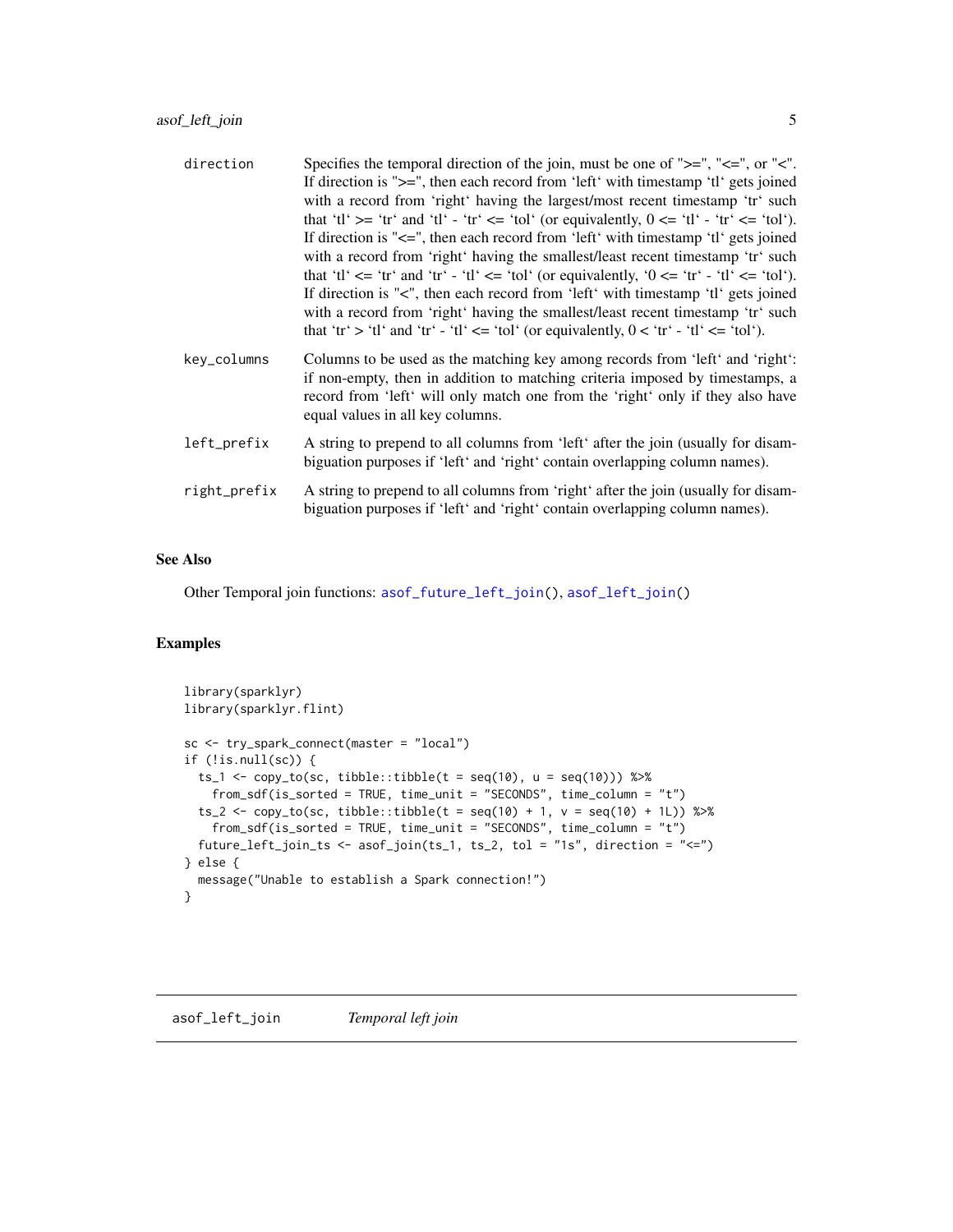| | |
|---|---|
| direction | Specifies the temporal direction of the join, must be one of ">=", "<=", or "<". If direction is ">=", then each record from 'left' with timestamp 'tl' gets joined with a record from 'right' having the largest/most recent timestamp 'tr' such that 'tl' >= 'tr' and 'tl' - 'tr' <= 'tol' (or equivalently, 0 <= 'tl' - 'tr' <= 'tol'). If direction is "<=", then each record from 'left' with timestamp 'tl' gets joined with a record from 'right' having the smallest/least recent timestamp 'tr' such that 'tl' <= 'tr' and 'tr' - 'tl' <= 'tol' (or equivalently, '0 <= 'tr' - 'tl' <= 'tol'). If direction is "<", then each record from 'left' with timestamp 'tl' gets joined with a record from 'right' having the smallest/least recent timestamp 'tr' such that 'tr' > 'tl' and 'tr' - 'tl' <= 'tol' (or equivalently, 0 < 'tr' - 'tl' <= 'tol'). |
| key_columns | Columns to be used as the matching key among records from 'left' and 'right': if non-empty, then in addition to matching criteria imposed by timestamps, a record from 'left' will only match one from the 'right' only if they also have equal values in all key columns. |
| left_prefix | A string to prepend to all columns from 'left' after the join (usually for disambiguation purposes if 'left' and 'right' contain overlapping column names). |
| right_prefix | A string to prepend to all columns from 'right' after the join (usually for disambiguation purposes if 'left' and 'right' contain overlapping column names). |

### See Also

Other Temporal join functions: asof_future_left_join(), asof_left_join()

### Examples

```
library(sparklyr)
library(sparklyr.flint)

sc <- try_spark_connect(master = "local")
if (!is.null(sc)) {
  ts_1 <- copy_to(sc, tibble::tibble(t = seq(10), u = seq(10))) %>%
    from_sdf(is_sorted = TRUE, time_unit = "SECONDS", time_column = "t")
  ts_2 <- copy_to(sc, tibble::tibble(t = seq(10) + 1, v = seq(10) + 1L)) %>%
    from_sdf(is_sorted = TRUE, time_unit = "SECONDS", time_column = "t")
  future_left_join_ts <- asof_join(ts_1, ts_2, tol = "1s", direction = "<=")
} else {
  message("Unable to establish a Spark connection!")
}
```

## asof_left_join — *Temporal left join*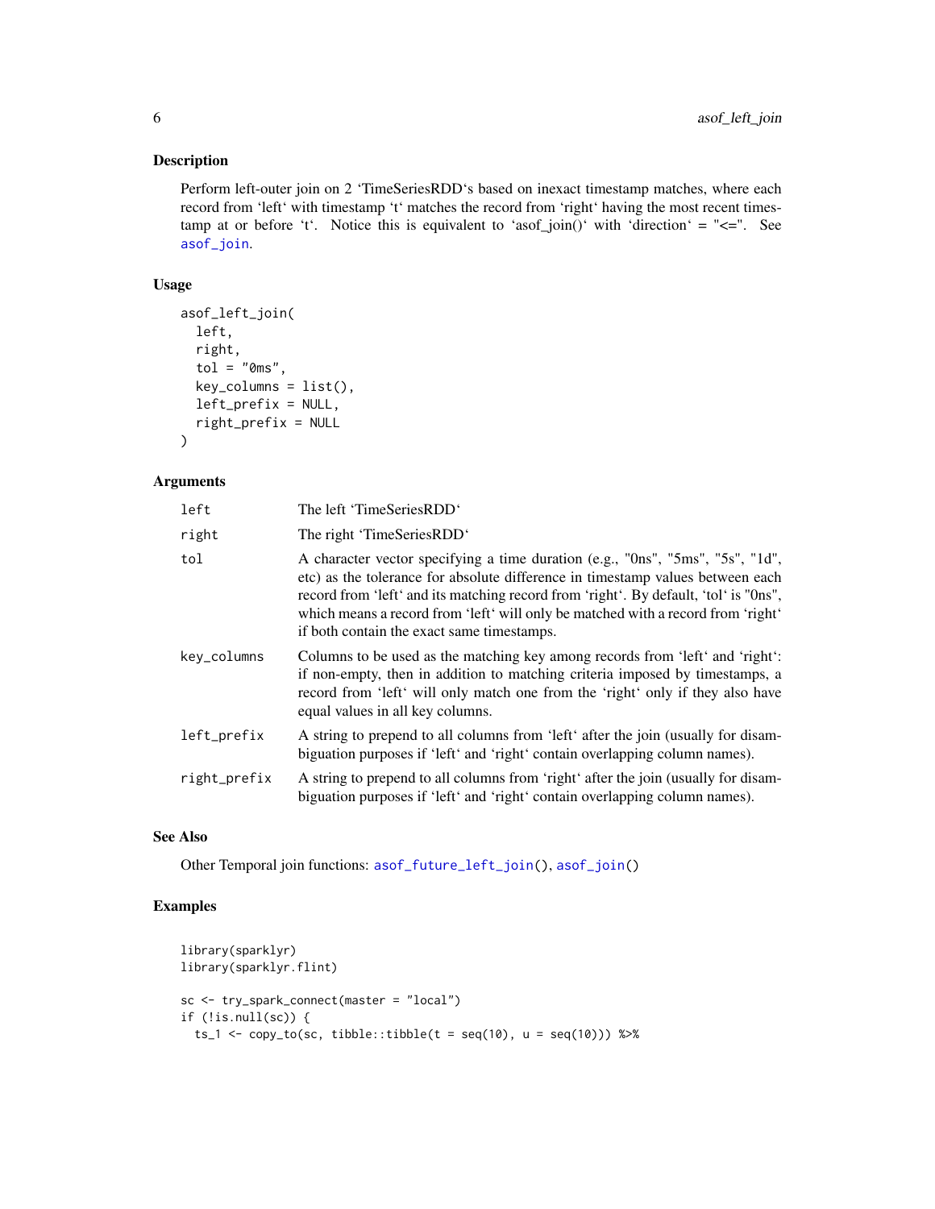## Description

Perform left-outer join on 2 'TimeSeriesRDD's based on inexact timestamp matches, where each record from 'left' with timestamp 't' matches the record from 'right' having the most recent timestamp at or before 't'. Notice this is equivalent to 'asof_join()' with 'direction' = "<=". See asof_join.

## Usage

```
asof_left_join(
  left,
  right,
  tol = "0ms",
  key_columns = list(),
  left_prefix = NULL,
  right_prefix = NULL
)
```

## Arguments

| | |
|---|---|
| left | The left 'TimeSeriesRDD' |
| right | The right 'TimeSeriesRDD' |
| tol | A character vector specifying a time duration (e.g., "0ns", "5ms", "5s", "1d", etc) as the tolerance for absolute difference in timestamp values between each record from 'left' and its matching record from 'right'. By default, 'tol' is "0ns", which means a record from 'left' will only be matched with a record from 'right' if both contain the exact same timestamps. |
| key_columns | Columns to be used as the matching key among records from 'left' and 'right': if non-empty, then in addition to matching criteria imposed by timestamps, a record from 'left' will only match one from the 'right' only if they also have equal values in all key columns. |
| left_prefix | A string to prepend to all columns from 'left' after the join (usually for disambiguation purposes if 'left' and 'right' contain overlapping column names). |
| right_prefix | A string to prepend to all columns from 'right' after the join (usually for disambiguation purposes if 'left' and 'right' contain overlapping column names). |

## See Also

Other Temporal join functions: asof_future_left_join(), asof_join()

## Examples

```
library(sparklyr)
library(sparklyr.flint)

sc <- try_spark_connect(master = "local")
if (!is.null(sc)) {
  ts_1 <- copy_to(sc, tibble::tibble(t = seq(10), u = seq(10))) %>%
```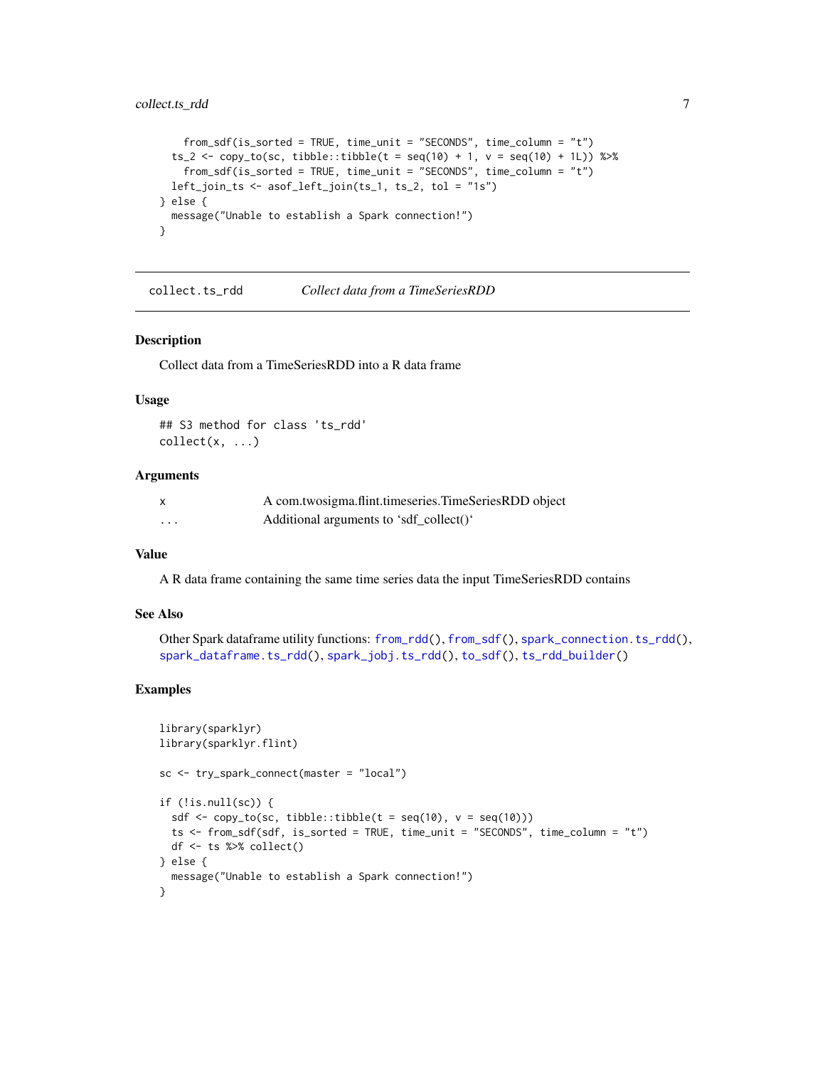```
    from_sdf(is_sorted = TRUE, time_unit = "SECONDS", time_column = "t")
  ts_2 <- copy_to(sc, tibble::tibble(t = seq(10) + 1, v = seq(10) + 1L)) %>%
    from_sdf(is_sorted = TRUE, time_unit = "SECONDS", time_column = "t")
  left_join_ts <- asof_left_join(ts_1, ts_2, tol = "1s")
} else {
  message("Unable to establish a Spark connection!")
}
```

---

`collect.ts_rdd` *Collect data from a TimeSeriesRDD*

---

### Description

Collect data from a TimeSeriesRDD into a R data frame

### Usage

```
## S3 method for class 'ts_rdd'
collect(x, ...)
```

### Arguments

| | |
|---|---|
| x | A com.twosigma.flint.timeseries.TimeSeriesRDD object |
| ... | Additional arguments to 'sdf_collect()' |

### Value

A R data frame containing the same time series data the input TimeSeriesRDD contains

### See Also

Other Spark dataframe utility functions: from_rdd(), from_sdf(), spark_connection.ts_rdd(), spark_dataframe.ts_rdd(), spark_jobj.ts_rdd(), to_sdf(), ts_rdd_builder()

### Examples

```
library(sparklyr)
library(sparklyr.flint)

sc <- try_spark_connect(master = "local")

if (!is.null(sc)) {
  sdf <- copy_to(sc, tibble::tibble(t = seq(10), v = seq(10)))
  ts <- from_sdf(sdf, is_sorted = TRUE, time_unit = "SECONDS", time_column = "t")
  df <- ts %>% collect()
} else {
  message("Unable to establish a Spark connection!")
}
```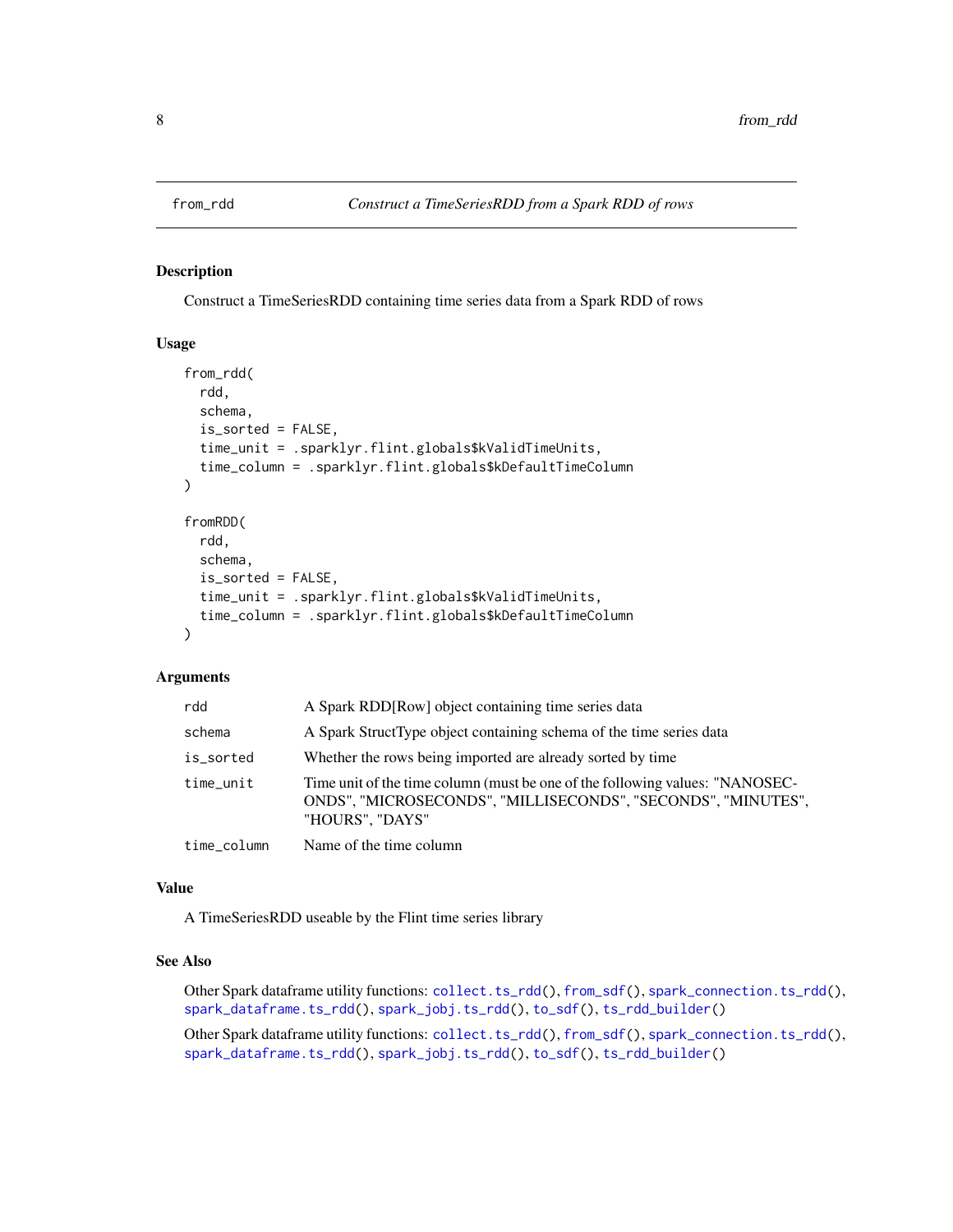## from_rdd — *Construct a TimeSeriesRDD from a Spark RDD of rows*

### Description

Construct a TimeSeriesRDD containing time series data from a Spark RDD of rows

### Usage

```
from_rdd(
  rdd,
  schema,
  is_sorted = FALSE,
  time_unit = .sparklyr.flint.globals$kValidTimeUnits,
  time_column = .sparklyr.flint.globals$kDefaultTimeColumn
)

fromRDD(
  rdd,
  schema,
  is_sorted = FALSE,
  time_unit = .sparklyr.flint.globals$kValidTimeUnits,
  time_column = .sparklyr.flint.globals$kDefaultTimeColumn
)
```

### Arguments

| | |
|---|---|
| `rdd` | A Spark RDD[Row] object containing time series data |
| `schema` | A Spark StructType object containing schema of the time series data |
| `is_sorted` | Whether the rows being imported are already sorted by time |
| `time_unit` | Time unit of the time column (must be one of the following values: "NANOSECONDS", "MICROSECONDS", "MILLISECONDS", "SECONDS", "MINUTES", "HOURS", "DAYS" |
| `time_column` | Name of the time column |

### Value

A TimeSeriesRDD useable by the Flint time series library

### See Also

Other Spark dataframe utility functions: `collect.ts_rdd()`, `from_sdf()`, `spark_connection.ts_rdd()`, `spark_dataframe.ts_rdd()`, `spark_jobj.ts_rdd()`, `to_sdf()`, `ts_rdd_builder()`

Other Spark dataframe utility functions: `collect.ts_rdd()`, `from_sdf()`, `spark_connection.ts_rdd()`, `spark_dataframe.ts_rdd()`, `spark_jobj.ts_rdd()`, `to_sdf()`, `ts_rdd_builder()`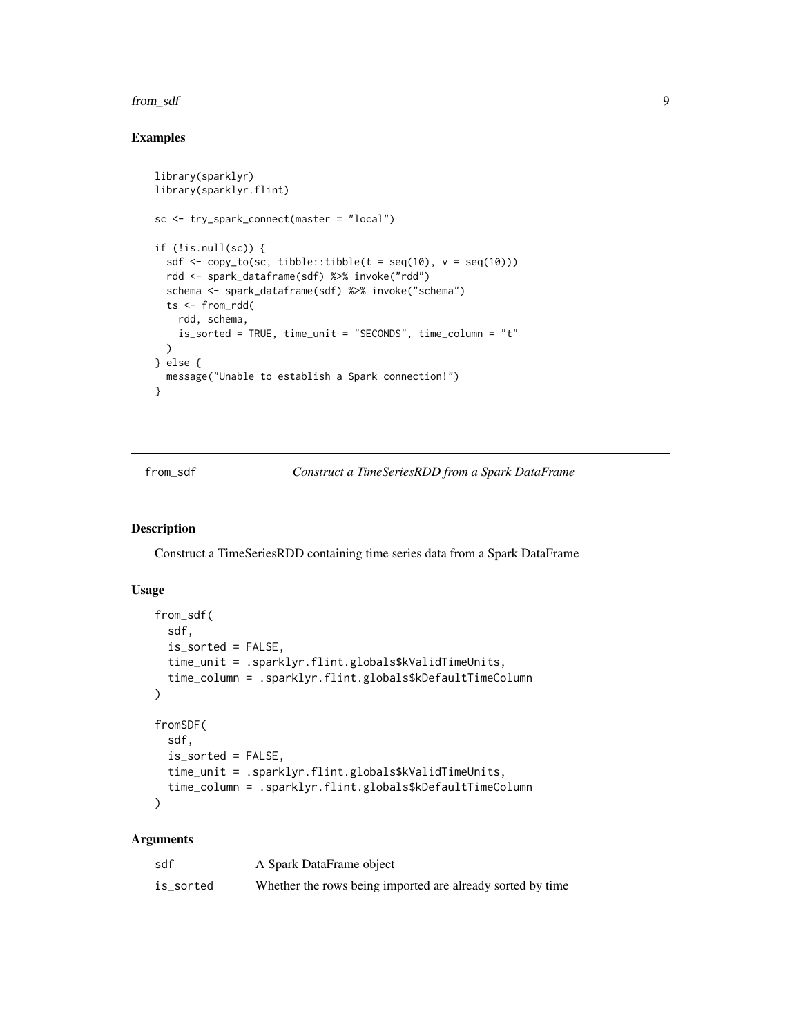## Examples

```
library(sparklyr)
library(sparklyr.flint)

sc <- try_spark_connect(master = "local")

if (!is.null(sc)) {
  sdf <- copy_to(sc, tibble::tibble(t = seq(10), v = seq(10)))
  rdd <- spark_dataframe(sdf) %>% invoke("rdd")
  schema <- spark_dataframe(sdf) %>% invoke("schema")
  ts <- from_rdd(
    rdd, schema,
    is_sorted = TRUE, time_unit = "SECONDS", time_column = "t"
  )
} else {
  message("Unable to establish a Spark connection!")
}
```

---

# from_sdf — *Construct a TimeSeriesRDD from a Spark DataFrame*

## Description

Construct a TimeSeriesRDD containing time series data from a Spark DataFrame

## Usage

```
from_sdf(
  sdf,
  is_sorted = FALSE,
  time_unit = .sparklyr.flint.globals$kValidTimeUnits,
  time_column = .sparklyr.flint.globals$kDefaultTimeColumn
)

fromSDF(
  sdf,
  is_sorted = FALSE,
  time_unit = .sparklyr.flint.globals$kValidTimeUnits,
  time_column = .sparklyr.flint.globals$kDefaultTimeColumn
)
```

## Arguments

| | |
|---|---|
| sdf | A Spark DataFrame object |
| is_sorted | Whether the rows being imported are already sorted by time |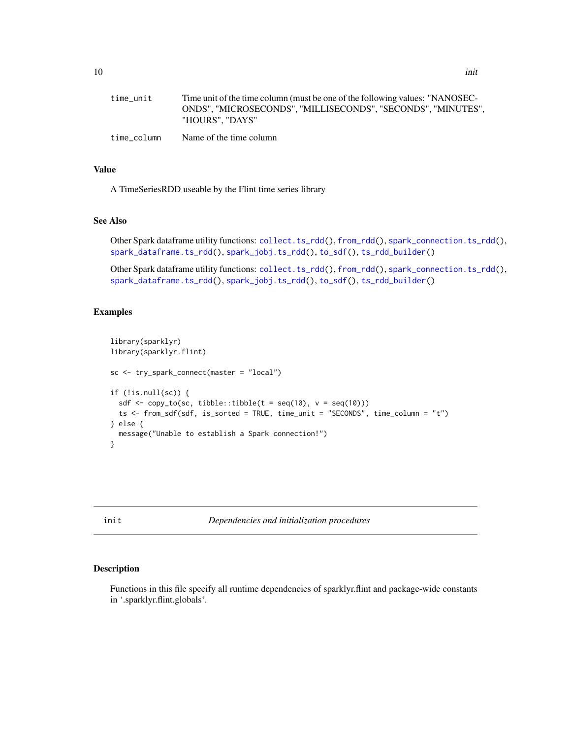| | |
|---|---|
| time_unit | Time unit of the time column (must be one of the following values: "NANOSECONDS", "MICROSECONDS", "MILLISECONDS", "SECONDS", "MINUTES", "HOURS", "DAYS" |
| time_column | Name of the time column |

### Value

A TimeSeriesRDD useable by the Flint time series library

### See Also

Other Spark dataframe utility functions: collect.ts_rdd(), from_rdd(), spark_connection.ts_rdd(), spark_dataframe.ts_rdd(), spark_jobj.ts_rdd(), to_sdf(), ts_rdd_builder()

Other Spark dataframe utility functions: collect.ts_rdd(), from_rdd(), spark_connection.ts_rdd(), spark_dataframe.ts_rdd(), spark_jobj.ts_rdd(), to_sdf(), ts_rdd_builder()

### Examples

```
library(sparklyr)
library(sparklyr.flint)

sc <- try_spark_connect(master = "local")

if (!is.null(sc)) {
  sdf <- copy_to(sc, tibble::tibble(t = seq(10), v = seq(10)))
  ts <- from_sdf(sdf, is_sorted = TRUE, time_unit = "SECONDS", time_column = "t")
} else {
  message("Unable to establish a Spark connection!")
}
```

---

## init — *Dependencies and initialization procedures*

---

### Description

Functions in this file specify all runtime dependencies of sparklyr.flint and package-wide constants in '.sparklyr.flint.globals'.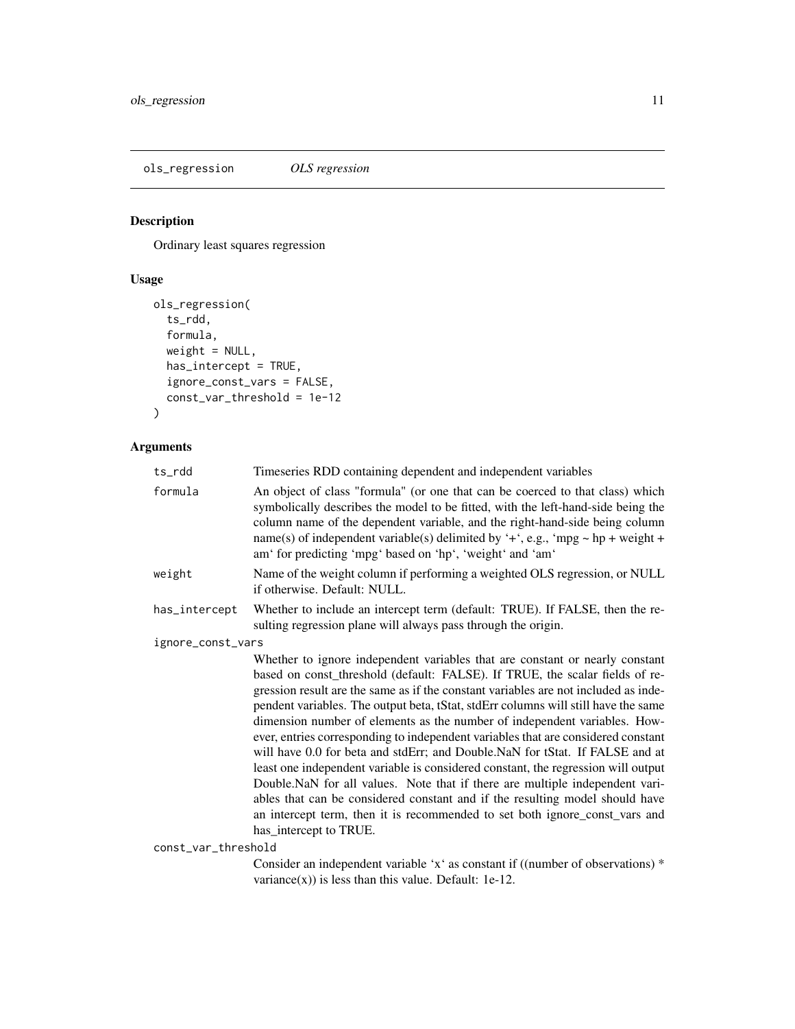## ols_regression *OLS regression*

### Description

Ordinary least squares regression

### Usage

```
ols_regression(
  ts_rdd,
  formula,
  weight = NULL,
  has_intercept = TRUE,
  ignore_const_vars = FALSE,
  const_var_threshold = 1e-12
)
```

### Arguments

| | |
|---|---|
| ts_rdd | Timeseries RDD containing dependent and independent variables |
| formula | An object of class "formula" (or one that can be coerced to that class) which symbolically describes the model to be fitted, with the left-hand-side being the column name of the dependent variable, and the right-hand-side being column name(s) of independent variable(s) delimited by '+', e.g., 'mpg ~ hp + weight + am' for predicting 'mpg' based on 'hp', 'weight' and 'am' |
| weight | Name of the weight column if performing a weighted OLS regression, or NULL if otherwise. Default: NULL. |
| has_intercept | Whether to include an intercept term (default: TRUE). If FALSE, then the resulting regression plane will always pass through the origin. |
| ignore_const_vars | Whether to ignore independent variables that are constant or nearly constant based on const_threshold (default: FALSE). If TRUE, the scalar fields of regression result are the same as if the constant variables are not included as independent variables. The output beta, tStat, stdErr columns will still have the same dimension number of elements as the number of independent variables. However, entries corresponding to independent variables that are considered constant will have 0.0 for beta and stdErr; and Double.NaN for tStat. If FALSE and at least one independent variable is considered constant, the regression will output Double.NaN for all values. Note that if there are multiple independent variables that can be considered constant and if the resulting model should have an intercept term, then it is recommended to set both ignore_const_vars and has_intercept to TRUE. |
| const_var_threshold | Consider an independent variable 'x' as constant if ((number of observations) * variance(x)) is less than this value. Default: 1e-12. |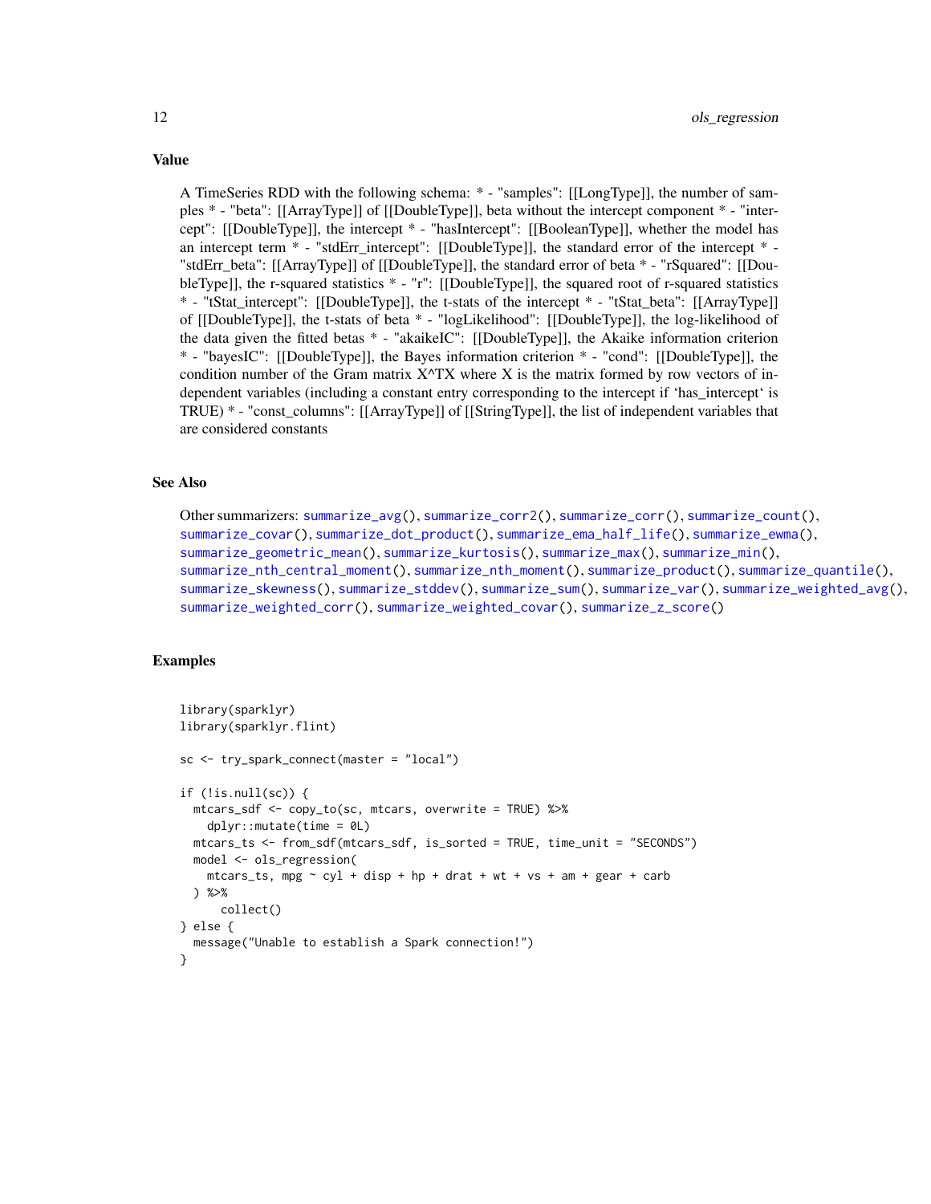## Value

A TimeSeries RDD with the following schema: * - "samples": [[LongType]], the number of samples * - "beta": [[ArrayType]] of [[DoubleType]], beta without the intercept component * - "intercept": [[DoubleType]], the intercept * - "hasIntercept": [[BooleanType]], whether the model has an intercept term * - "stdErr_intercept": [[DoubleType]], the standard error of the intercept * - "stdErr_beta": [[ArrayType]] of [[DoubleType]], the standard error of beta * - "rSquared": [[DoubleType]], the r-squared statistics * - "r": [[DoubleType]], the squared root of r-squared statistics * - "tStat_intercept": [[DoubleType]], the t-stats of the intercept * - "tStat_beta": [[ArrayType]] of [[DoubleType]], the t-stats of beta * - "logLikelihood": [[DoubleType]], the log-likelihood of the data given the fitted betas * - "akaikeIC": [[DoubleType]], the Akaike information criterion * - "bayesIC": [[DoubleType]], the Bayes information criterion * - "cond": [[DoubleType]], the condition number of the Gram matrix X^TX where X is the matrix formed by row vectors of independent variables (including a constant entry corresponding to the intercept if 'has_intercept' is TRUE) * - "const_columns": [[ArrayType]] of [[StringType]], the list of independent variables that are considered constants

## See Also

Other summarizers: summarize_avg(), summarize_corr2(), summarize_corr(), summarize_count(), summarize_covar(), summarize_dot_product(), summarize_ema_half_life(), summarize_ewma(), summarize_geometric_mean(), summarize_kurtosis(), summarize_max(), summarize_min(), summarize_nth_central_moment(), summarize_nth_moment(), summarize_product(), summarize_quantile(), summarize_skewness(), summarize_stddev(), summarize_sum(), summarize_var(), summarize_weighted_avg(), summarize_weighted_corr(), summarize_weighted_covar(), summarize_z_score()

## Examples

```
library(sparklyr)
library(sparklyr.flint)

sc <- try_spark_connect(master = "local")

if (!is.null(sc)) {
  mtcars_sdf <- copy_to(sc, mtcars, overwrite = TRUE) %>%
    dplyr::mutate(time = 0L)
  mtcars_ts <- from_sdf(mtcars_sdf, is_sorted = TRUE, time_unit = "SECONDS")
  model <- ols_regression(
    mtcars_ts, mpg ~ cyl + disp + hp + drat + wt + vs + am + gear + carb
  ) %>%
      collect()
} else {
  message("Unable to establish a Spark connection!")
}
```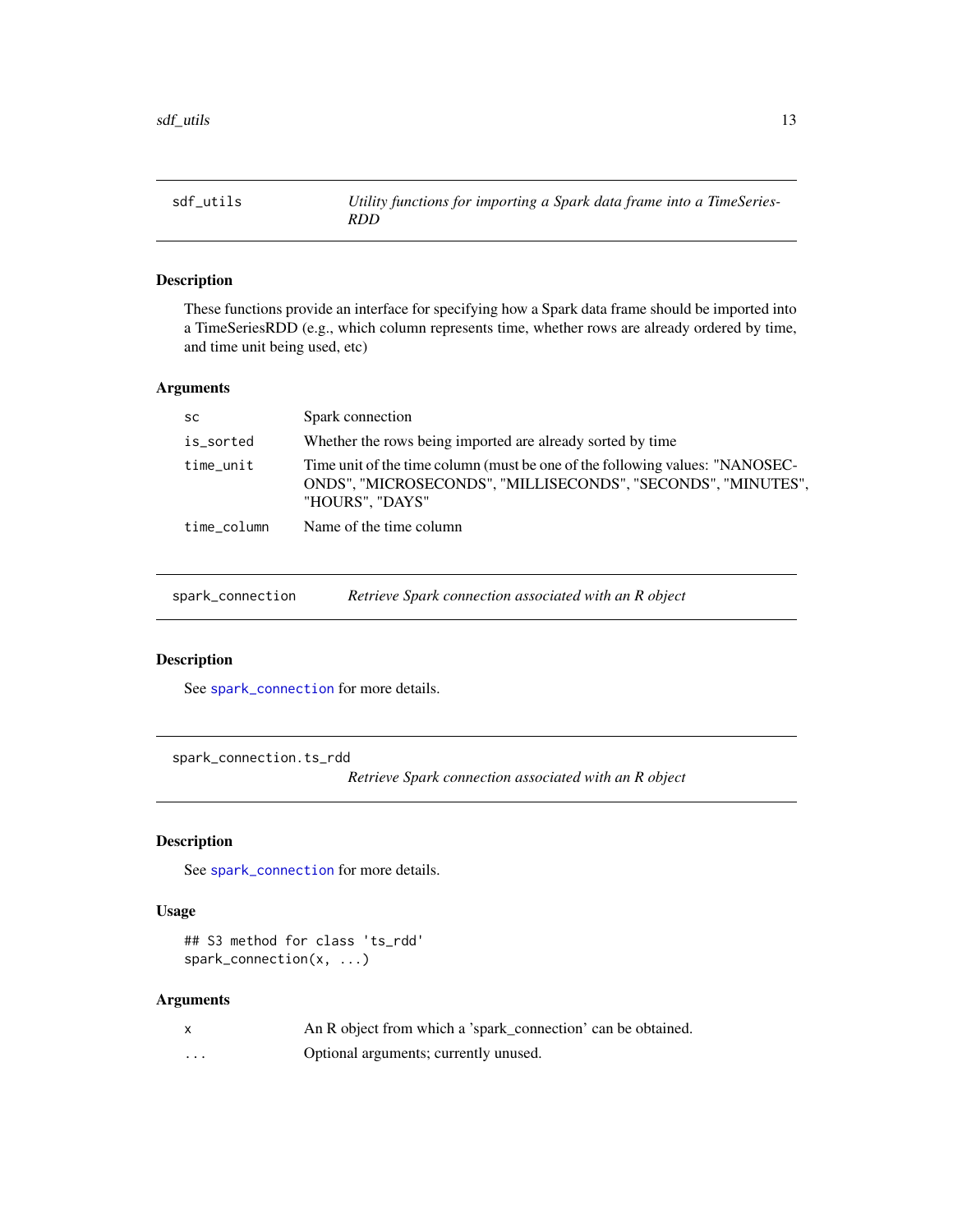## sdf_utils — *Utility functions for importing a Spark data frame into a TimeSeriesRDD*

### Description

These functions provide an interface for specifying how a Spark data frame should be imported into a TimeSeriesRDD (e.g., which column represents time, whether rows are already ordered by time, and time unit being used, etc)

### Arguments

| | |
|---|---|
| `sc` | Spark connection |
| `is_sorted` | Whether the rows being imported are already sorted by time |
| `time_unit` | Time unit of the time column (must be one of the following values: "NANOSECONDS", "MICROSECONDS", "MILLISECONDS", "SECONDS", "MINUTES", "HOURS", "DAYS" |
| `time_column` | Name of the time column |

## spark_connection — *Retrieve Spark connection associated with an R object*

### Description

See `spark_connection` for more details.

## spark_connection.ts_rdd — *Retrieve Spark connection associated with an R object*

### Description

See `spark_connection` for more details.

### Usage

```
## S3 method for class 'ts_rdd'
spark_connection(x, ...)
```

### Arguments

| | |
|---|---|
| `x` | An R object from which a 'spark_connection' can be obtained. |
| `...` | Optional arguments; currently unused. |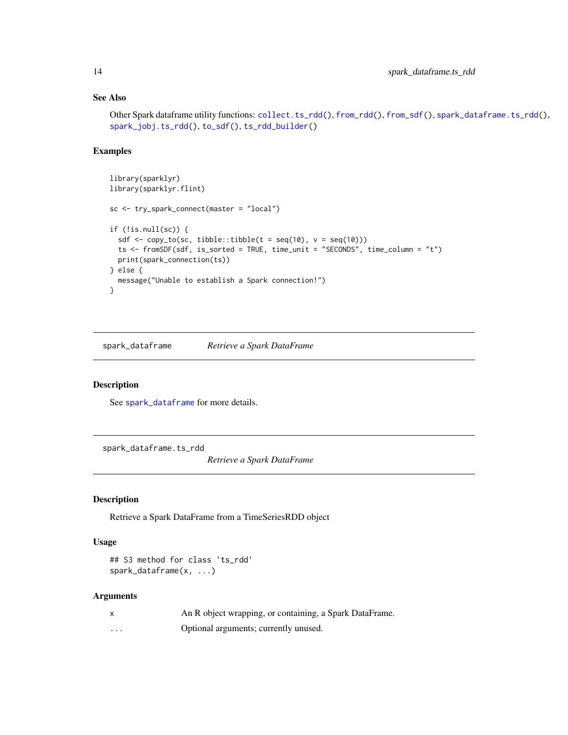### See Also

Other Spark dataframe utility functions: `collect.ts_rdd()`, `from_rdd()`, `from_sdf()`, `spark_dataframe.ts_rdd()`, `spark_jobj.ts_rdd()`, `to_sdf()`, `ts_rdd_builder()`

### Examples

```
library(sparklyr)
library(sparklyr.flint)

sc <- try_spark_connect(master = "local")

if (!is.null(sc)) {
  sdf <- copy_to(sc, tibble::tibble(t = seq(10), v = seq(10)))
  ts <- fromSDF(sdf, is_sorted = TRUE, time_unit = "SECONDS", time_column = "t")
  print(spark_connection(ts))
} else {
  message("Unable to establish a Spark connection!")
}
```

---

## spark_dataframe — *Retrieve a Spark DataFrame*

### Description

See `spark_dataframe` for more details.

---

## spark_dataframe.ts_rdd — *Retrieve a Spark DataFrame*

### Description

Retrieve a Spark DataFrame from a TimeSeriesRDD object

### Usage

```
## S3 method for class 'ts_rdd'
spark_dataframe(x, ...)
```

### Arguments

| | |
|---|---|
| x | An R object wrapping, or containing, a Spark DataFrame. |
| ... | Optional arguments; currently unused. |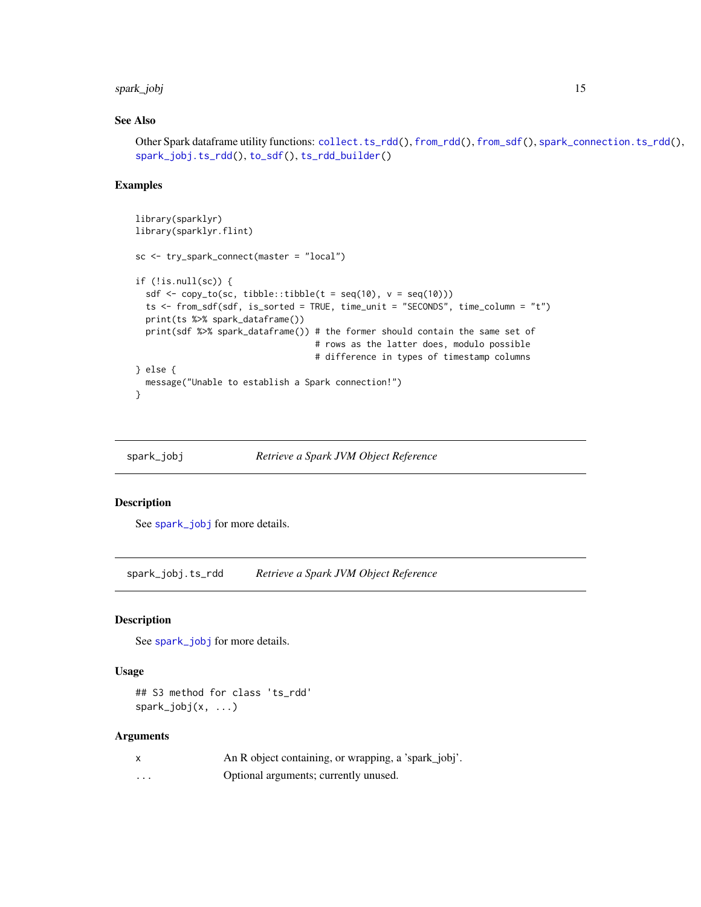### See Also

Other Spark dataframe utility functions: collect.ts_rdd(), from_rdd(), from_sdf(), spark_connection.ts_rdd(), spark_jobj.ts_rdd(), to_sdf(), ts_rdd_builder()

### Examples

```
library(sparklyr)
library(sparklyr.flint)

sc <- try_spark_connect(master = "local")

if (!is.null(sc)) {
  sdf <- copy_to(sc, tibble::tibble(t = seq(10), v = seq(10)))
  ts <- from_sdf(sdf, is_sorted = TRUE, time_unit = "SECONDS", time_column = "t")
  print(ts %>% spark_dataframe())
  print(sdf %>% spark_dataframe()) # the former should contain the same set of
                                   # rows as the latter does, modulo possible
                                   # difference in types of timestamp columns
} else {
  message("Unable to establish a Spark connection!")
}
```

---

## spark_jobj &nbsp;&nbsp;&nbsp; *Retrieve a Spark JVM Object Reference*

### Description

See spark_jobj for more details.

---

## spark_jobj.ts_rdd &nbsp;&nbsp;&nbsp; *Retrieve a Spark JVM Object Reference*

### Description

See spark_jobj for more details.

### Usage

```
## S3 method for class 'ts_rdd'
spark_jobj(x, ...)
```

### Arguments

| | |
|---|---|
| x | An R object containing, or wrapping, a 'spark_jobj'. |
| ... | Optional arguments; currently unused. |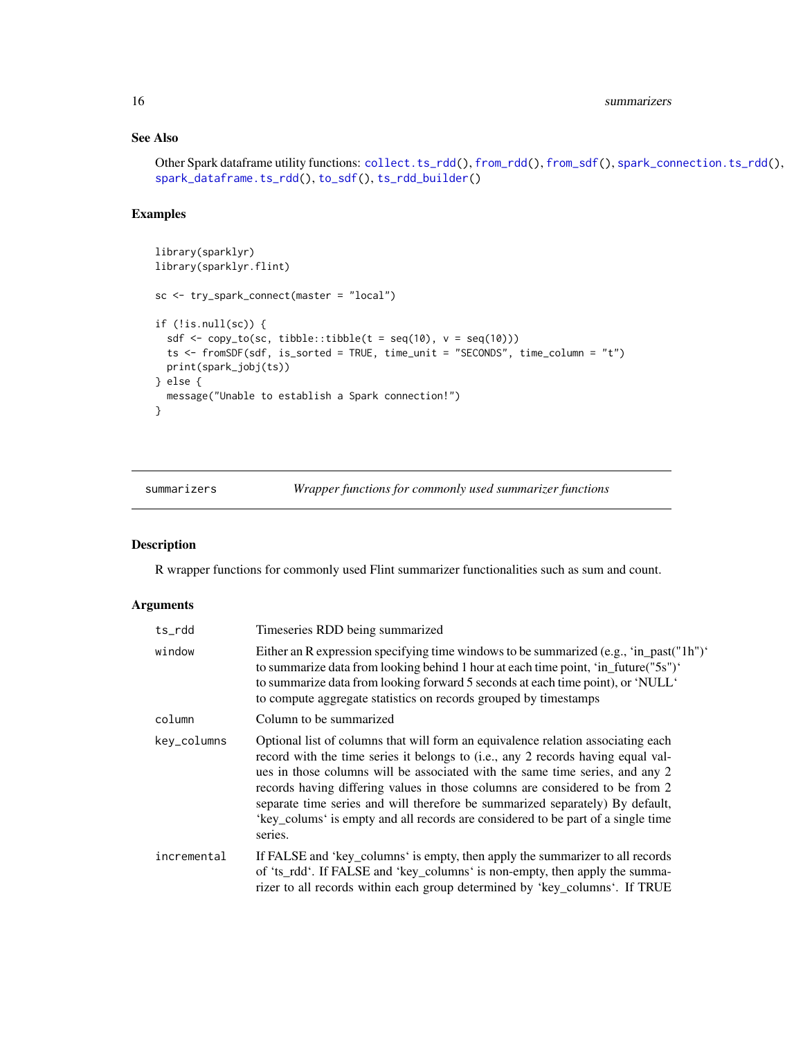### See Also

Other Spark dataframe utility functions: `collect.ts_rdd()`, `from_rdd()`, `from_sdf()`, `spark_connection.ts_rdd()`, `spark_dataframe.ts_rdd()`, `to_sdf()`, `ts_rdd_builder()`

### Examples

```
library(sparklyr)
library(sparklyr.flint)

sc <- try_spark_connect(master = "local")

if (!is.null(sc)) {
  sdf <- copy_to(sc, tibble::tibble(t = seq(10), v = seq(10)))
  ts <- fromSDF(sdf, is_sorted = TRUE, time_unit = "SECONDS", time_column = "t")
  print(spark_jobj(ts))
} else {
  message("Unable to establish a Spark connection!")
}
```

---

## summarizers — *Wrapper functions for commonly used summarizer functions*

### Description

R wrapper functions for commonly used Flint summarizer functionalities such as sum and count.

### Arguments

| | |
|---|---|
| ts_rdd | Timeseries RDD being summarized |
| window | Either an R expression specifying time windows to be summarized (e.g., 'in_past("1h")' to summarize data from looking behind 1 hour at each time point, 'in_future("5s")' to summarize data from looking forward 5 seconds at each time point), or 'NULL' to compute aggregate statistics on records grouped by timestamps |
| column | Column to be summarized |
| key_columns | Optional list of columns that will form an equivalence relation associating each record with the time series it belongs to (i.e., any 2 records having equal values in those columns will be associated with the same time series, and any 2 records having differing values in those columns are considered to be from 2 separate time series and will therefore be summarized separately) By default, 'key_colums' is empty and all records are considered to be part of a single time series. |
| incremental | If FALSE and 'key_columns' is empty, then apply the summarizer to all records of 'ts_rdd'. If FALSE and 'key_columns' is non-empty, then apply the summarizer to all records within each group determined by 'key_columns'. If TRUE |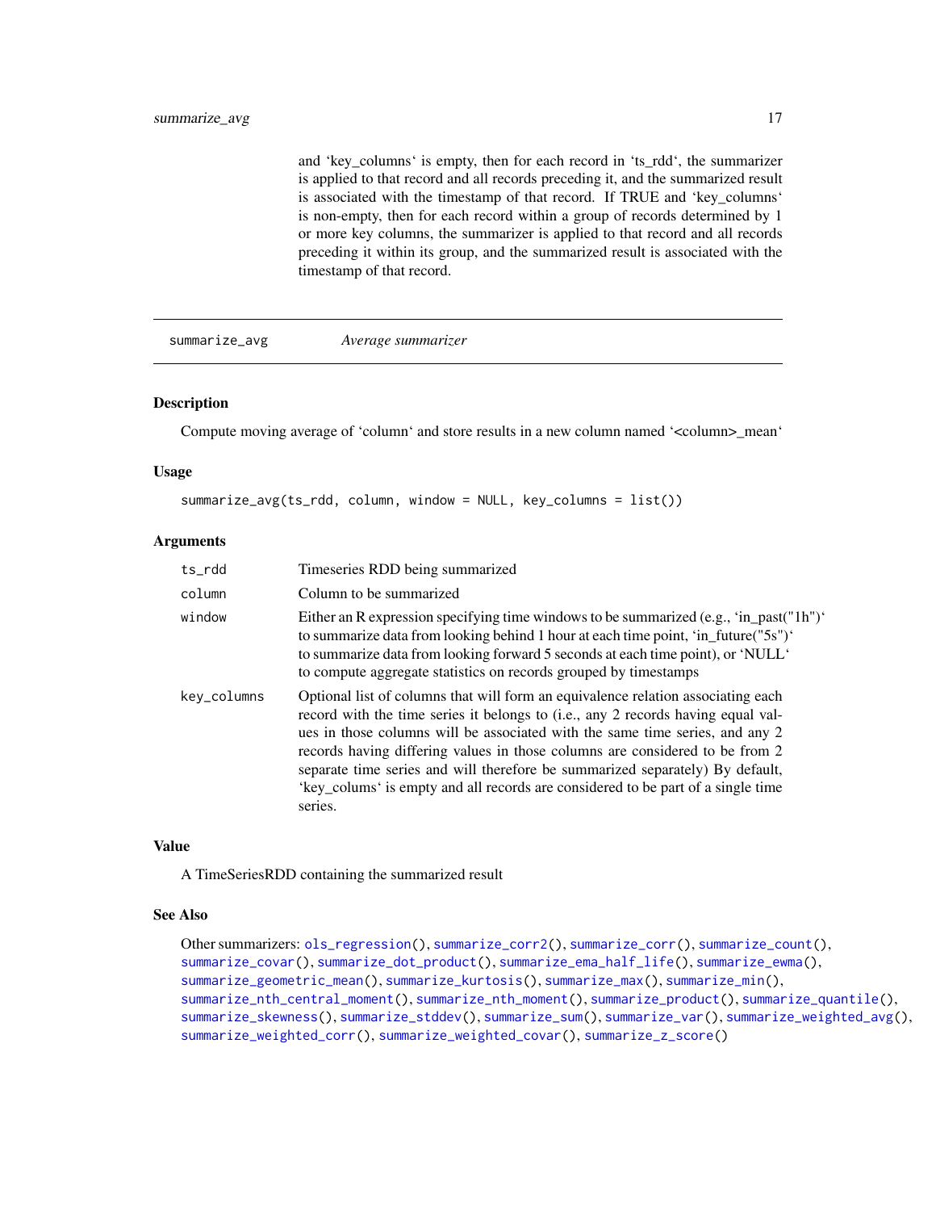and ‘key_columns‘ is empty, then for each record in ‘ts_rdd‘, the summarizer is applied to that record and all records preceding it, and the summarized result is associated with the timestamp of that record. If TRUE and ‘key_columns‘ is non-empty, then for each record within a group of records determined by 1 or more key columns, the summarizer is applied to that record and all records preceding it within its group, and the summarized result is associated with the timestamp of that record.

---

## summarize_avg — *Average summarizer*

### Description

Compute moving average of ‘column‘ and store results in a new column named ‘<column>_mean‘

### Usage

```
summarize_avg(ts_rdd, column, window = NULL, key_columns = list())
```

### Arguments

| | |
|---|---|
| ts_rdd | Timeseries RDD being summarized |
| column | Column to be summarized |
| window | Either an R expression specifying time windows to be summarized (e.g., ‘in_past("1h")‘ to summarize data from looking behind 1 hour at each time point, ‘in_future("5s")‘ to summarize data from looking forward 5 seconds at each time point), or ‘NULL‘ to compute aggregate statistics on records grouped by timestamps |
| key_columns | Optional list of columns that will form an equivalence relation associating each record with the time series it belongs to (i.e., any 2 records having equal values in those columns will be associated with the same time series, and any 2 records having differing values in those columns are considered to be from 2 separate time series and will therefore be summarized separately) By default, ‘key_colums‘ is empty and all records are considered to be part of a single time series. |

### Value

A TimeSeriesRDD containing the summarized result

### See Also

Other summarizers: ols_regression(), summarize_corr2(), summarize_corr(), summarize_count(), summarize_covar(), summarize_dot_product(), summarize_ema_half_life(), summarize_ewma(), summarize_geometric_mean(), summarize_kurtosis(), summarize_max(), summarize_min(), summarize_nth_central_moment(), summarize_nth_moment(), summarize_product(), summarize_quantile(), summarize_skewness(), summarize_stddev(), summarize_sum(), summarize_var(), summarize_weighted_avg(), summarize_weighted_corr(), summarize_weighted_covar(), summarize_z_score()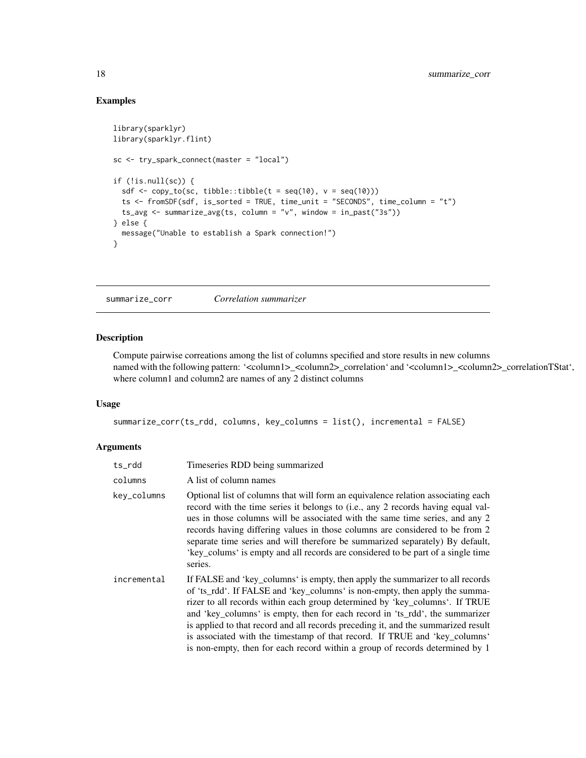## Examples

```
library(sparklyr)
library(sparklyr.flint)

sc <- try_spark_connect(master = "local")

if (!is.null(sc)) {
  sdf <- copy_to(sc, tibble::tibble(t = seq(10), v = seq(10)))
  ts <- fromSDF(sdf, is_sorted = TRUE, time_unit = "SECONDS", time_column = "t")
  ts_avg <- summarize_avg(ts, column = "v", window = in_past("3s"))
} else {
  message("Unable to establish a Spark connection!")
}
```

---

## summarize_corr — *Correlation summarizer*

### Description

Compute pairwise correations among the list of columns specified and store results in new columns named with the following pattern: '<column1>_<column2>_correlation' and '<column1>_<column2>_correlationTStat', where column1 and column2 are names of any 2 distinct columns

### Usage

```
summarize_corr(ts_rdd, columns, key_columns = list(), incremental = FALSE)
```

### Arguments

| Argument | Description |
| --- | --- |
| ts_rdd | Timeseries RDD being summarized |
| columns | A list of column names |
| key_columns | Optional list of columns that will form an equivalence relation associating each record with the time series it belongs to (i.e., any 2 records having equal values in those columns will be associated with the same time series, and any 2 records having differing values in those columns are considered to be from 2 separate time series and will therefore be summarized separately) By default, 'key_colums' is empty and all records are considered to be part of a single time series. |
| incremental | If FALSE and 'key_columns' is empty, then apply the summarizer to all records of 'ts_rdd'. If FALSE and 'key_columns' is non-empty, then apply the summarizer to all records within each group determined by 'key_columns'. If TRUE and 'key_columns' is empty, then for each record in 'ts_rdd', the summarizer is applied to that record and all records preceding it, and the summarized result is associated with the timestamp of that record. If TRUE and 'key_columns' is non-empty, then for each record within a group of records determined by 1 |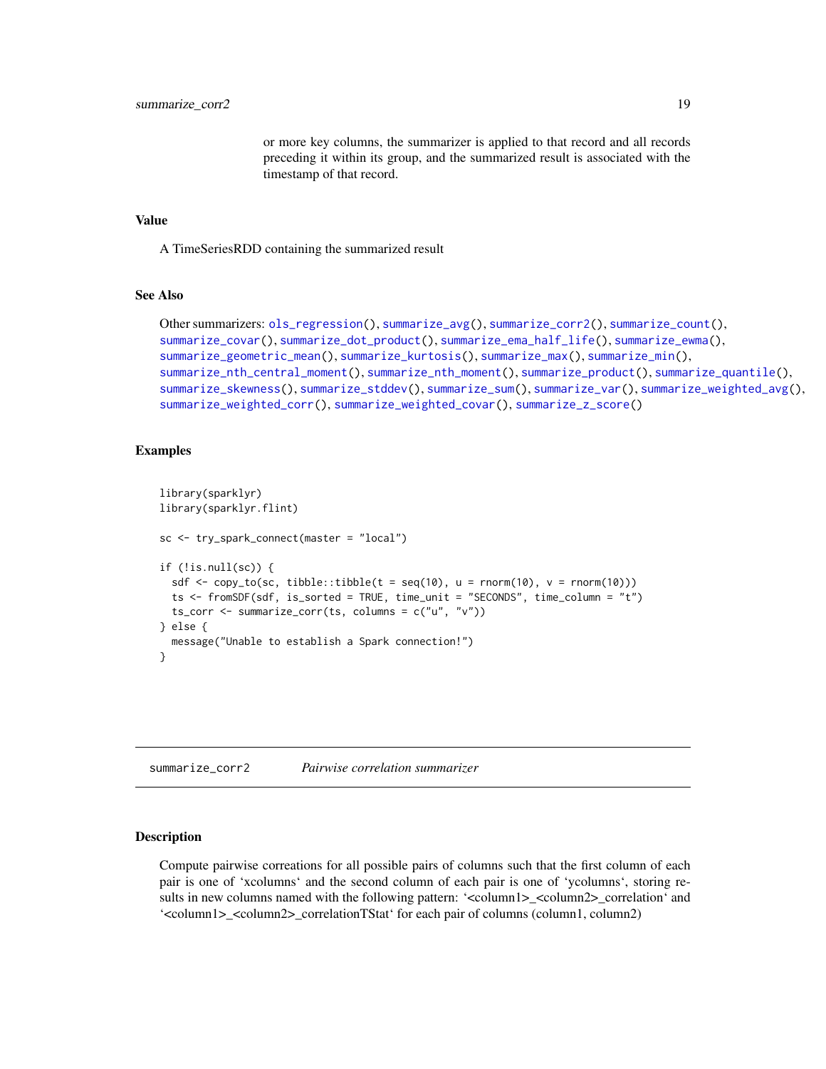or more key columns, the summarizer is applied to that record and all records preceding it within its group, and the summarized result is associated with the timestamp of that record.

### Value

A TimeSeriesRDD containing the summarized result

### See Also

Other summarizers: ols_regression(), summarize_avg(), summarize_corr2(), summarize_count(), summarize_covar(), summarize_dot_product(), summarize_ema_half_life(), summarize_ewma(), summarize_geometric_mean(), summarize_kurtosis(), summarize_max(), summarize_min(), summarize_nth_central_moment(), summarize_nth_moment(), summarize_product(), summarize_quantile(), summarize_skewness(), summarize_stddev(), summarize_sum(), summarize_var(), summarize_weighted_avg(), summarize_weighted_corr(), summarize_weighted_covar(), summarize_z_score()

### Examples

```
library(sparklyr)
library(sparklyr.flint)

sc <- try_spark_connect(master = "local")

if (!is.null(sc)) {
  sdf <- copy_to(sc, tibble::tibble(t = seq(10), u = rnorm(10), v = rnorm(10)))
  ts <- fromSDF(sdf, is_sorted = TRUE, time_unit = "SECONDS", time_column = "t")
  ts_corr <- summarize_corr(ts, columns = c("u", "v"))
} else {
  message("Unable to establish a Spark connection!")
}
```

---

## summarize_corr2 *Pairwise correlation summarizer*

### Description

Compute pairwise correations for all possible pairs of columns such that the first column of each pair is one of 'xcolumns' and the second column of each pair is one of 'ycolumns', storing results in new columns named with the following pattern: '<column1>_<column2>_correlation' and '<column1>_<column2>_correlationTStat' for each pair of columns (column1, column2)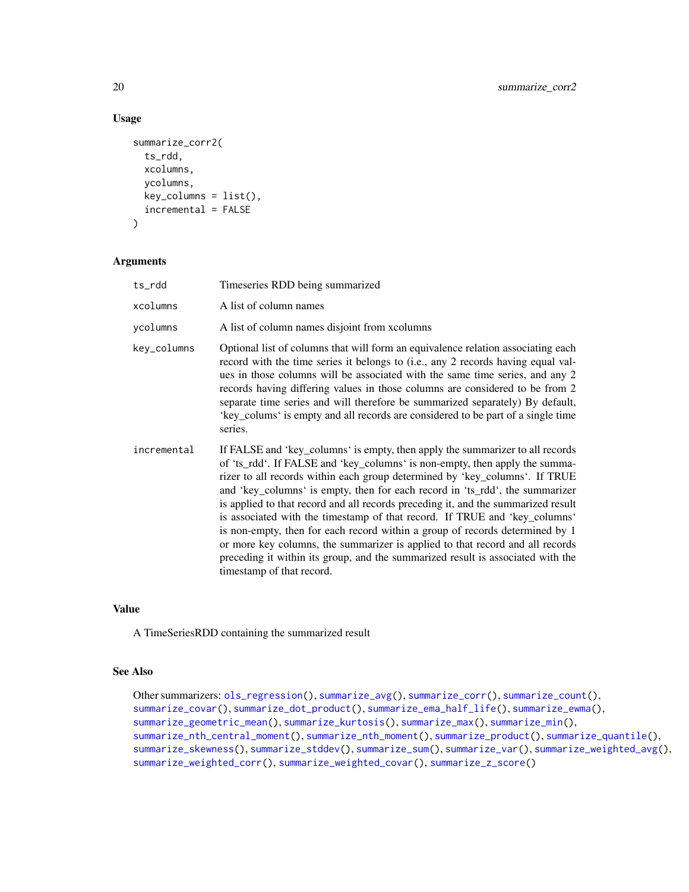### Usage

```
summarize_corr2(
  ts_rdd,
  xcolumns,
  ycolumns,
  key_columns = list(),
  incremental = FALSE
)
```

### Arguments

| | |
|---|---|
| ts_rdd | Timeseries RDD being summarized |
| xcolumns | A list of column names |
| ycolumns | A list of column names disjoint from xcolumns |
| key_columns | Optional list of columns that will form an equivalence relation associating each record with the time series it belongs to (i.e., any 2 records having equal values in those columns will be associated with the same time series, and any 2 records having differing values in those columns are considered to be from 2 separate time series and will therefore be summarized separately) By default, 'key_colums' is empty and all records are considered to be part of a single time series. |
| incremental | If FALSE and 'key_columns' is empty, then apply the summarizer to all records of 'ts_rdd'. If FALSE and 'key_columns' is non-empty, then apply the summarizer to all records within each group determined by 'key_columns'. If TRUE and 'key_columns' is empty, then for each record in 'ts_rdd', the summarizer is applied to that record and all records preceding it, and the summarized result is associated with the timestamp of that record. If TRUE and 'key_columns' is non-empty, then for each record within a group of records determined by 1 or more key columns, the summarizer is applied to that record and all records preceding it within its group, and the summarized result is associated with the timestamp of that record. |

### Value

A TimeSeriesRDD containing the summarized result

### See Also

Other summarizers: ols_regression(), summarize_avg(), summarize_corr(), summarize_count(), summarize_covar(), summarize_dot_product(), summarize_ema_half_life(), summarize_ewma(), summarize_geometric_mean(), summarize_kurtosis(), summarize_max(), summarize_min(), summarize_nth_central_moment(), summarize_nth_moment(), summarize_product(), summarize_quantile(), summarize_skewness(), summarize_stddev(), summarize_sum(), summarize_var(), summarize_weighted_avg(), summarize_weighted_corr(), summarize_weighted_covar(), summarize_z_score()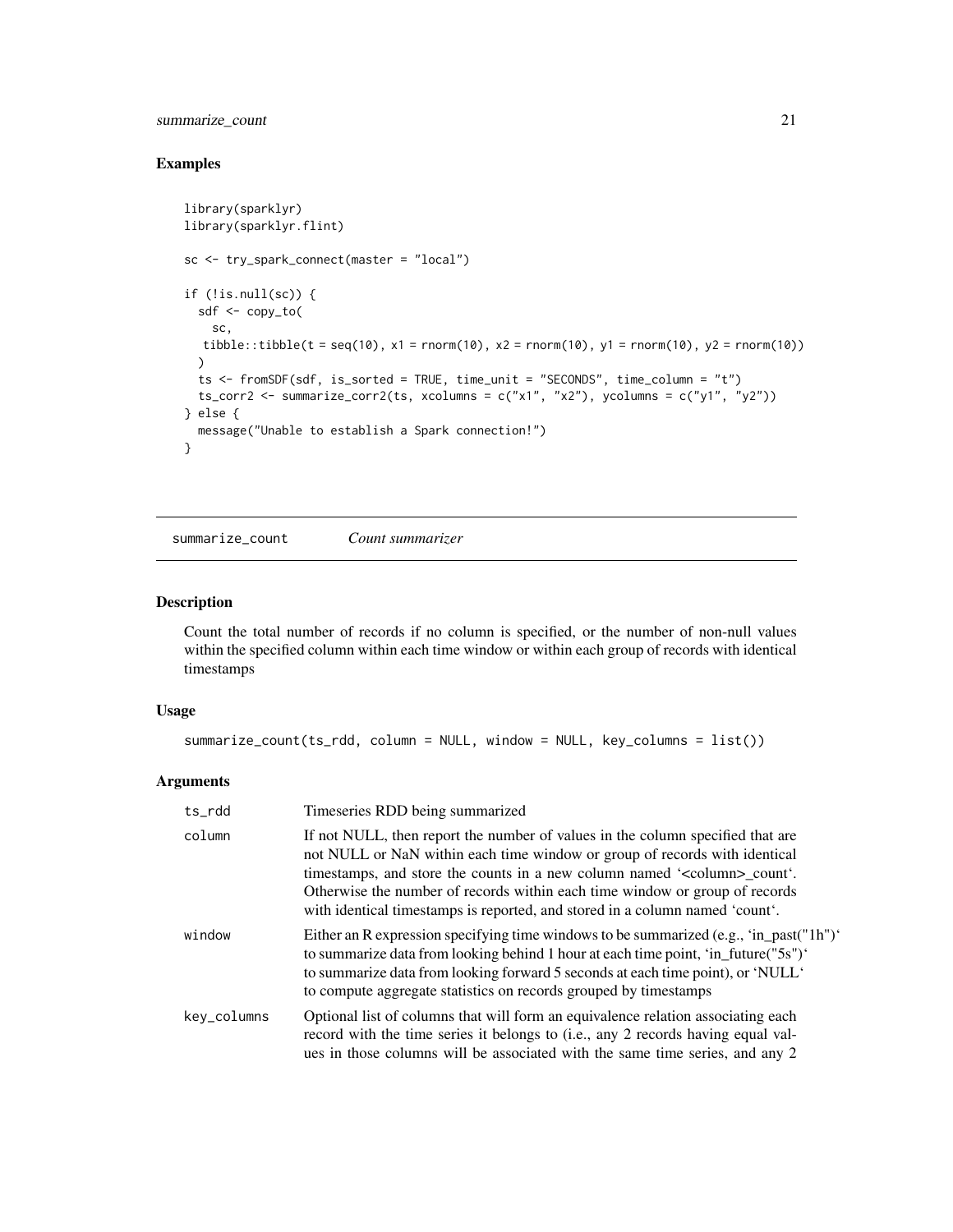### Examples

```
library(sparklyr)
library(sparklyr.flint)

sc <- try_spark_connect(master = "local")

if (!is.null(sc)) {
  sdf <- copy_to(
    sc,
   tibble::tibble(t = seq(10), x1 = rnorm(10), x2 = rnorm(10), y1 = rnorm(10), y2 = rnorm(10))
  )
  ts <- fromSDF(sdf, is_sorted = TRUE, time_unit = "SECONDS", time_column = "t")
  ts_corr2 <- summarize_corr2(ts, xcolumns = c("x1", "x2"), ycolumns = c("y1", "y2"))
} else {
  message("Unable to establish a Spark connection!")
}
```

## summarize_count    *Count summarizer*

### Description

Count the total number of records if no column is specified, or the number of non-null values within the specified column within each time window or within each group of records with identical timestamps

### Usage

```
summarize_count(ts_rdd, column = NULL, window = NULL, key_columns = list())
```

### Arguments

| | |
|---|---|
| ts_rdd | Timeseries RDD being summarized |
| column | If not NULL, then report the number of values in the column specified that are not NULL or NaN within each time window or group of records with identical timestamps, and store the counts in a new column named '<column>_count'. Otherwise the number of records within each time window or group of records with identical timestamps is reported, and stored in a column named 'count'. |
| window | Either an R expression specifying time windows to be summarized (e.g., 'in_past("1h")' to summarize data from looking behind 1 hour at each time point, 'in_future("5s")' to summarize data from looking forward 5 seconds at each time point), or 'NULL' to compute aggregate statistics on records grouped by timestamps |
| key_columns | Optional list of columns that will form an equivalence relation associating each record with the time series it belongs to (i.e., any 2 records having equal values in those columns will be associated with the same time series, and any 2 |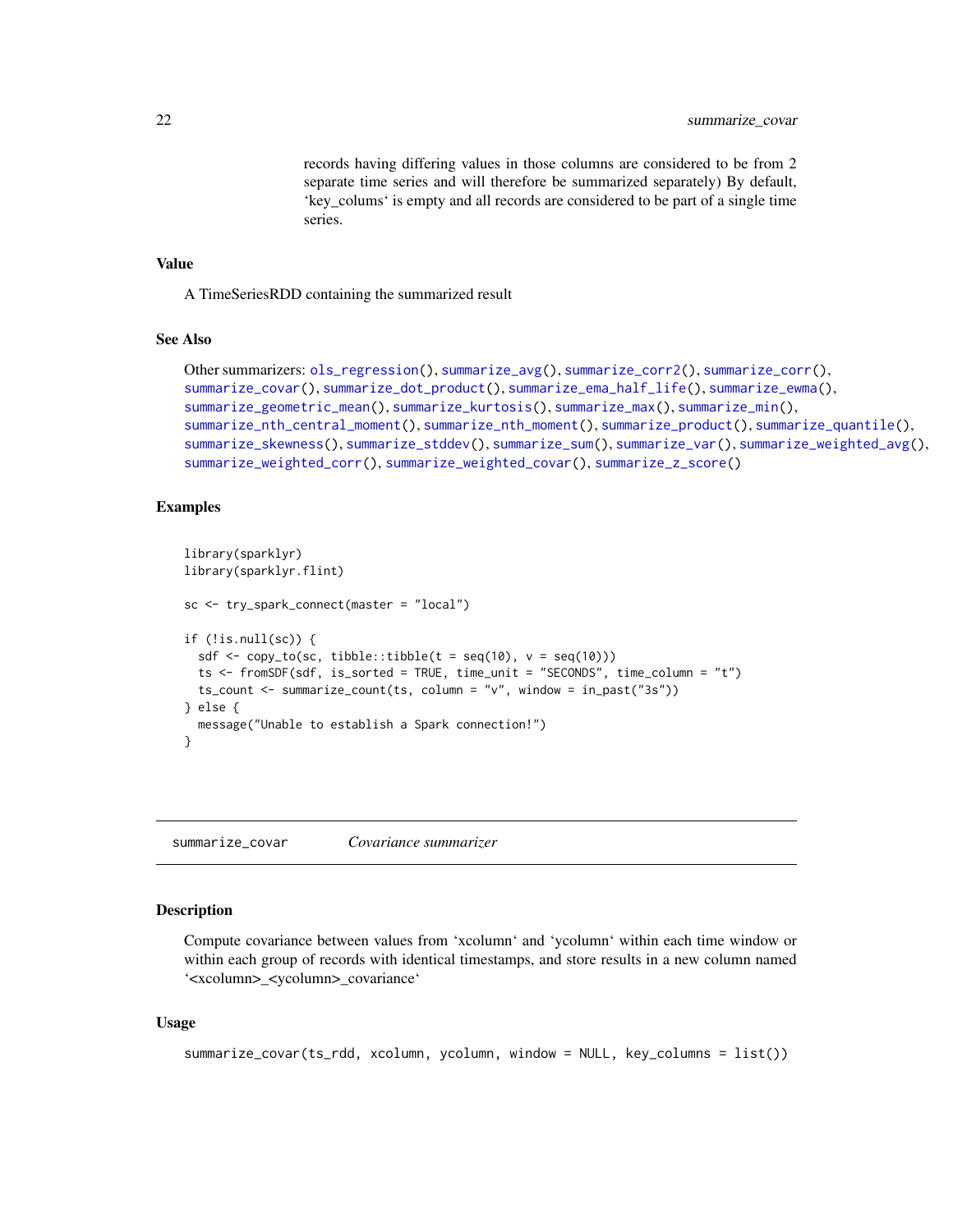records having differing values in those columns are considered to be from 2 separate time series and will therefore be summarized separately) By default, 'key_colums' is empty and all records are considered to be part of a single time series.

### Value

A TimeSeriesRDD containing the summarized result

### See Also

Other summarizers: ols_regression(), summarize_avg(), summarize_corr2(), summarize_corr(), summarize_covar(), summarize_dot_product(), summarize_ema_half_life(), summarize_ewma(), summarize_geometric_mean(), summarize_kurtosis(), summarize_max(), summarize_min(), summarize_nth_central_moment(), summarize_nth_moment(), summarize_product(), summarize_quantile(), summarize_skewness(), summarize_stddev(), summarize_sum(), summarize_var(), summarize_weighted_avg(), summarize_weighted_corr(), summarize_weighted_covar(), summarize_z_score()

### Examples

```
library(sparklyr)
library(sparklyr.flint)

sc <- try_spark_connect(master = "local")

if (!is.null(sc)) {
  sdf <- copy_to(sc, tibble::tibble(t = seq(10), v = seq(10)))
  ts <- fromSDF(sdf, is_sorted = TRUE, time_unit = "SECONDS", time_column = "t")
  ts_count <- summarize_count(ts, column = "v", window = in_past("3s"))
} else {
  message("Unable to establish a Spark connection!")
}
```

---

## summarize_covar *Covariance summarizer*

### Description

Compute covariance between values from 'xcolumn' and 'ycolumn' within each time window or within each group of records with identical timestamps, and store results in a new column named '<xcolumn>_<ycolumn>_covariance'

### Usage

```
summarize_covar(ts_rdd, xcolumn, ycolumn, window = NULL, key_columns = list())
```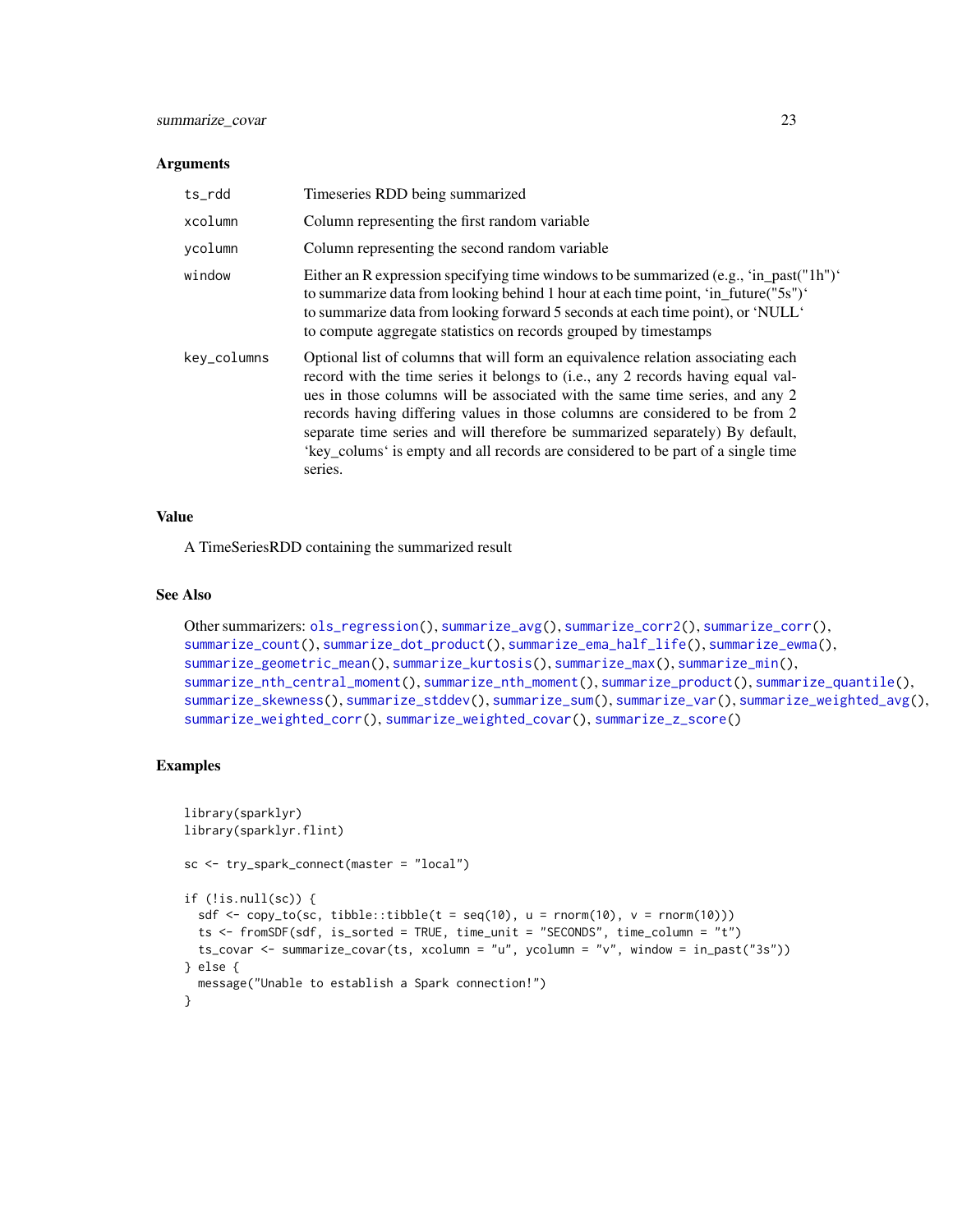### Arguments

| | |
|---|---|
| ts_rdd | Timeseries RDD being summarized |
| xcolumn | Column representing the first random variable |
| ycolumn | Column representing the second random variable |
| window | Either an R expression specifying time windows to be summarized (e.g., 'in_past("1h")' to summarize data from looking behind 1 hour at each time point, 'in_future("5s")' to summarize data from looking forward 5 seconds at each time point), or 'NULL' to compute aggregate statistics on records grouped by timestamps |
| key_columns | Optional list of columns that will form an equivalence relation associating each record with the time series it belongs to (i.e., any 2 records having equal values in those columns will be associated with the same time series, and any 2 records having differing values in those columns are considered to be from 2 separate time series and will therefore be summarized separately) By default, 'key_colums' is empty and all records are considered to be part of a single time series. |

### Value

A TimeSeriesRDD containing the summarized result

### See Also

Other summarizers: ols_regression(), summarize_avg(), summarize_corr2(), summarize_corr(), summarize_count(), summarize_dot_product(), summarize_ema_half_life(), summarize_ewma(), summarize_geometric_mean(), summarize_kurtosis(), summarize_max(), summarize_min(), summarize_nth_central_moment(), summarize_nth_moment(), summarize_product(), summarize_quantile(), summarize_skewness(), summarize_stddev(), summarize_sum(), summarize_var(), summarize_weighted_avg(), summarize_weighted_corr(), summarize_weighted_covar(), summarize_z_score()

### Examples

```
library(sparklyr)
library(sparklyr.flint)

sc <- try_spark_connect(master = "local")

if (!is.null(sc)) {
  sdf <- copy_to(sc, tibble::tibble(t = seq(10), u = rnorm(10), v = rnorm(10)))
  ts <- fromSDF(sdf, is_sorted = TRUE, time_unit = "SECONDS", time_column = "t")
  ts_covar <- summarize_covar(ts, xcolumn = "u", ycolumn = "v", window = in_past("3s"))
} else {
  message("Unable to establish a Spark connection!")
}
```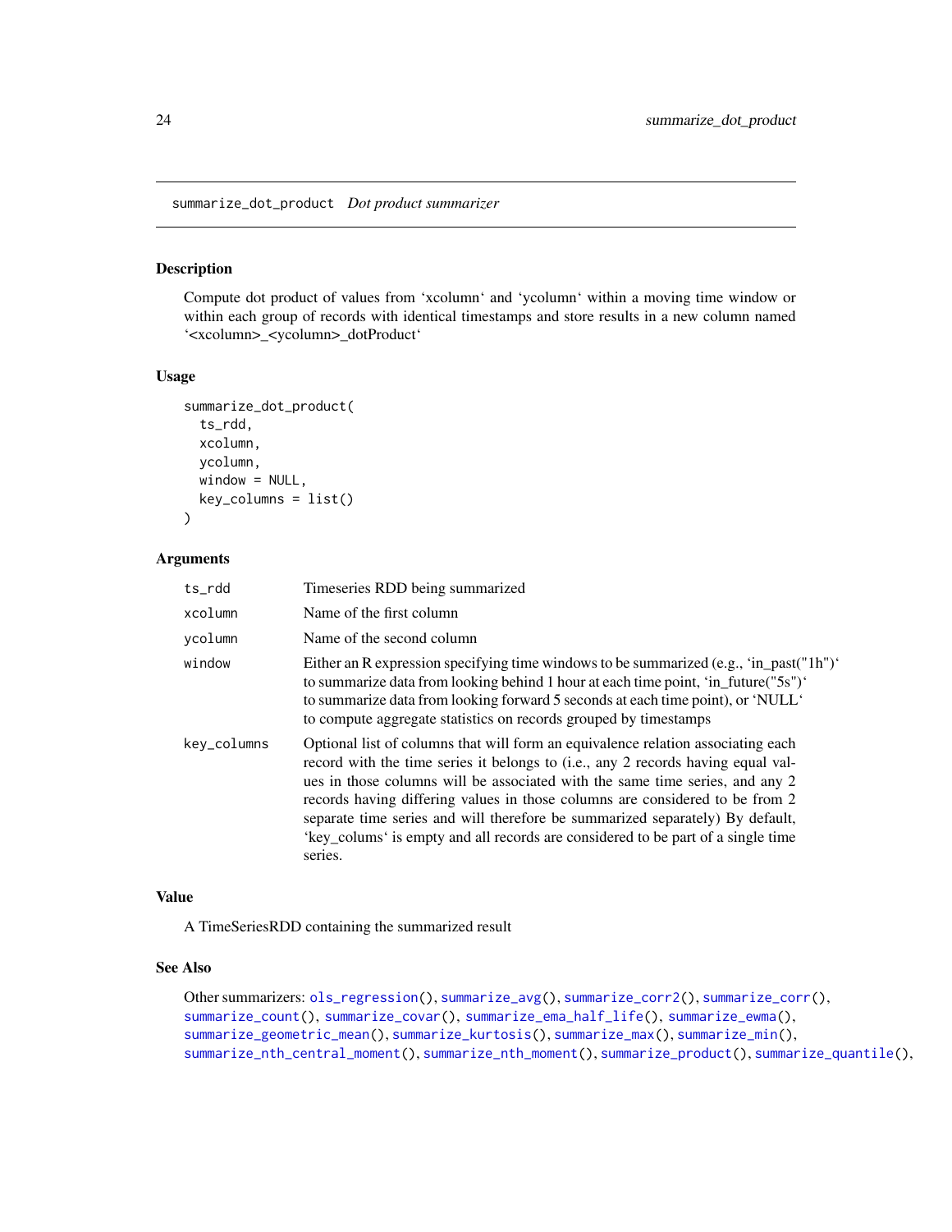## summarize_dot_product *Dot product summarizer*

### Description

Compute dot product of values from 'xcolumn' and 'ycolumn' within a moving time window or within each group of records with identical timestamps and store results in a new column named '<xcolumn>_<ycolumn>_dotProduct'

### Usage

```
summarize_dot_product(
  ts_rdd,
  xcolumn,
  ycolumn,
  window = NULL,
  key_columns = list()
)
```

### Arguments

| | |
|---|---|
| ts_rdd | Timeseries RDD being summarized |
| xcolumn | Name of the first column |
| ycolumn | Name of the second column |
| window | Either an R expression specifying time windows to be summarized (e.g., 'in_past("1h")' to summarize data from looking behind 1 hour at each time point, 'in_future("5s")' to summarize data from looking forward 5 seconds at each time point), or 'NULL' to compute aggregate statistics on records grouped by timestamps |
| key_columns | Optional list of columns that will form an equivalence relation associating each record with the time series it belongs to (i.e., any 2 records having equal values in those columns will be associated with the same time series, and any 2 records having differing values in those columns are considered to be from 2 separate time series and will therefore be summarized separately) By default, 'key_colums' is empty and all records are considered to be part of a single time series. |

### Value

A TimeSeriesRDD containing the summarized result

### See Also

Other summarizers: ols_regression(), summarize_avg(), summarize_corr2(), summarize_corr(), summarize_count(), summarize_covar(), summarize_ema_half_life(), summarize_ewma(), summarize_geometric_mean(), summarize_kurtosis(), summarize_max(), summarize_min(), summarize_nth_central_moment(), summarize_nth_moment(), summarize_product(), summarize_quantile(),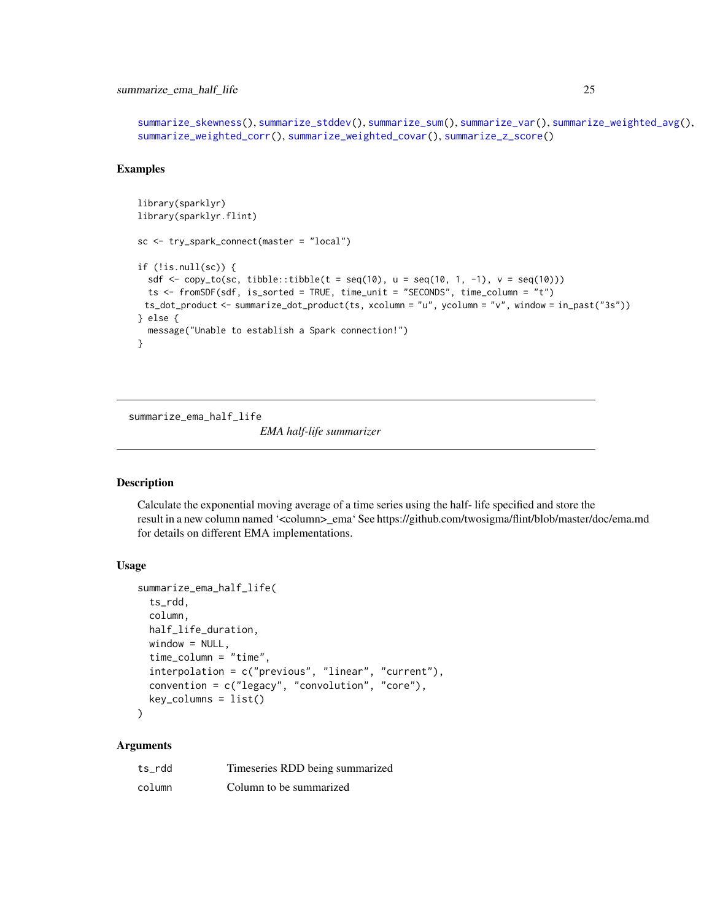summarize_skewness(), summarize_stddev(), summarize_sum(), summarize_var(), summarize_weighted_avg(), summarize_weighted_corr(), summarize_weighted_covar(), summarize_z_score()

### Examples

```
library(sparklyr)
library(sparklyr.flint)

sc <- try_spark_connect(master = "local")

if (!is.null(sc)) {
  sdf <- copy_to(sc, tibble::tibble(t = seq(10), u = seq(10, 1, -1), v = seq(10)))
  ts <- fromSDF(sdf, is_sorted = TRUE, time_unit = "SECONDS", time_column = "t")
 ts_dot_product <- summarize_dot_product(ts, xcolumn = "u", ycolumn = "v", window = in_past("3s"))
} else {
  message("Unable to establish a Spark connection!")
}
```

---

## summarize_ema_half_life — *EMA half-life summarizer*

### Description

Calculate the exponential moving average of a time series using the half- life specified and store the result in a new column named '<column>_ema' See https://github.com/twosigma/flint/blob/master/doc/ema.md for details on different EMA implementations.

### Usage

```
summarize_ema_half_life(
  ts_rdd,
  column,
  half_life_duration,
  window = NULL,
  time_column = "time",
  interpolation = c("previous", "linear", "current"),
  convention = c("legacy", "convolution", "core"),
  key_columns = list()
)
```

### Arguments

| | |
|---|---|
| ts_rdd | Timeseries RDD being summarized |
| column | Column to be summarized |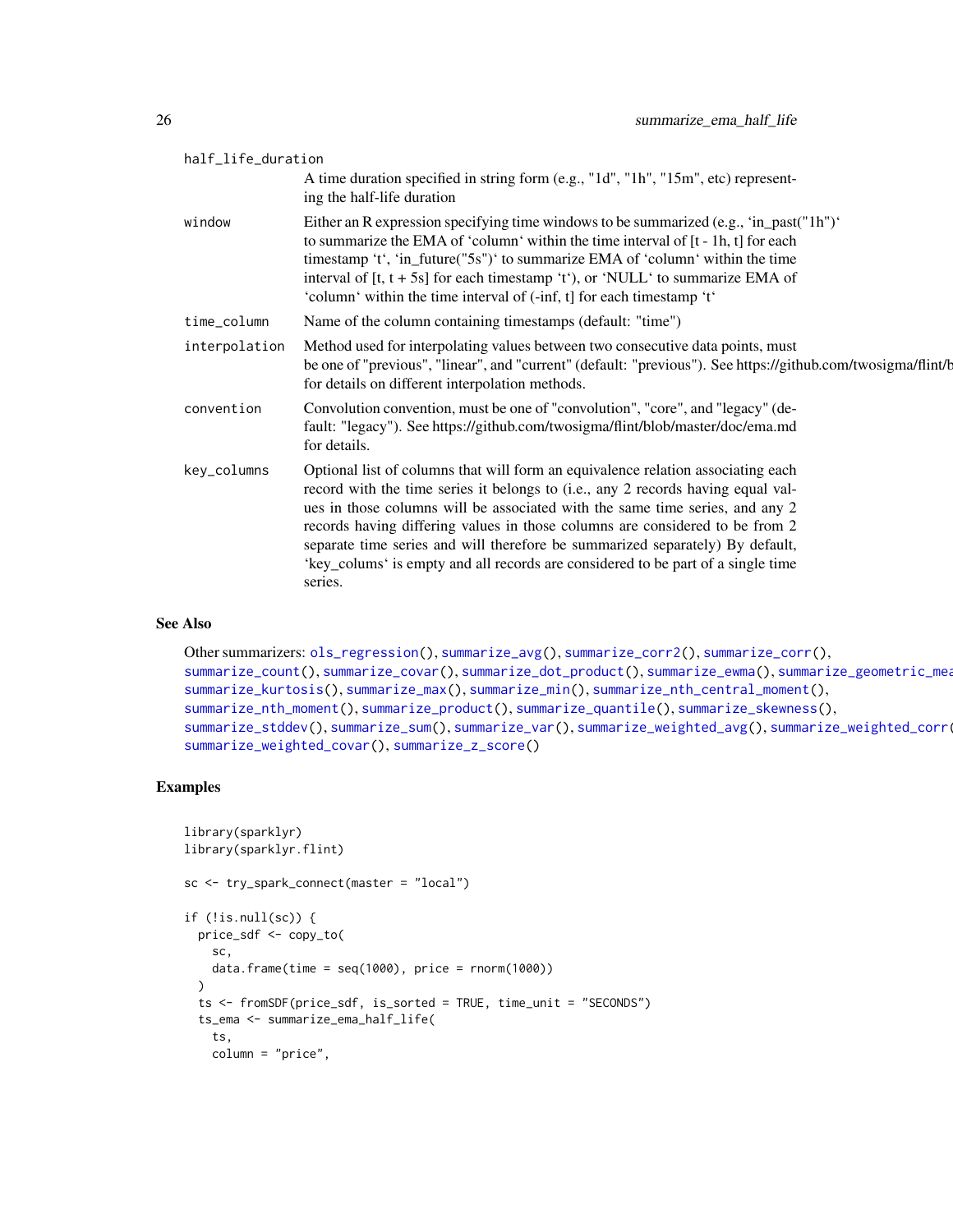half_life_duration
: A time duration specified in string form (e.g., "1d", "1h", "15m", etc) representing the half-life duration

window
: Either an R expression specifying time windows to be summarized (e.g., 'in_past("1h")' to summarize the EMA of 'column' within the time interval of [t - 1h, t] for each timestamp 't', 'in_future("5s")' to summarize EMA of 'column' within the time interval of [t, t + 5s] for each timestamp 't'), or 'NULL' to summarize EMA of 'column' within the time interval of (-inf, t] for each timestamp 't'

time_column
: Name of the column containing timestamps (default: "time")

interpolation
: Method used for interpolating values between two consecutive data points, must be one of "previous", "linear", and "current" (default: "previous"). See https://github.com/twosigma/flint/b for details on different interpolation methods.

convention
: Convolution convention, must be one of "convolution", "core", and "legacy" (default: "legacy"). See https://github.com/twosigma/flint/blob/master/doc/ema.md for details.

key_columns
: Optional list of columns that will form an equivalence relation associating each record with the time series it belongs to (i.e., any 2 records having equal values in those columns will be associated with the same time series, and any 2 records having differing values in those columns are considered to be from 2 separate time series and will therefore be summarized separately) By default, 'key_colums' is empty and all records are considered to be part of a single time series.

## See Also

Other summarizers: ols_regression(), summarize_avg(), summarize_corr2(), summarize_corr(), summarize_count(), summarize_covar(), summarize_dot_product(), summarize_ewma(), summarize_geometric_mea summarize_kurtosis(), summarize_max(), summarize_min(), summarize_nth_central_moment(), summarize_nth_moment(), summarize_product(), summarize_quantile(), summarize_skewness(), summarize_stddev(), summarize_sum(), summarize_var(), summarize_weighted_avg(), summarize_weighted_corr( summarize_weighted_covar(), summarize_z_score()

## Examples

```
library(sparklyr)
library(sparklyr.flint)

sc <- try_spark_connect(master = "local")

if (!is.null(sc)) {
  price_sdf <- copy_to(
    sc,
    data.frame(time = seq(1000), price = rnorm(1000))
  )
  ts <- fromSDF(price_sdf, is_sorted = TRUE, time_unit = "SECONDS")
  ts_ema <- summarize_ema_half_life(
    ts,
    column = "price",
```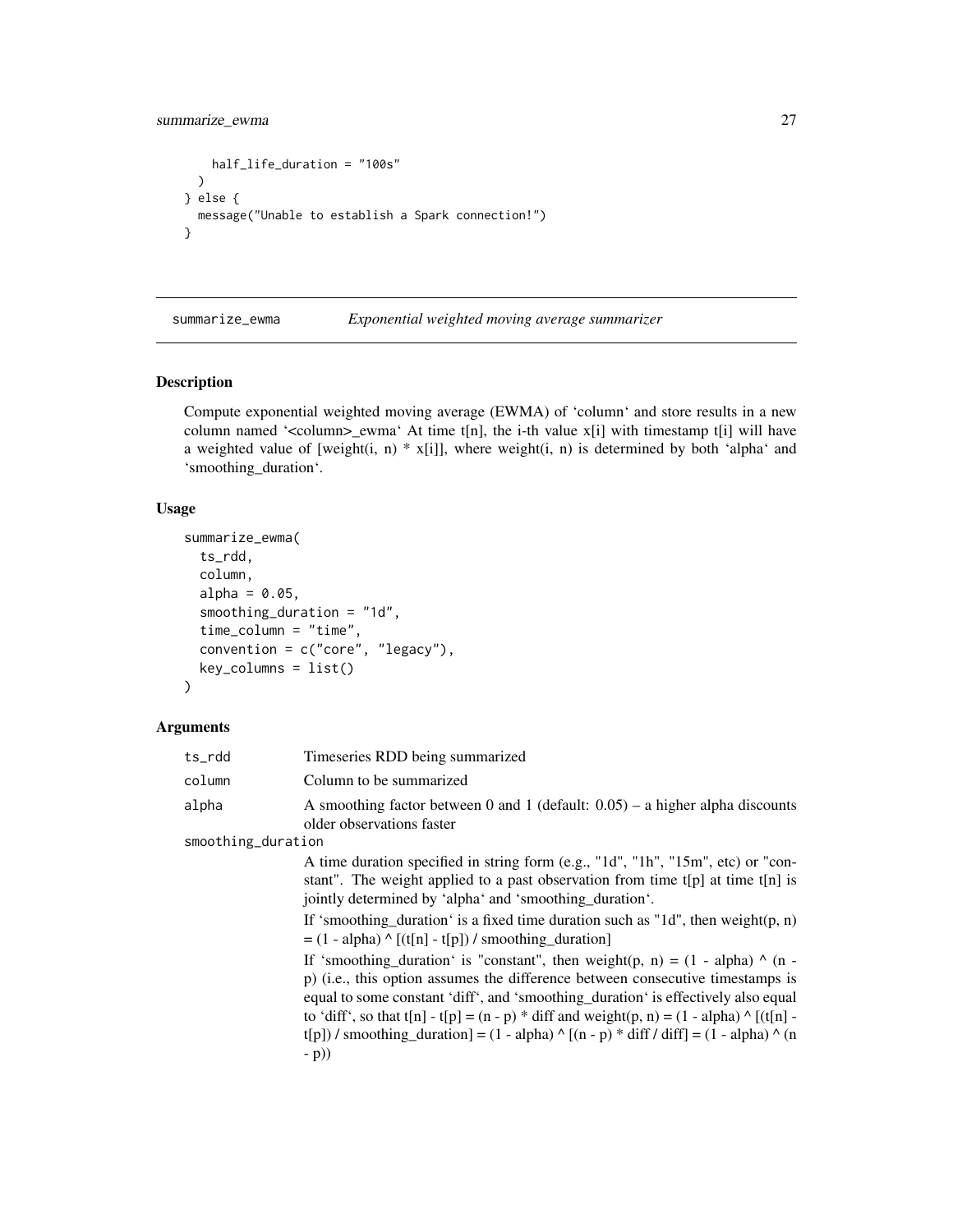```
    half_life_duration = "100s"
  )
} else {
  message("Unable to establish a Spark connection!")
}
```

---

## summarize_ewma — *Exponential weighted moving average summarizer*

### Description

Compute exponential weighted moving average (EWMA) of 'column' and store results in a new column named '<column>_ewma' At time t[n], the i-th value x[i] with timestamp t[i] will have a weighted value of [weight(i, n) * x[i]], where weight(i, n) is determined by both 'alpha' and 'smoothing_duration'.

### Usage

```
summarize_ewma(
  ts_rdd,
  column,
  alpha = 0.05,
  smoothing_duration = "1d",
  time_column = "time",
  convention = c("core", "legacy"),
  key_columns = list()
)
```

### Arguments

`ts_rdd` Timeseries RDD being summarized

`column` Column to be summarized

`alpha` A smoothing factor between 0 and 1 (default: 0.05) – a higher alpha discounts older observations faster

`smoothing_duration`
A time duration specified in string form (e.g., "1d", "1h", "15m", etc) or "constant". The weight applied to a past observation from time t[p] at time t[n] is jointly determined by 'alpha' and 'smoothing_duration'.

If 'smoothing_duration' is a fixed time duration such as "1d", then weight(p, n) = (1 - alpha) ^ [(t[n] - t[p]) / smoothing_duration]

If 'smoothing_duration' is "constant", then weight(p, n) = (1 - alpha) ^ (n - p) (i.e., this option assumes the difference between consecutive timestamps is equal to some constant 'diff', and 'smoothing_duration' is effectively also equal to 'diff', so that t[n] - t[p] = (n - p) * diff and weight(p, n) = (1 - alpha) ^ [(t[n] - t[p]) / smoothing_duration] = (1 - alpha) ^ [(n - p) * diff / diff] = (1 - alpha) ^ (n - p))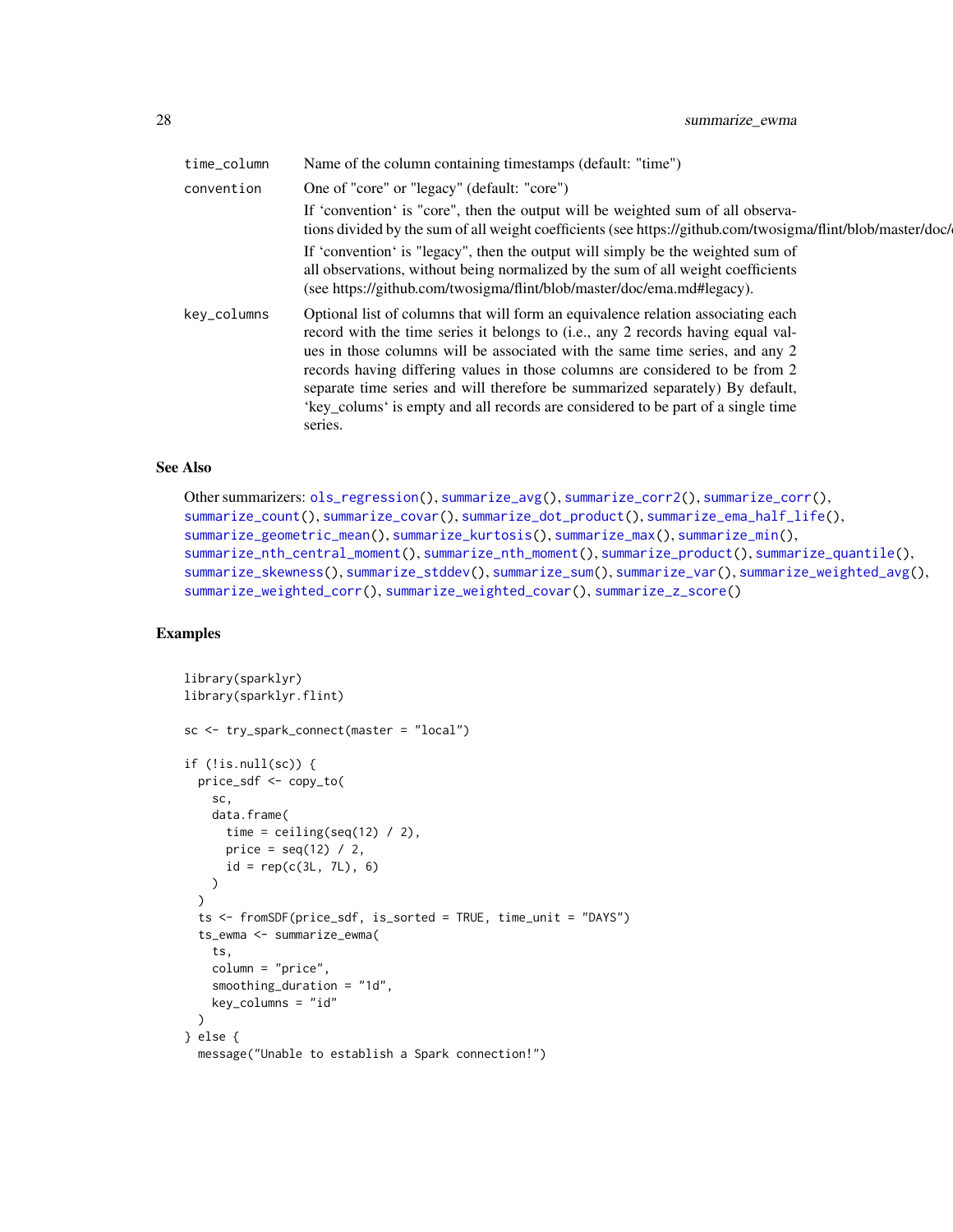| | |
|---|---|
| time_column | Name of the column containing timestamps (default: "time") |
| convention | One of "core" or "legacy" (default: "core")<br>If 'convention' is "core", then the output will be weighted sum of all observations divided by the sum of all weight coefficients (see https://github.com/twosigma/flint/blob/master/doc/<br>If 'convention' is "legacy", then the output will simply be the weighted sum of all observations, without being normalized by the sum of all weight coefficients (see https://github.com/twosigma/flint/blob/master/doc/ema.md#legacy). |
| key_columns | Optional list of columns that will form an equivalence relation associating each record with the time series it belongs to (i.e., any 2 records having equal values in those columns will be associated with the same time series, and any 2 records having differing values in those columns are considered to be from 2 separate time series and will therefore be summarized separately) By default, 'key_colums' is empty and all records are considered to be part of a single time series. |

## See Also

Other summarizers: ols_regression(), summarize_avg(), summarize_corr2(), summarize_corr(), summarize_count(), summarize_covar(), summarize_dot_product(), summarize_ema_half_life(), summarize_geometric_mean(), summarize_kurtosis(), summarize_max(), summarize_min(), summarize_nth_central_moment(), summarize_nth_moment(), summarize_product(), summarize_quantile(), summarize_skewness(), summarize_stddev(), summarize_sum(), summarize_var(), summarize_weighted_avg(), summarize_weighted_corr(), summarize_weighted_covar(), summarize_z_score()

## Examples

```
library(sparklyr)
library(sparklyr.flint)

sc <- try_spark_connect(master = "local")

if (!is.null(sc)) {
  price_sdf <- copy_to(
    sc,
    data.frame(
      time = ceiling(seq(12) / 2),
      price = seq(12) / 2,
      id = rep(c(3L, 7L), 6)
    )
  )
  ts <- fromSDF(price_sdf, is_sorted = TRUE, time_unit = "DAYS")
  ts_ewma <- summarize_ewma(
    ts,
    column = "price",
    smoothing_duration = "1d",
    key_columns = "id"
  )
} else {
  message("Unable to establish a Spark connection!")
```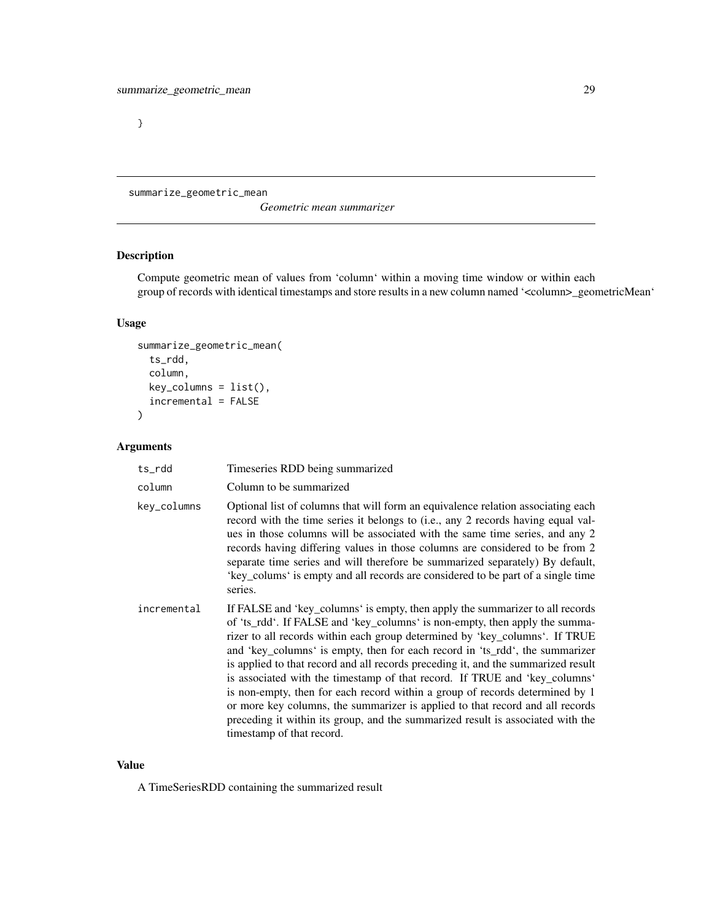}

## summarize_geometric_mean

*Geometric mean summarizer*

### Description

Compute geometric mean of values from 'column' within a moving time window or within each group of records with identical timestamps and store results in a new column named '<column>_geometricMean'

### Usage

```
summarize_geometric_mean(
  ts_rdd,
  column,
  key_columns = list(),
  incremental = FALSE
)
```

### Arguments

| | |
|---|---|
| ts_rdd | Timeseries RDD being summarized |
| column | Column to be summarized |
| key_columns | Optional list of columns that will form an equivalence relation associating each record with the time series it belongs to (i.e., any 2 records having equal values in those columns will be associated with the same time series, and any 2 records having differing values in those columns are considered to be from 2 separate time series and will therefore be summarized separately) By default, 'key_colums' is empty and all records are considered to be part of a single time series. |
| incremental | If FALSE and 'key_columns' is empty, then apply the summarizer to all records of 'ts_rdd'. If FALSE and 'key_columns' is non-empty, then apply the summarizer to all records within each group determined by 'key_columns'. If TRUE and 'key_columns' is empty, then for each record in 'ts_rdd', the summarizer is applied to that record and all records preceding it, and the summarized result is associated with the timestamp of that record. If TRUE and 'key_columns' is non-empty, then for each record within a group of records determined by 1 or more key columns, the summarizer is applied to that record and all records preceding it within its group, and the summarized result is associated with the timestamp of that record. |

### Value

A TimeSeriesRDD containing the summarized result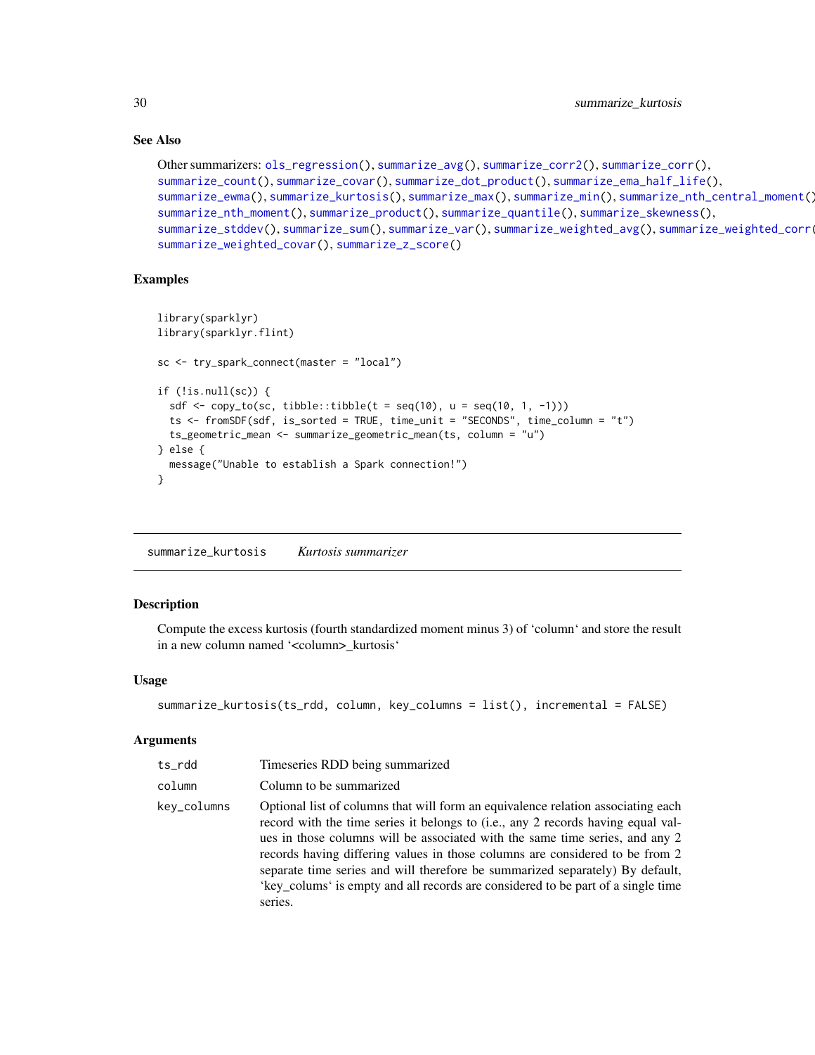## See Also

Other summarizers: ols_regression(), summarize_avg(), summarize_corr2(), summarize_corr(), summarize_count(), summarize_covar(), summarize_dot_product(), summarize_ema_half_life(), summarize_ewma(), summarize_kurtosis(), summarize_max(), summarize_min(), summarize_nth_central_moment(), summarize_nth_moment(), summarize_product(), summarize_quantile(), summarize_skewness(), summarize_stddev(), summarize_sum(), summarize_var(), summarize_weighted_avg(), summarize_weighted_corr(), summarize_weighted_covar(), summarize_z_score()

## Examples

```
library(sparklyr)
library(sparklyr.flint)

sc <- try_spark_connect(master = "local")

if (!is.null(sc)) {
  sdf <- copy_to(sc, tibble::tibble(t = seq(10), u = seq(10, 1, -1)))
  ts <- fromSDF(sdf, is_sorted = TRUE, time_unit = "SECONDS", time_column = "t")
  ts_geometric_mean <- summarize_geometric_mean(ts, column = "u")
} else {
  message("Unable to establish a Spark connection!")
}
```

---

# summarize_kurtosis    *Kurtosis summarizer*

## Description

Compute the excess kurtosis (fourth standardized moment minus 3) of ‘column‘ and store the result in a new column named ‘<column>_kurtosis‘

## Usage

```
summarize_kurtosis(ts_rdd, column, key_columns = list(), incremental = FALSE)
```

## Arguments

| | |
|---|---|
| ts_rdd | Timeseries RDD being summarized |
| column | Column to be summarized |
| key_columns | Optional list of columns that will form an equivalence relation associating each record with the time series it belongs to (i.e., any 2 records having equal values in those columns will be associated with the same time series, and any 2 records having differing values in those columns are considered to be from 2 separate time series and will therefore be summarized separately) By default, ‘key_colums‘ is empty and all records are considered to be part of a single time series. |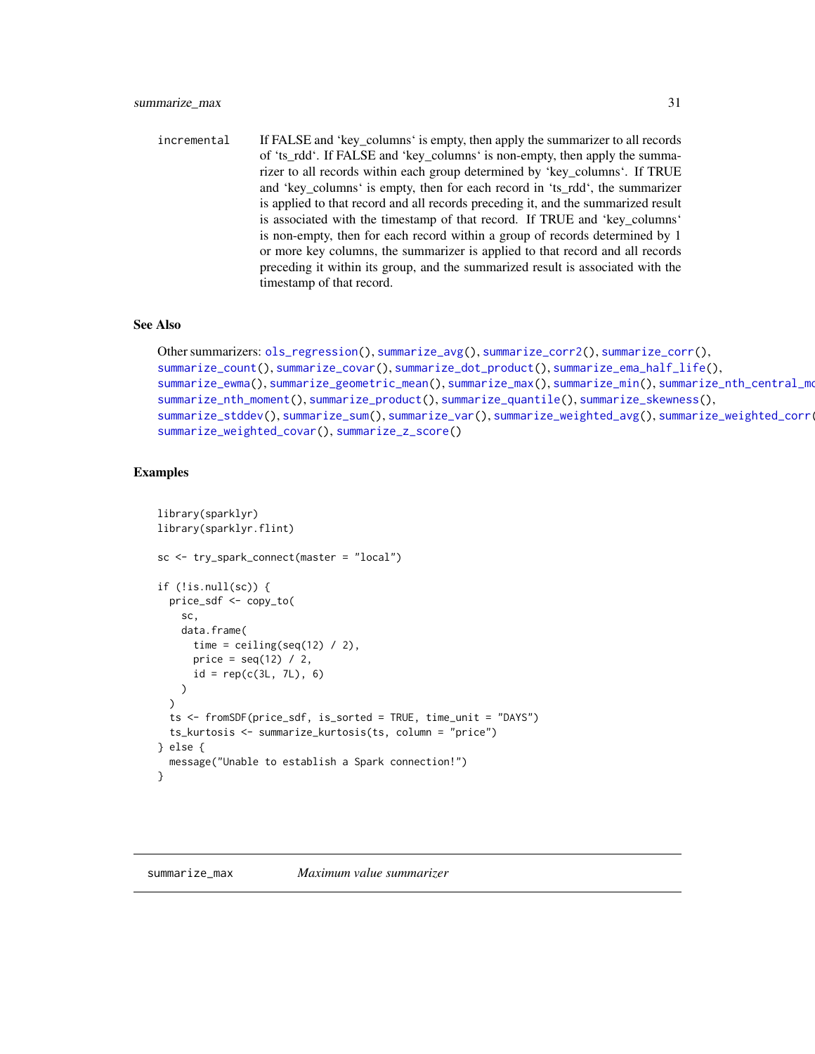incremental If FALSE and 'key_columns' is empty, then apply the summarizer to all records of 'ts_rdd'. If FALSE and 'key_columns' is non-empty, then apply the summarizer to all records within each group determined by 'key_columns'. If TRUE and 'key_columns' is empty, then for each record in 'ts_rdd', the summarizer is applied to that record and all records preceding it, and the summarized result is associated with the timestamp of that record. If TRUE and 'key_columns' is non-empty, then for each record within a group of records determined by 1 or more key columns, the summarizer is applied to that record and all records preceding it within its group, and the summarized result is associated with the timestamp of that record.

### See Also

Other summarizers: ols_regression(), summarize_avg(), summarize_corr2(), summarize_corr(), summarize_count(), summarize_covar(), summarize_dot_product(), summarize_ema_half_life(), summarize_ewma(), summarize_geometric_mean(), summarize_max(), summarize_min(), summarize_nth_central_moment(), summarize_nth_moment(), summarize_product(), summarize_quantile(), summarize_skewness(), summarize_stddev(), summarize_sum(), summarize_var(), summarize_weighted_avg(), summarize_weighted_corr(), summarize_weighted_covar(), summarize_z_score()

### Examples

```
library(sparklyr)
library(sparklyr.flint)

sc <- try_spark_connect(master = "local")

if (!is.null(sc)) {
  price_sdf <- copy_to(
    sc,
    data.frame(
      time = ceiling(seq(12) / 2),
      price = seq(12) / 2,
      id = rep(c(3L, 7L), 6)
    )
  )
  ts <- fromSDF(price_sdf, is_sorted = TRUE, time_unit = "DAYS")
  ts_kurtosis <- summarize_kurtosis(ts, column = "price")
} else {
  message("Unable to establish a Spark connection!")
}
```

## summarize_max *Maximum value summarizer*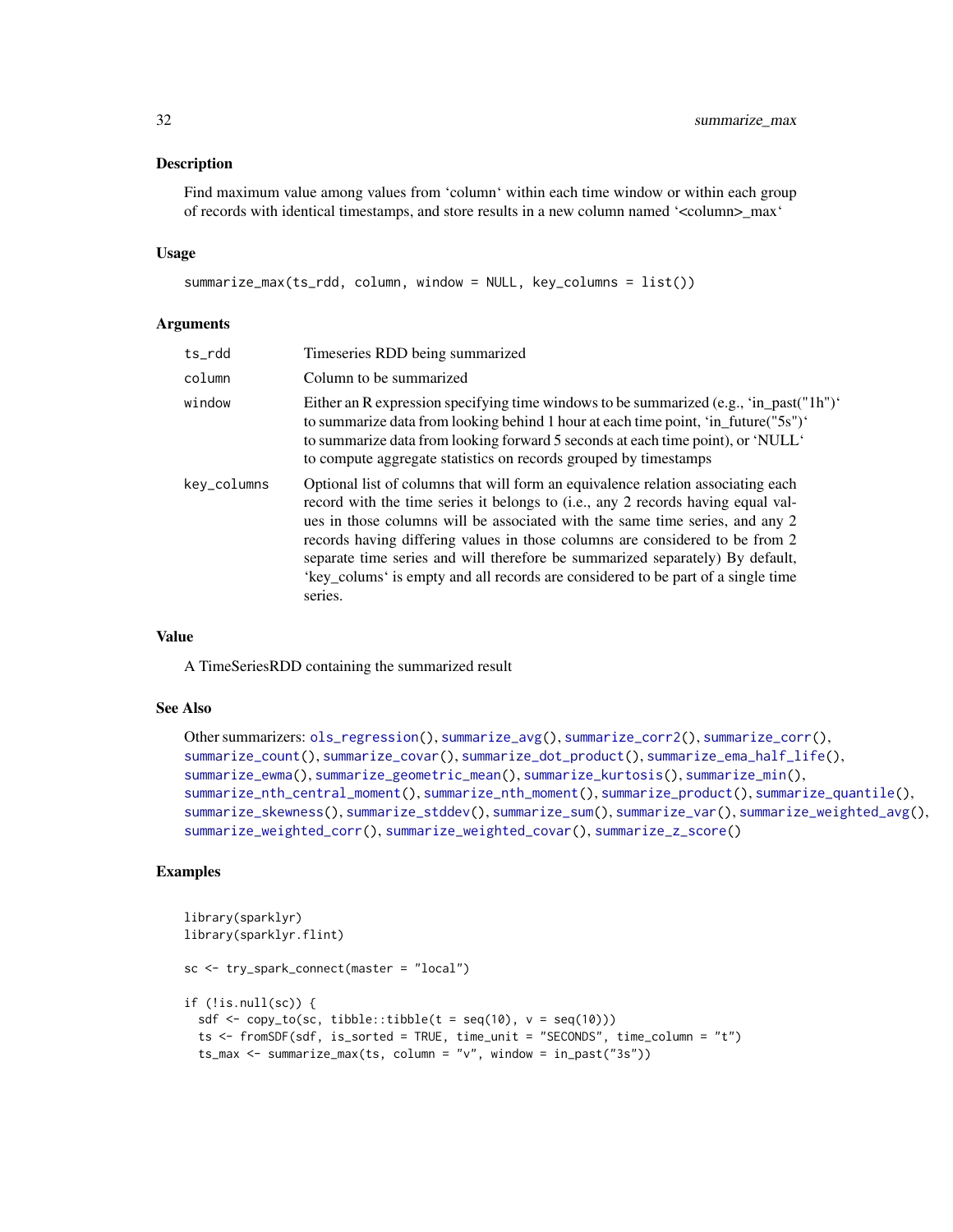## Description

Find maximum value among values from 'column' within each time window or within each group of records with identical timestamps, and store results in a new column named '<column>_max'

## Usage

```
summarize_max(ts_rdd, column, window = NULL, key_columns = list())
```

## Arguments

| | |
|---|---|
| ts_rdd | Timeseries RDD being summarized |
| column | Column to be summarized |
| window | Either an R expression specifying time windows to be summarized (e.g., 'in_past("1h")' to summarize data from looking behind 1 hour at each time point, 'in_future("5s")' to summarize data from looking forward 5 seconds at each time point), or 'NULL' to compute aggregate statistics on records grouped by timestamps |
| key_columns | Optional list of columns that will form an equivalence relation associating each record with the time series it belongs to (i.e., any 2 records having equal values in those columns will be associated with the same time series, and any 2 records having differing values in those columns are considered to be from 2 separate time series and will therefore be summarized separately) By default, 'key_colums' is empty and all records are considered to be part of a single time series. |

## Value

A TimeSeriesRDD containing the summarized result

## See Also

Other summarizers: ols_regression(), summarize_avg(), summarize_corr2(), summarize_corr(), summarize_count(), summarize_covar(), summarize_dot_product(), summarize_ema_half_life(), summarize_ewma(), summarize_geometric_mean(), summarize_kurtosis(), summarize_min(), summarize_nth_central_moment(), summarize_nth_moment(), summarize_product(), summarize_quantile(), summarize_skewness(), summarize_stddev(), summarize_sum(), summarize_var(), summarize_weighted_avg(), summarize_weighted_corr(), summarize_weighted_covar(), summarize_z_score()

## Examples

```
library(sparklyr)
library(sparklyr.flint)

sc <- try_spark_connect(master = "local")

if (!is.null(sc)) {
  sdf <- copy_to(sc, tibble::tibble(t = seq(10), v = seq(10)))
  ts <- fromSDF(sdf, is_sorted = TRUE, time_unit = "SECONDS", time_column = "t")
  ts_max <- summarize_max(ts, column = "v", window = in_past("3s"))
```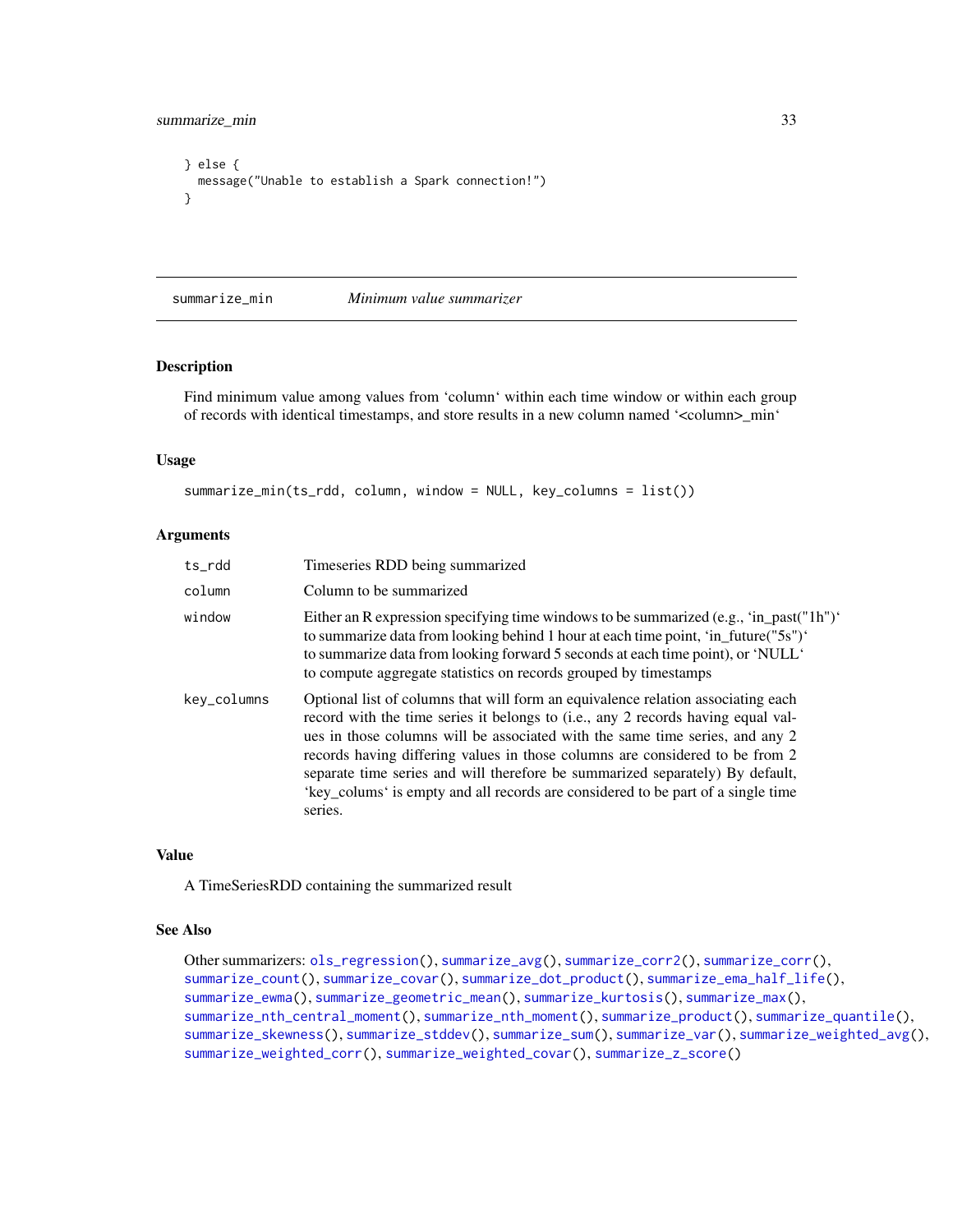```
} else {
  message("Unable to establish a Spark connection!")
}
```

## summarize_min — *Minimum value summarizer*

### Description

Find minimum value among values from ‘column‘ within each time window or within each group of records with identical timestamps, and store results in a new column named ‘<column>_min‘

### Usage

```
summarize_min(ts_rdd, column, window = NULL, key_columns = list())
```

### Arguments

| | |
|---|---|
| ts_rdd | Timeseries RDD being summarized |
| column | Column to be summarized |
| window | Either an R expression specifying time windows to be summarized (e.g., ‘in_past("1h")‘ to summarize data from looking behind 1 hour at each time point, ‘in_future("5s")‘ to summarize data from looking forward 5 seconds at each time point), or ‘NULL‘ to compute aggregate statistics on records grouped by timestamps |
| key_columns | Optional list of columns that will form an equivalence relation associating each record with the time series it belongs to (i.e., any 2 records having equal values in those columns will be associated with the same time series, and any 2 records having differing values in those columns are considered to be from 2 separate time series and will therefore be summarized separately) By default, ‘key_colums‘ is empty and all records are considered to be part of a single time series. |

### Value

A TimeSeriesRDD containing the summarized result

### See Also

Other summarizers: ols_regression(), summarize_avg(), summarize_corr2(), summarize_corr(), summarize_count(), summarize_covar(), summarize_dot_product(), summarize_ema_half_life(), summarize_ewma(), summarize_geometric_mean(), summarize_kurtosis(), summarize_max(), summarize_nth_central_moment(), summarize_nth_moment(), summarize_product(), summarize_quantile(), summarize_skewness(), summarize_stddev(), summarize_sum(), summarize_var(), summarize_weighted_avg(), summarize_weighted_corr(), summarize_weighted_covar(), summarize_z_score()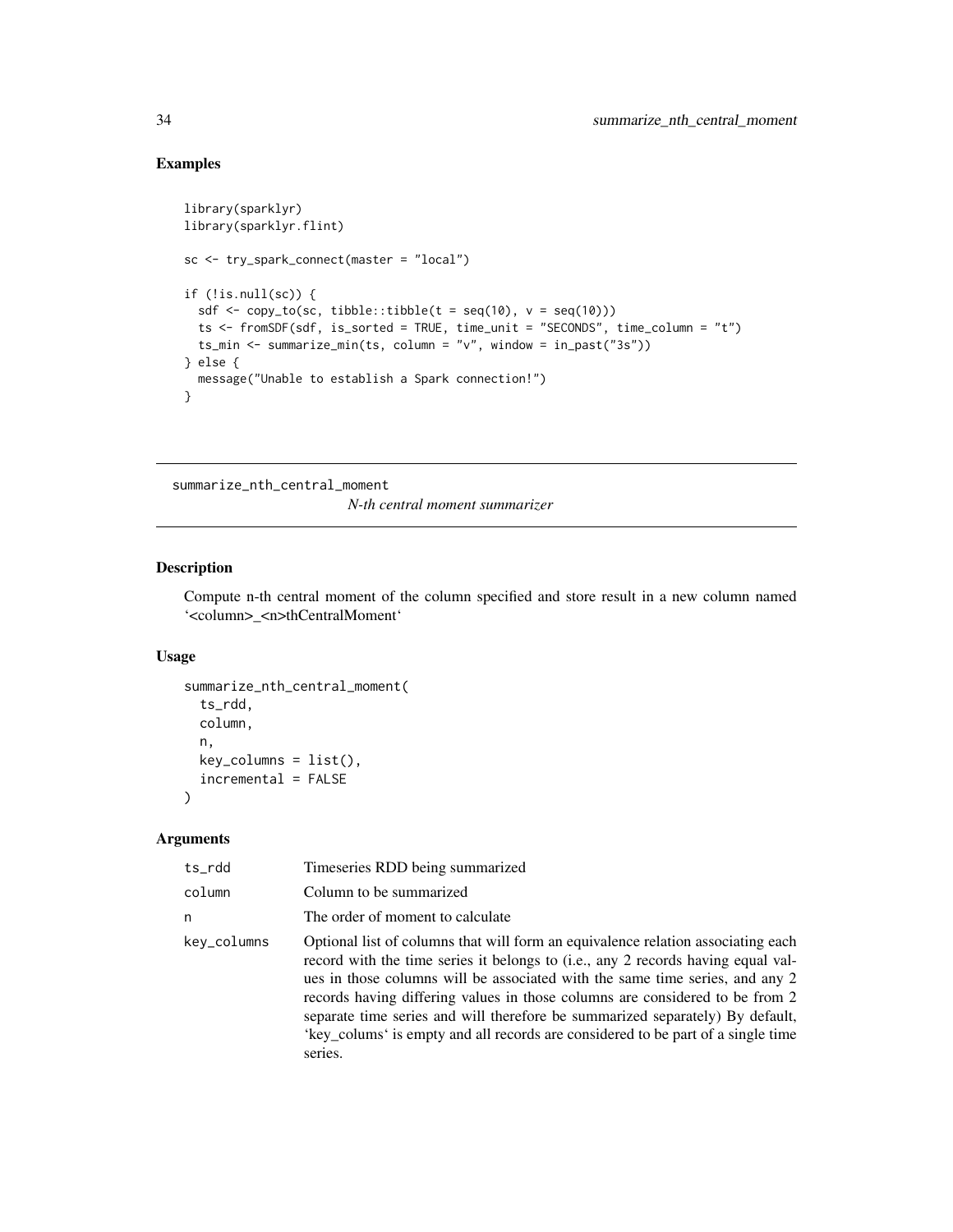## Examples

```
library(sparklyr)
library(sparklyr.flint)

sc <- try_spark_connect(master = "local")

if (!is.null(sc)) {
  sdf <- copy_to(sc, tibble::tibble(t = seq(10), v = seq(10)))
  ts <- fromSDF(sdf, is_sorted = TRUE, time_unit = "SECONDS", time_column = "t")
  ts_min <- summarize_min(ts, column = "v", window = in_past("3s"))
} else {
  message("Unable to establish a Spark connection!")
}
```

---

# summarize_nth_central_moment

*N-th central moment summarizer*

## Description

Compute n-th central moment of the column specified and store result in a new column named '<column>_<n>thCentralMoment'

## Usage

```
summarize_nth_central_moment(
  ts_rdd,
  column,
  n,
  key_columns = list(),
  incremental = FALSE
)
```

## Arguments

| | |
|---|---|
| ts_rdd | Timeseries RDD being summarized |
| column | Column to be summarized |
| n | The order of moment to calculate |
| key_columns | Optional list of columns that will form an equivalence relation associating each record with the time series it belongs to (i.e., any 2 records having equal values in those columns will be associated with the same time series, and any 2 records having differing values in those columns are considered to be from 2 separate time series and will therefore be summarized separately) By default, 'key_colums' is empty and all records are considered to be part of a single time series. |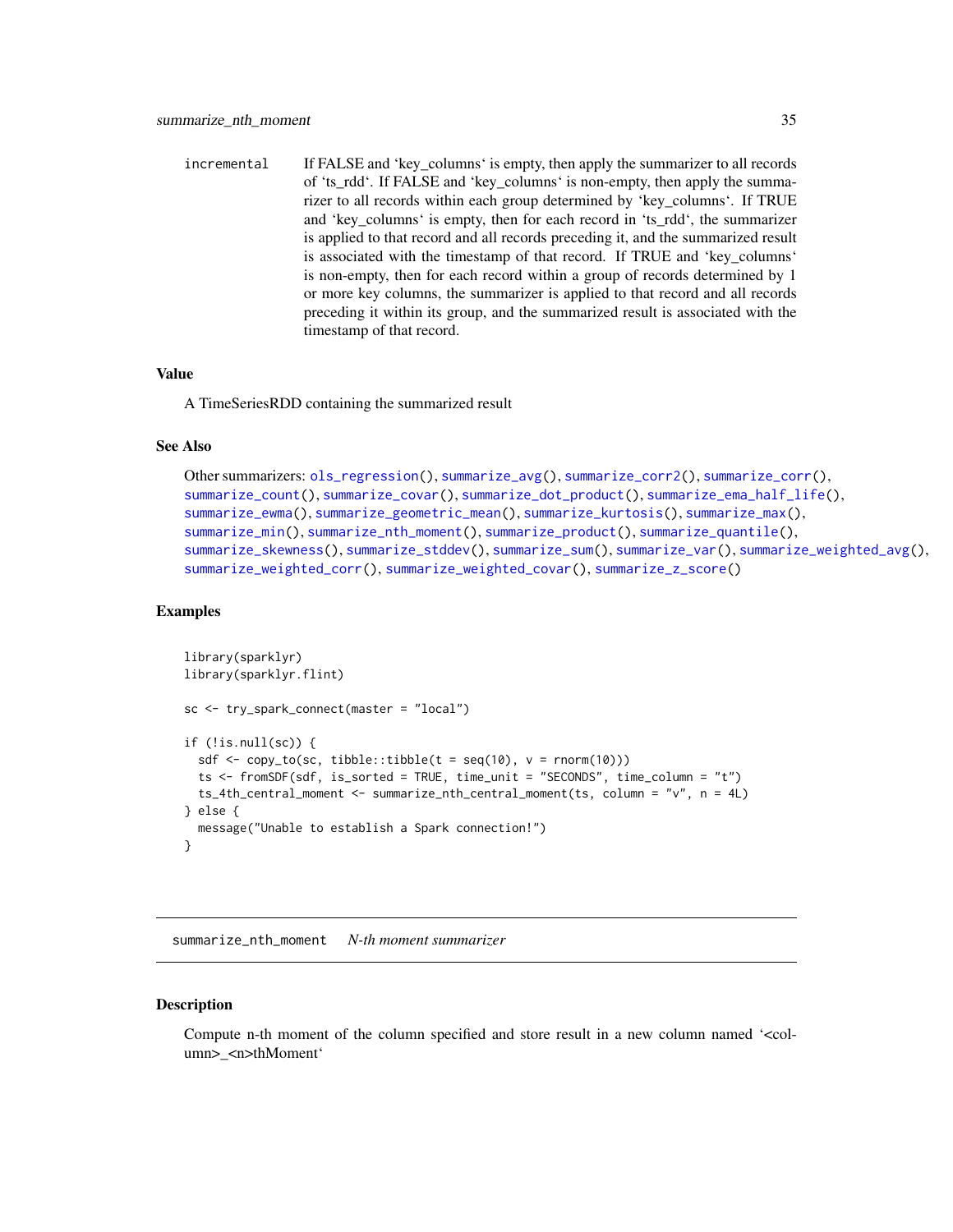incremental — If FALSE and 'key_columns' is empty, then apply the summarizer to all records of 'ts_rdd'. If FALSE and 'key_columns' is non-empty, then apply the summarizer to all records within each group determined by 'key_columns'. If TRUE and 'key_columns' is empty, then for each record in 'ts_rdd', the summarizer is applied to that record and all records preceding it, and the summarized result is associated with the timestamp of that record. If TRUE and 'key_columns' is non-empty, then for each record within a group of records determined by 1 or more key columns, the summarizer is applied to that record and all records preceding it within its group, and the summarized result is associated with the timestamp of that record.

### Value

A TimeSeriesRDD containing the summarized result

### See Also

Other summarizers: ols_regression(), summarize_avg(), summarize_corr2(), summarize_corr(), summarize_count(), summarize_covar(), summarize_dot_product(), summarize_ema_half_life(), summarize_ewma(), summarize_geometric_mean(), summarize_kurtosis(), summarize_max(), summarize_min(), summarize_nth_moment(), summarize_product(), summarize_quantile(), summarize_skewness(), summarize_stddev(), summarize_sum(), summarize_var(), summarize_weighted_avg(), summarize_weighted_corr(), summarize_weighted_covar(), summarize_z_score()

### Examples

```
library(sparklyr)
library(sparklyr.flint)

sc <- try_spark_connect(master = "local")

if (!is.null(sc)) {
  sdf <- copy_to(sc, tibble::tibble(t = seq(10), v = rnorm(10)))
  ts <- fromSDF(sdf, is_sorted = TRUE, time_unit = "SECONDS", time_column = "t")
  ts_4th_central_moment <- summarize_nth_central_moment(ts, column = "v", n = 4L)
} else {
  message("Unable to establish a Spark connection!")
}
```

## summarize_nth_moment — *N-th moment summarizer*

### Description

Compute n-th moment of the column specified and store result in a new column named '<column>_<n>thMoment'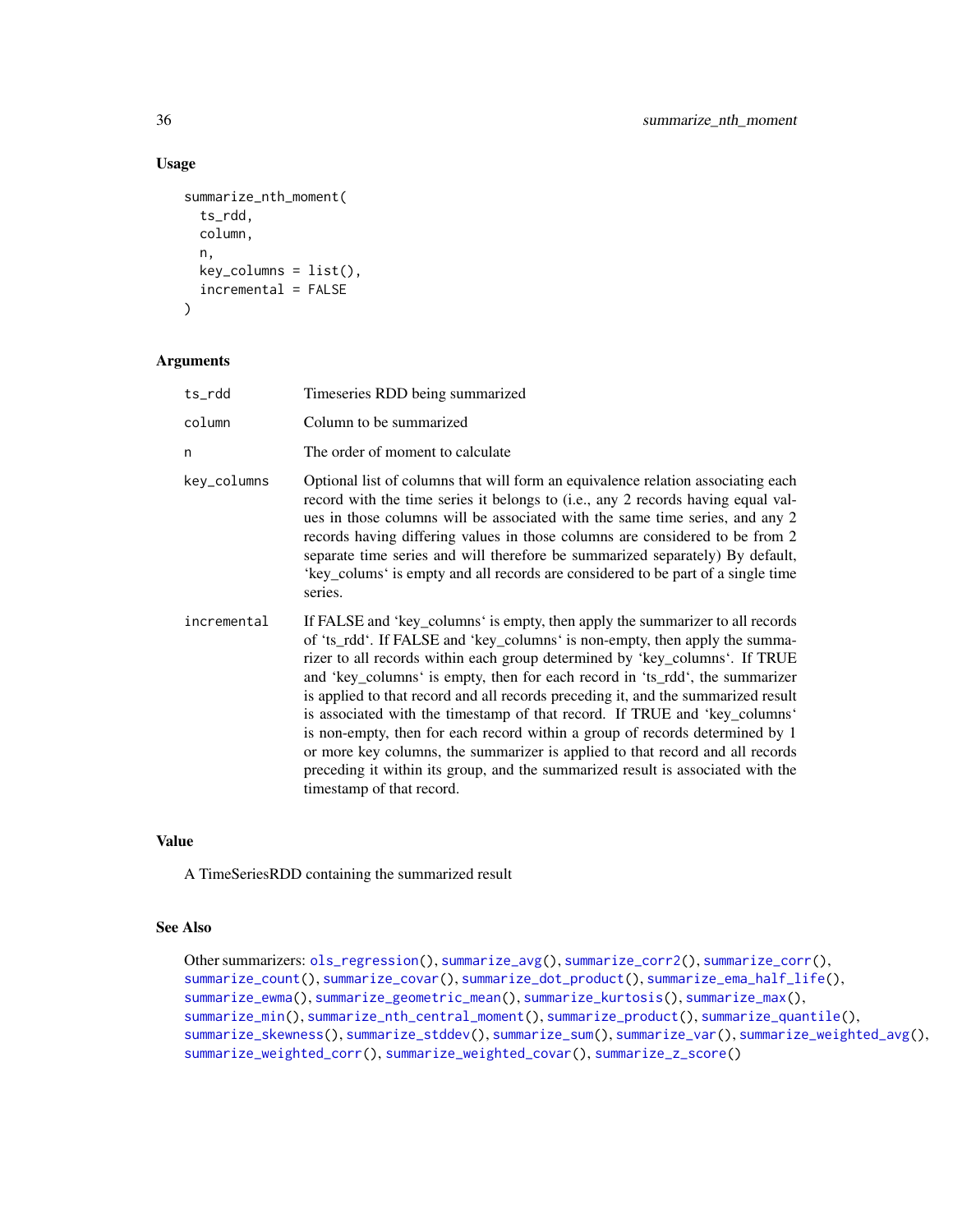## Usage

```
summarize_nth_moment(
  ts_rdd,
  column,
  n,
  key_columns = list(),
  incremental = FALSE
)
```

## Arguments

| | |
|---|---|
| ts_rdd | Timeseries RDD being summarized |
| column | Column to be summarized |
| n | The order of moment to calculate |
| key_columns | Optional list of columns that will form an equivalence relation associating each record with the time series it belongs to (i.e., any 2 records having equal values in those columns will be associated with the same time series, and any 2 records having differing values in those columns are considered to be from 2 separate time series and will therefore be summarized separately) By default, 'key_colums' is empty and all records are considered to be part of a single time series. |
| incremental | If FALSE and 'key_columns' is empty, then apply the summarizer to all records of 'ts_rdd'. If FALSE and 'key_columns' is non-empty, then apply the summarizer to all records within each group determined by 'key_columns'. If TRUE and 'key_columns' is empty, then for each record in 'ts_rdd', the summarizer is applied to that record and all records preceding it, and the summarized result is associated with the timestamp of that record. If TRUE and 'key_columns' is non-empty, then for each record within a group of records determined by 1 or more key columns, the summarizer is applied to that record and all records preceding it within its group, and the summarized result is associated with the timestamp of that record. |

## Value

A TimeSeriesRDD containing the summarized result

## See Also

Other summarizers: ols_regression(), summarize_avg(), summarize_corr2(), summarize_corr(), summarize_count(), summarize_covar(), summarize_dot_product(), summarize_ema_half_life(), summarize_ewma(), summarize_geometric_mean(), summarize_kurtosis(), summarize_max(), summarize_min(), summarize_nth_central_moment(), summarize_product(), summarize_quantile(), summarize_skewness(), summarize_stddev(), summarize_sum(), summarize_var(), summarize_weighted_avg(), summarize_weighted_corr(), summarize_weighted_covar(), summarize_z_score()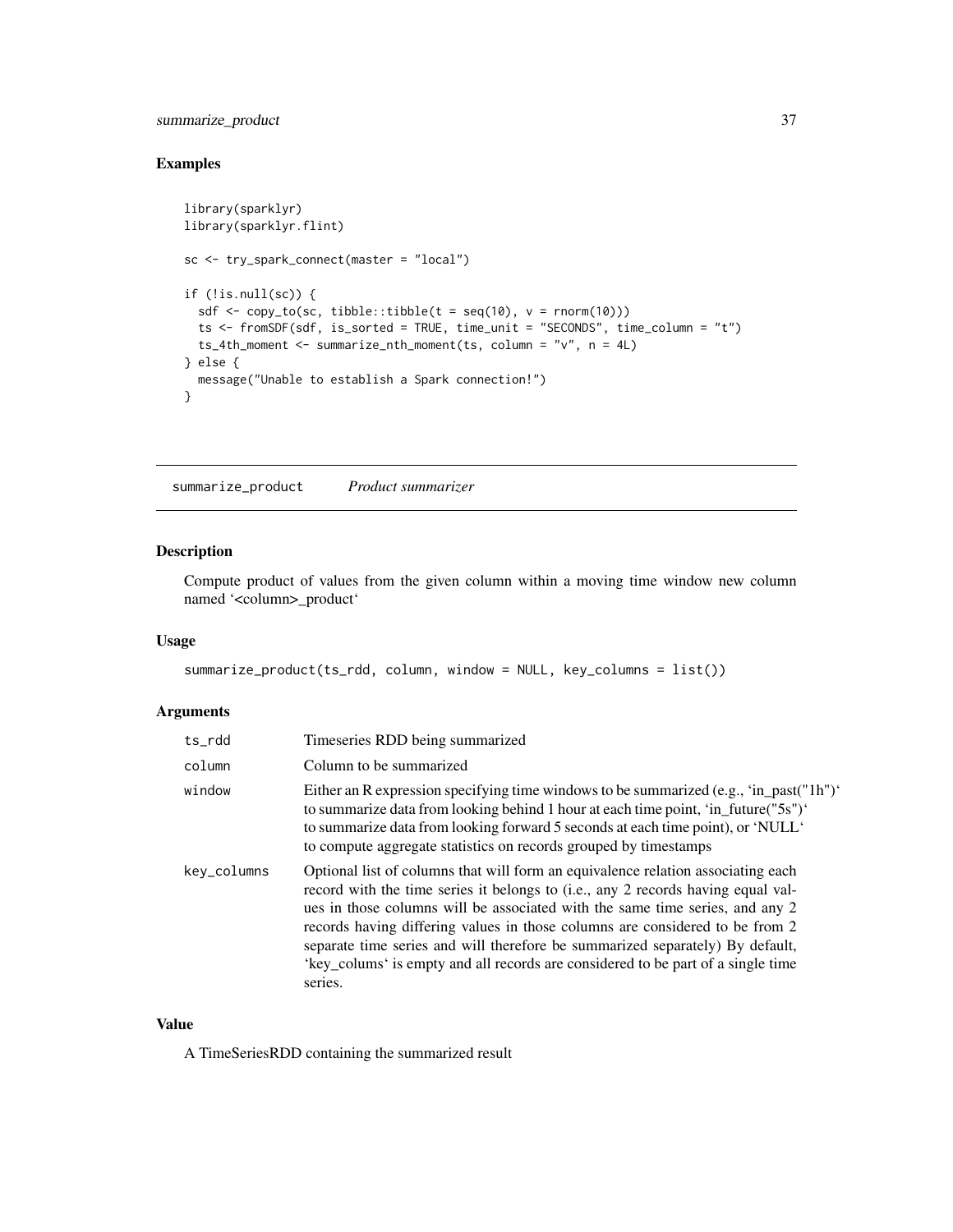## Examples

```
library(sparklyr)
library(sparklyr.flint)

sc <- try_spark_connect(master = "local")

if (!is.null(sc)) {
  sdf <- copy_to(sc, tibble::tibble(t = seq(10), v = rnorm(10)))
  ts <- fromSDF(sdf, is_sorted = TRUE, time_unit = "SECONDS", time_column = "t")
  ts_4th_moment <- summarize_nth_moment(ts, column = "v", n = 4L)
} else {
  message("Unable to establish a Spark connection!")
}
```

---

# summarize_product *Product summarizer*

---

## Description

Compute product of values from the given column within a moving time window new column named '<column>_product'

## Usage

```
summarize_product(ts_rdd, column, window = NULL, key_columns = list())
```

## Arguments

| | |
|---|---|
| ts_rdd | Timeseries RDD being summarized |
| column | Column to be summarized |
| window | Either an R expression specifying time windows to be summarized (e.g., 'in_past("1h")' to summarize data from looking behind 1 hour at each time point, 'in_future("5s")' to summarize data from looking forward 5 seconds at each time point), or 'NULL' to compute aggregate statistics on records grouped by timestamps |
| key_columns | Optional list of columns that will form an equivalence relation associating each record with the time series it belongs to (i.e., any 2 records having equal values in those columns will be associated with the same time series, and any 2 records having differing values in those columns are considered to be from 2 separate time series and will therefore be summarized separately) By default, 'key_colums' is empty and all records are considered to be part of a single time series. |

## Value

A TimeSeriesRDD containing the summarized result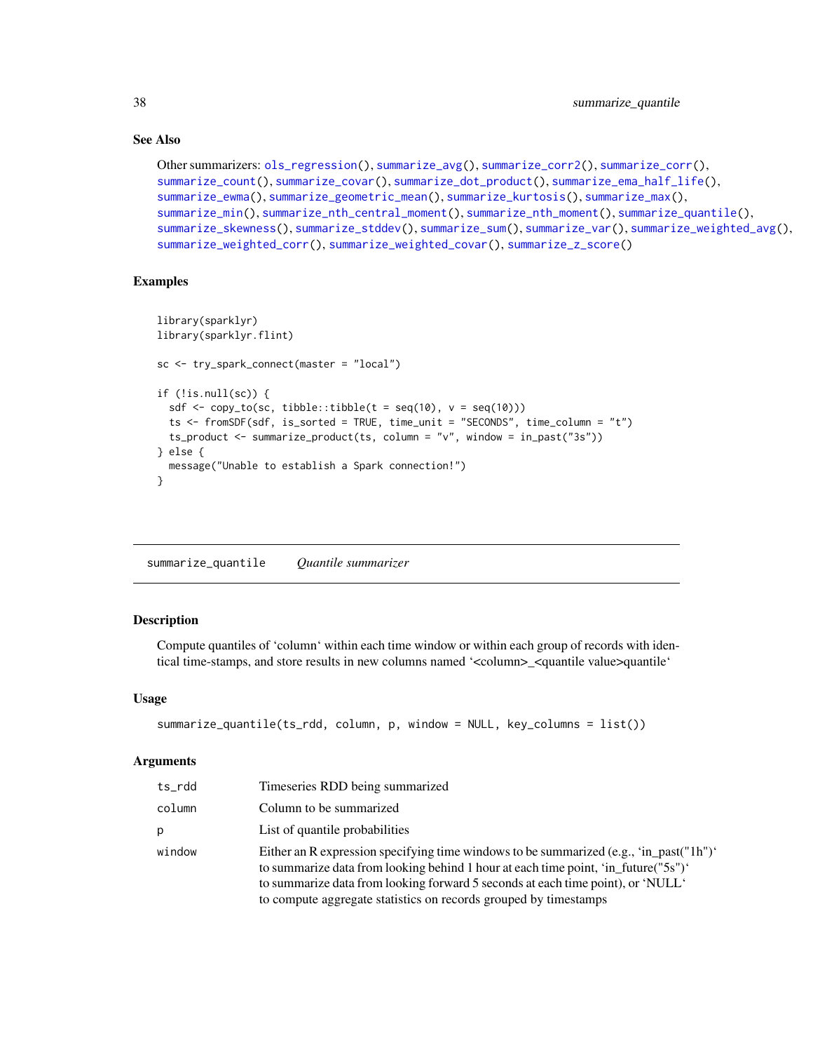### See Also

Other summarizers: ols_regression(), summarize_avg(), summarize_corr2(), summarize_corr(), summarize_count(), summarize_covar(), summarize_dot_product(), summarize_ema_half_life(), summarize_ewma(), summarize_geometric_mean(), summarize_kurtosis(), summarize_max(), summarize_min(), summarize_nth_central_moment(), summarize_nth_moment(), summarize_quantile(), summarize_skewness(), summarize_stddev(), summarize_sum(), summarize_var(), summarize_weighted_avg(), summarize_weighted_corr(), summarize_weighted_covar(), summarize_z_score()

### Examples

```
library(sparklyr)
library(sparklyr.flint)

sc <- try_spark_connect(master = "local")

if (!is.null(sc)) {
  sdf <- copy_to(sc, tibble::tibble(t = seq(10), v = seq(10)))
  ts <- fromSDF(sdf, is_sorted = TRUE, time_unit = "SECONDS", time_column = "t")
  ts_product <- summarize_product(ts, column = "v", window = in_past("3s"))
} else {
  message("Unable to establish a Spark connection!")
}
```

---

## summarize_quantile *Quantile summarizer*

### Description

Compute quantiles of ‘column‘ within each time window or within each group of records with identical time-stamps, and store results in new columns named ‘<column>_<quantile value>quantile‘

### Usage

```
summarize_quantile(ts_rdd, column, p, window = NULL, key_columns = list())
```

### Arguments

| | |
|---|---|
| ts_rdd | Timeseries RDD being summarized |
| column | Column to be summarized |
| p | List of quantile probabilities |
| window | Either an R expression specifying time windows to be summarized (e.g., ‘in_past("1h")‘ to summarize data from looking behind 1 hour at each time point, ‘in_future("5s")‘ to summarize data from looking forward 5 seconds at each time point), or ‘NULL‘ to compute aggregate statistics on records grouped by timestamps |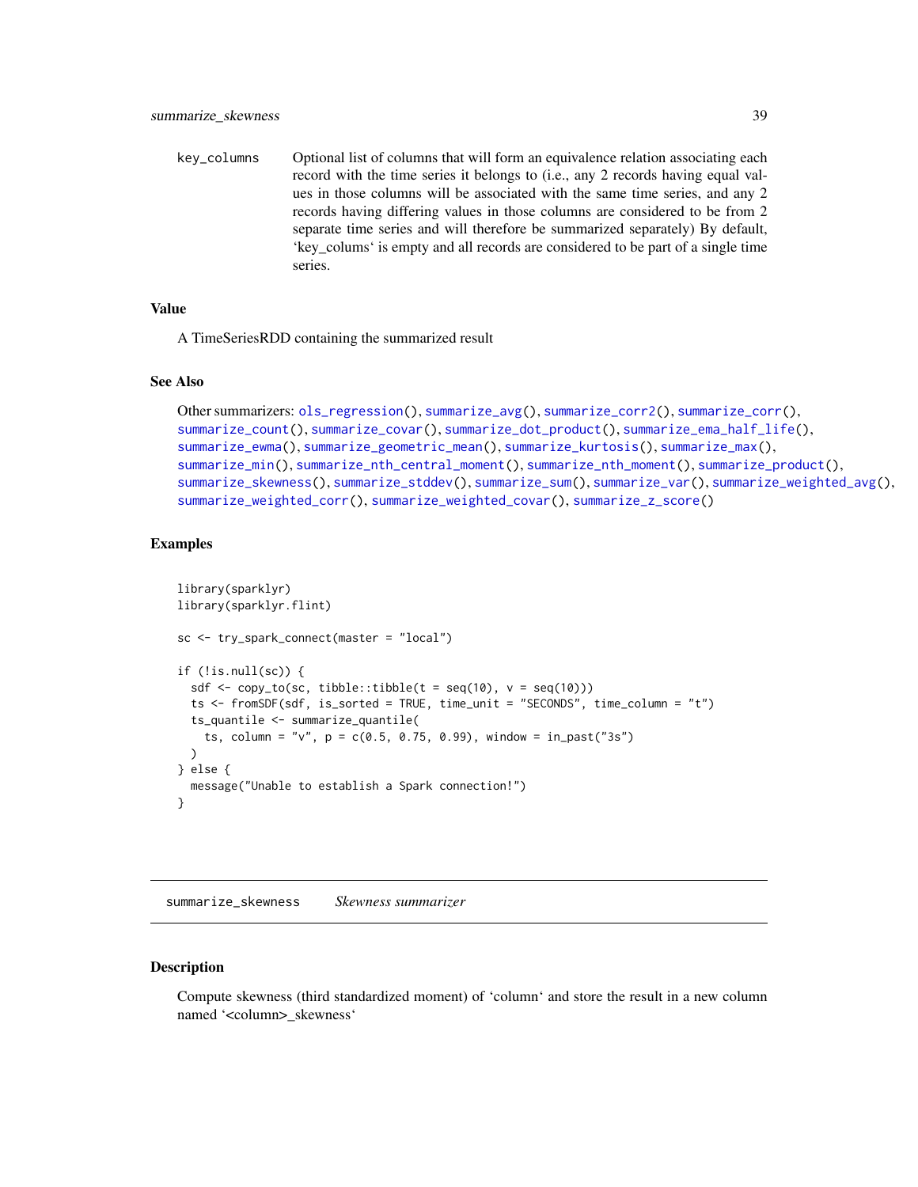key_columns Optional list of columns that will form an equivalence relation associating each record with the time series it belongs to (i.e., any 2 records having equal values in those columns will be associated with the same time series, and any 2 records having differing values in those columns are considered to be from 2 separate time series and will therefore be summarized separately) By default, 'key_colums' is empty and all records are considered to be part of a single time series.

### Value

A TimeSeriesRDD containing the summarized result

### See Also

Other summarizers: ols_regression(), summarize_avg(), summarize_corr2(), summarize_corr(), summarize_count(), summarize_covar(), summarize_dot_product(), summarize_ema_half_life(), summarize_ewma(), summarize_geometric_mean(), summarize_kurtosis(), summarize_max(), summarize_min(), summarize_nth_central_moment(), summarize_nth_moment(), summarize_product(), summarize_skewness(), summarize_stddev(), summarize_sum(), summarize_var(), summarize_weighted_avg(), summarize_weighted_corr(), summarize_weighted_covar(), summarize_z_score()

### Examples

```
library(sparklyr)
library(sparklyr.flint)

sc <- try_spark_connect(master = "local")

if (!is.null(sc)) {
  sdf <- copy_to(sc, tibble::tibble(t = seq(10), v = seq(10)))
  ts <- fromSDF(sdf, is_sorted = TRUE, time_unit = "SECONDS", time_column = "t")
  ts_quantile <- summarize_quantile(
    ts, column = "v", p = c(0.5, 0.75, 0.99), window = in_past("3s")
  )
} else {
  message("Unable to establish a Spark connection!")
}
```

---

## summarize_skewness *Skewness summarizer*

### Description

Compute skewness (third standardized moment) of 'column' and store the result in a new column named '<column>_skewness'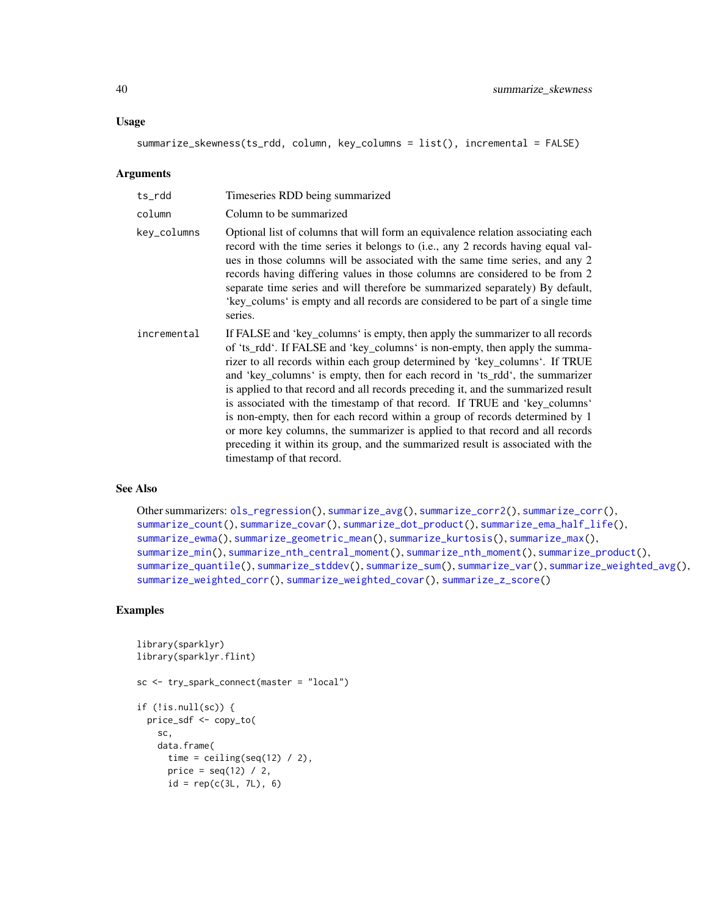## Usage

```
summarize_skewness(ts_rdd, column, key_columns = list(), incremental = FALSE)
```

## Arguments

- **ts_rdd**: Timeseries RDD being summarized
- **column**: Column to be summarized
- **key_columns**: Optional list of columns that will form an equivalence relation associating each record with the time series it belongs to (i.e., any 2 records having equal values in those columns will be associated with the same time series, and any 2 records having differing values in those columns are considered to be from 2 separate time series and will therefore be summarized separately) By default, 'key_colums' is empty and all records are considered to be part of a single time series.
- **incremental**: If FALSE and 'key_columns' is empty, then apply the summarizer to all records of 'ts_rdd'. If FALSE and 'key_columns' is non-empty, then apply the summarizer to all records within each group determined by 'key_columns'. If TRUE and 'key_columns' is empty, then for each record in 'ts_rdd', the summarizer is applied to that record and all records preceding it, and the summarized result is associated with the timestamp of that record. If TRUE and 'key_columns' is non-empty, then for each record within a group of records determined by 1 or more key columns, the summarizer is applied to that record and all records preceding it within its group, and the summarized result is associated with the timestamp of that record.

## See Also

Other summarizers: ols_regression(), summarize_avg(), summarize_corr2(), summarize_corr(), summarize_count(), summarize_covar(), summarize_dot_product(), summarize_ema_half_life(), summarize_ewma(), summarize_geometric_mean(), summarize_kurtosis(), summarize_max(), summarize_min(), summarize_nth_central_moment(), summarize_nth_moment(), summarize_product(), summarize_quantile(), summarize_stddev(), summarize_sum(), summarize_var(), summarize_weighted_avg(), summarize_weighted_corr(), summarize_weighted_covar(), summarize_z_score()

## Examples

```
library(sparklyr)
library(sparklyr.flint)

sc <- try_spark_connect(master = "local")

if (!is.null(sc)) {
  price_sdf <- copy_to(
    sc,
    data.frame(
      time = ceiling(seq(12) / 2),
      price = seq(12) / 2,
      id = rep(c(3L, 7L), 6)
```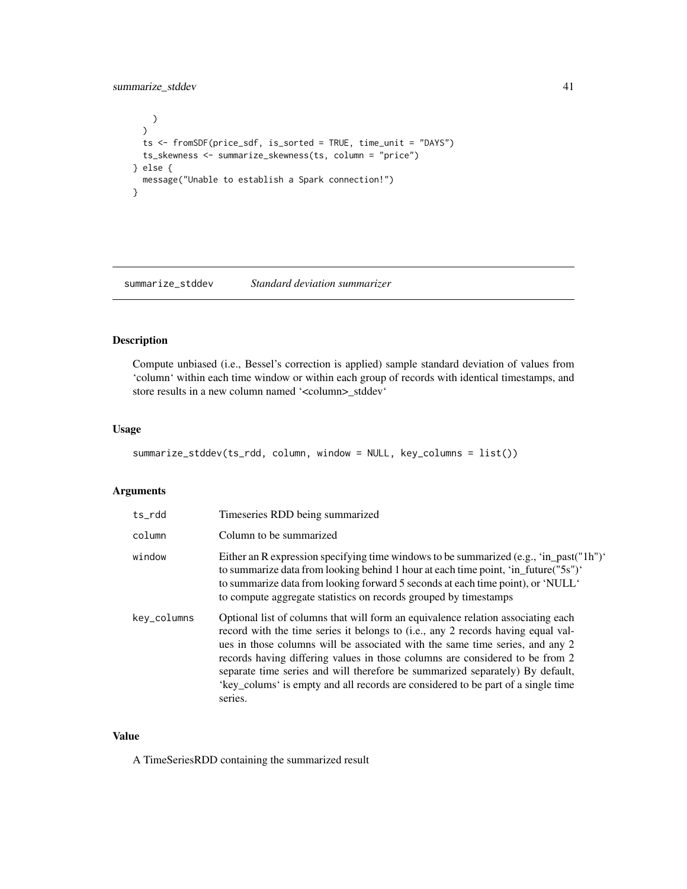```
    )
  )
  ts <- fromSDF(price_sdf, is_sorted = TRUE, time_unit = "DAYS")
  ts_skewness <- summarize_skewness(ts, column = "price")
} else {
  message("Unable to establish a Spark connection!")
}
```

## summarize_stddev    *Standard deviation summarizer*

### Description

Compute unbiased (i.e., Bessel's correction is applied) sample standard deviation of values from 'column' within each time window or within each group of records with identical timestamps, and store results in a new column named '<column>_stddev'

### Usage

```
summarize_stddev(ts_rdd, column, window = NULL, key_columns = list())
```

### Arguments

| | |
|---|---|
| ts_rdd | Timeseries RDD being summarized |
| column | Column to be summarized |
| window | Either an R expression specifying time windows to be summarized (e.g., 'in_past("1h")' to summarize data from looking behind 1 hour at each time point, 'in_future("5s")' to summarize data from looking forward 5 seconds at each time point), or 'NULL' to compute aggregate statistics on records grouped by timestamps |
| key_columns | Optional list of columns that will form an equivalence relation associating each record with the time series it belongs to (i.e., any 2 records having equal values in those columns will be associated with the same time series, and any 2 records having differing values in those columns are considered to be from 2 separate time series and will therefore be summarized separately) By default, 'key_colums' is empty and all records are considered to be part of a single time series. |

### Value

A TimeSeriesRDD containing the summarized result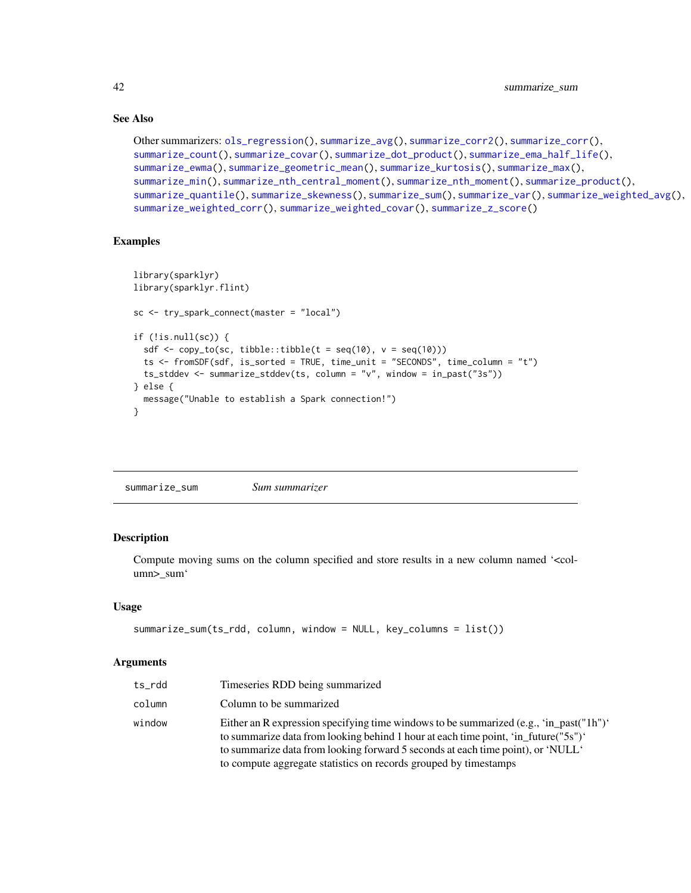### See Also

Other summarizers: ols_regression(), summarize_avg(), summarize_corr2(), summarize_corr(), summarize_count(), summarize_covar(), summarize_dot_product(), summarize_ema_half_life(), summarize_ewma(), summarize_geometric_mean(), summarize_kurtosis(), summarize_max(), summarize_min(), summarize_nth_central_moment(), summarize_nth_moment(), summarize_product(), summarize_quantile(), summarize_skewness(), summarize_sum(), summarize_var(), summarize_weighted_avg(), summarize_weighted_corr(), summarize_weighted_covar(), summarize_z_score()

### Examples

```
library(sparklyr)
library(sparklyr.flint)

sc <- try_spark_connect(master = "local")

if (!is.null(sc)) {
  sdf <- copy_to(sc, tibble::tibble(t = seq(10), v = seq(10)))
  ts <- fromSDF(sdf, is_sorted = TRUE, time_unit = "SECONDS", time_column = "t")
  ts_stddev <- summarize_stddev(ts, column = "v", window = in_past("3s"))
} else {
  message("Unable to establish a Spark connection!")
}
```

---

## summarize_sum — *Sum summarizer*

### Description

Compute moving sums on the column specified and store results in a new column named '<column>_sum'

### Usage

```
summarize_sum(ts_rdd, column, window = NULL, key_columns = list())
```

### Arguments

| | |
|---|---|
| ts_rdd | Timeseries RDD being summarized |
| column | Column to be summarized |
| window | Either an R expression specifying time windows to be summarized (e.g., 'in_past("1h")' to summarize data from looking behind 1 hour at each time point, 'in_future("5s")' to summarize data from looking forward 5 seconds at each time point), or 'NULL' to compute aggregate statistics on records grouped by timestamps |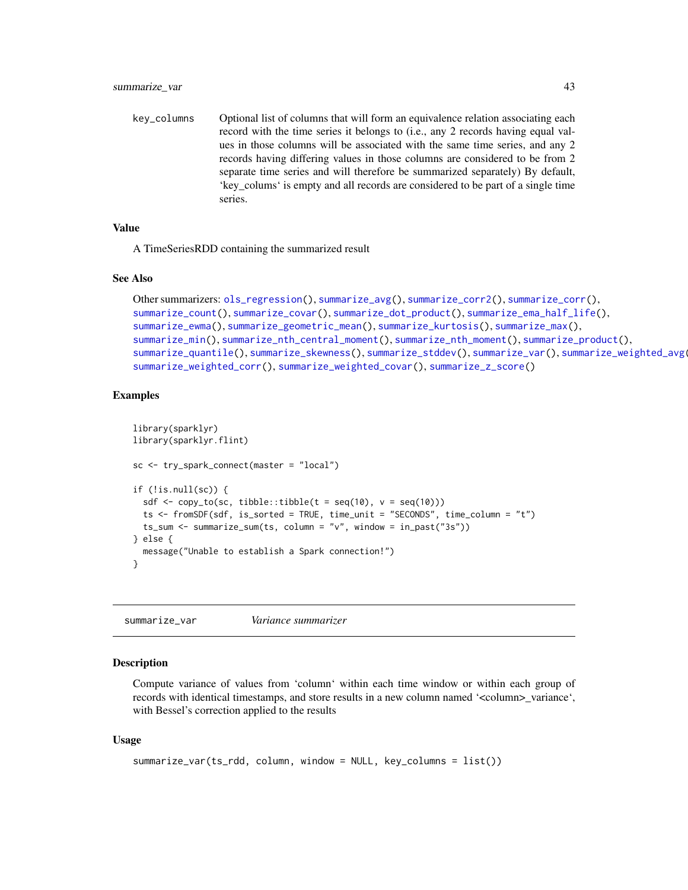key_columns Optional list of columns that will form an equivalence relation associating each record with the time series it belongs to (i.e., any 2 records having equal values in those columns will be associated with the same time series, and any 2 records having differing values in those columns are considered to be from 2 separate time series and will therefore be summarized separately) By default, ‘key_colums‘ is empty and all records are considered to be part of a single time series.

### Value

A TimeSeriesRDD containing the summarized result

### See Also

Other summarizers: ols_regression(), summarize_avg(), summarize_corr2(), summarize_corr(), summarize_count(), summarize_covar(), summarize_dot_product(), summarize_ema_half_life(), summarize_ewma(), summarize_geometric_mean(), summarize_kurtosis(), summarize_max(), summarize_min(), summarize_nth_central_moment(), summarize_nth_moment(), summarize_product(), summarize_quantile(), summarize_skewness(), summarize_stddev(), summarize_var(), summarize_weighted_avg(), summarize_weighted_corr(), summarize_weighted_covar(), summarize_z_score()

### Examples

```
library(sparklyr)
library(sparklyr.flint)

sc <- try_spark_connect(master = "local")

if (!is.null(sc)) {
  sdf <- copy_to(sc, tibble::tibble(t = seq(10), v = seq(10)))
  ts <- fromSDF(sdf, is_sorted = TRUE, time_unit = "SECONDS", time_column = "t")
  ts_sum <- summarize_sum(ts, column = "v", window = in_past("3s"))
} else {
  message("Unable to establish a Spark connection!")
}
```

---

## summarize_var *Variance summarizer*

### Description

Compute variance of values from ‘column‘ within each time window or within each group of records with identical timestamps, and store results in a new column named ‘<column>_variance‘, with Bessel’s correction applied to the results

### Usage

```
summarize_var(ts_rdd, column, window = NULL, key_columns = list())
```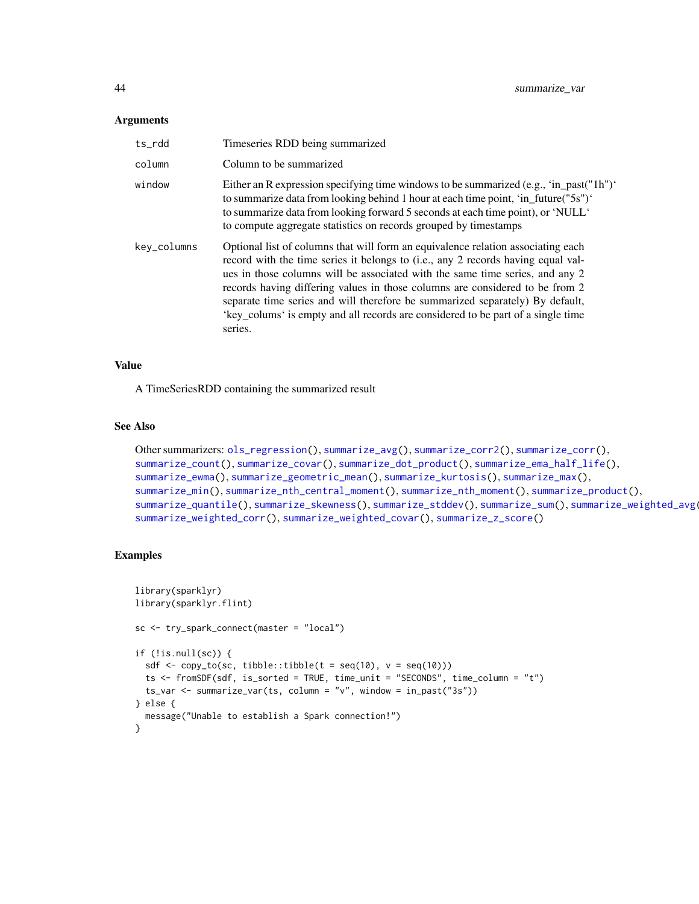### Arguments

| | |
|---|---|
| ts_rdd | Timeseries RDD being summarized |
| column | Column to be summarized |
| window | Either an R expression specifying time windows to be summarized (e.g., 'in_past("1h")' to summarize data from looking behind 1 hour at each time point, 'in_future("5s")' to summarize data from looking forward 5 seconds at each time point), or 'NULL' to compute aggregate statistics on records grouped by timestamps |
| key_columns | Optional list of columns that will form an equivalence relation associating each record with the time series it belongs to (i.e., any 2 records having equal values in those columns will be associated with the same time series, and any 2 records having differing values in those columns are considered to be from 2 separate time series and will therefore be summarized separately) By default, 'key_colums' is empty and all records are considered to be part of a single time series. |

### Value

A TimeSeriesRDD containing the summarized result

### See Also

Other summarizers: ols_regression(), summarize_avg(), summarize_corr2(), summarize_corr(), summarize_count(), summarize_covar(), summarize_dot_product(), summarize_ema_half_life(), summarize_ewma(), summarize_geometric_mean(), summarize_kurtosis(), summarize_max(), summarize_min(), summarize_nth_central_moment(), summarize_nth_moment(), summarize_product(), summarize_quantile(), summarize_skewness(), summarize_stddev(), summarize_sum(), summarize_weighted_avg(), summarize_weighted_corr(), summarize_weighted_covar(), summarize_z_score()

### Examples

```
library(sparklyr)
library(sparklyr.flint)

sc <- try_spark_connect(master = "local")

if (!is.null(sc)) {
  sdf <- copy_to(sc, tibble::tibble(t = seq(10), v = seq(10)))
  ts <- fromSDF(sdf, is_sorted = TRUE, time_unit = "SECONDS", time_column = "t")
  ts_var <- summarize_var(ts, column = "v", window = in_past("3s"))
} else {
  message("Unable to establish a Spark connection!")
}
```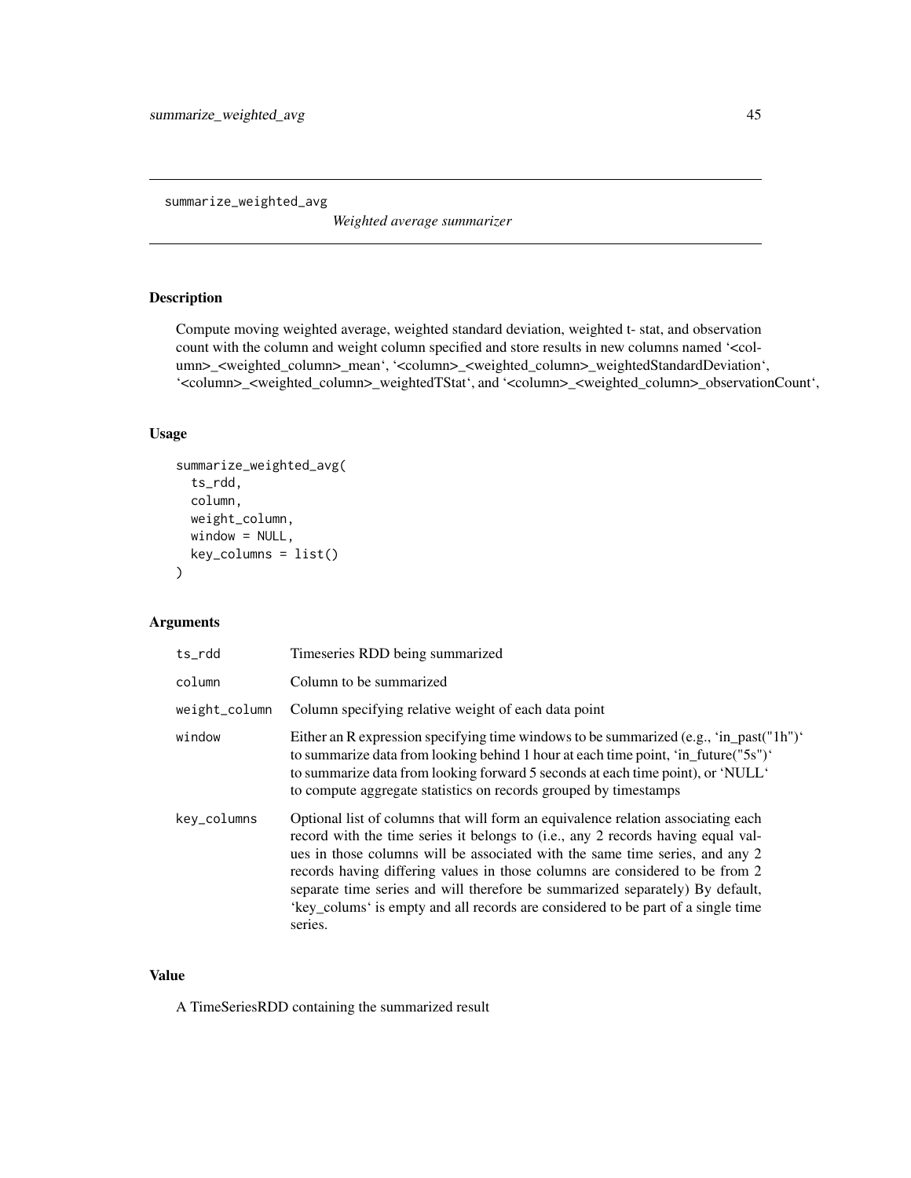summarize_weighted_avg

*Weighted average summarizer*

## Description

Compute moving weighted average, weighted standard deviation, weighted t- stat, and observation count with the column and weight column specified and store results in new columns named '<column>_<weighted_column>_mean', '<column>_<weighted_column>_weightedStandardDeviation', '<column>_<weighted_column>_weightedTStat', and '<column>_<weighted_column>_observationCount',

## Usage

```
summarize_weighted_avg(
  ts_rdd,
  column,
  weight_column,
  window = NULL,
  key_columns = list()
)
```

## Arguments

| | |
|---|---|
| ts_rdd | Timeseries RDD being summarized |
| column | Column to be summarized |
| weight_column | Column specifying relative weight of each data point |
| window | Either an R expression specifying time windows to be summarized (e.g., 'in_past("1h")' to summarize data from looking behind 1 hour at each time point, 'in_future("5s")' to summarize data from looking forward 5 seconds at each time point), or 'NULL' to compute aggregate statistics on records grouped by timestamps |
| key_columns | Optional list of columns that will form an equivalence relation associating each record with the time series it belongs to (i.e., any 2 records having equal values in those columns will be associated with the same time series, and any 2 records having differing values in those columns are considered to be from 2 separate time series and will therefore be summarized separately) By default, 'key_colums' is empty and all records are considered to be part of a single time series. |

## Value

A TimeSeriesRDD containing the summarized result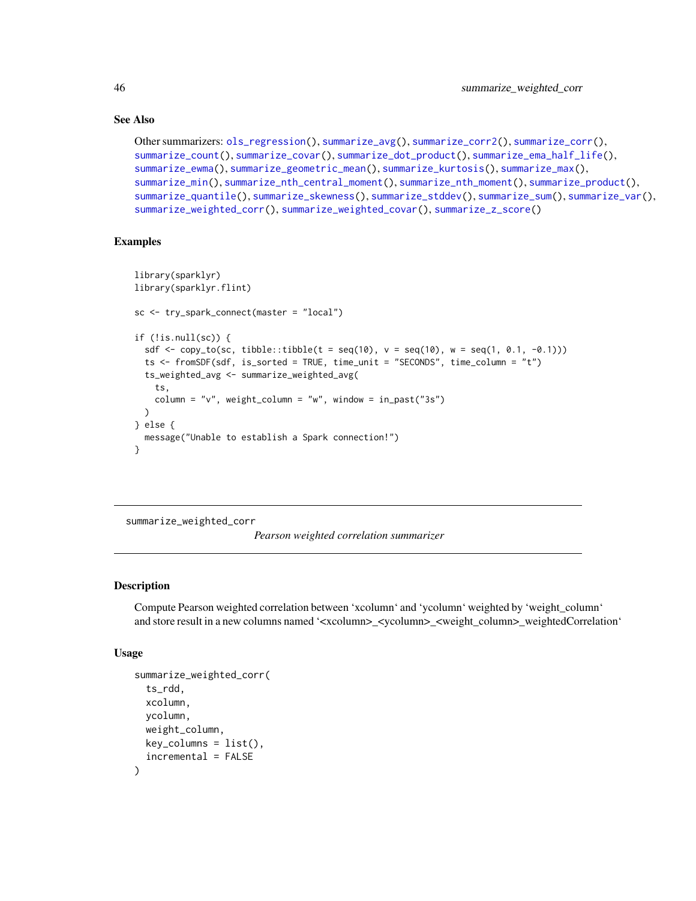## See Also

Other summarizers: ols_regression(), summarize_avg(), summarize_corr2(), summarize_corr(), summarize_count(), summarize_covar(), summarize_dot_product(), summarize_ema_half_life(), summarize_ewma(), summarize_geometric_mean(), summarize_kurtosis(), summarize_max(), summarize_min(), summarize_nth_central_moment(), summarize_nth_moment(), summarize_product(), summarize_quantile(), summarize_skewness(), summarize_stddev(), summarize_sum(), summarize_var(), summarize_weighted_corr(), summarize_weighted_covar(), summarize_z_score()

## Examples

```
library(sparklyr)
library(sparklyr.flint)

sc <- try_spark_connect(master = "local")

if (!is.null(sc)) {
  sdf <- copy_to(sc, tibble::tibble(t = seq(10), v = seq(10), w = seq(1, 0.1, -0.1)))
  ts <- fromSDF(sdf, is_sorted = TRUE, time_unit = "SECONDS", time_column = "t")
  ts_weighted_avg <- summarize_weighted_avg(
    ts,
    column = "v", weight_column = "w", window = in_past("3s")
  )
} else {
  message("Unable to establish a Spark connection!")
}
```

---

# summarize_weighted_corr

*Pearson weighted correlation summarizer*

## Description

Compute Pearson weighted correlation between 'xcolumn' and 'ycolumn' weighted by 'weight_column' and store result in a new columns named '<xcolumn>_<ycolumn>_<weight_column>_weightedCorrelation'

## Usage

```
summarize_weighted_corr(
  ts_rdd,
  xcolumn,
  ycolumn,
  weight_column,
  key_columns = list(),
  incremental = FALSE
)
```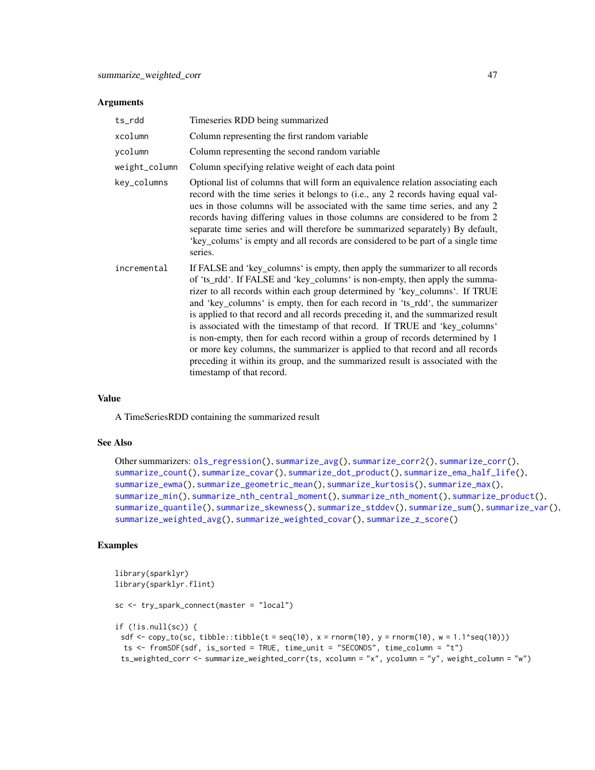### Arguments

| | |
|---|---|
| ts_rdd | Timeseries RDD being summarized |
| xcolumn | Column representing the first random variable |
| ycolumn | Column representing the second random variable |
| weight_column | Column specifying relative weight of each data point |
| key_columns | Optional list of columns that will form an equivalence relation associating each record with the time series it belongs to (i.e., any 2 records having equal values in those columns will be associated with the same time series, and any 2 records having differing values in those columns are considered to be from 2 separate time series and will therefore be summarized separately) By default, 'key_colums' is empty and all records are considered to be part of a single time series. |
| incremental | If FALSE and 'key_columns' is empty, then apply the summarizer to all records of 'ts_rdd'. If FALSE and 'key_columns' is non-empty, then apply the summarizer to all records within each group determined by 'key_columns'. If TRUE and 'key_columns' is empty, then for each record in 'ts_rdd', the summarizer is applied to that record and all records preceding it, and the summarized result is associated with the timestamp of that record. If TRUE and 'key_columns' is non-empty, then for each record within a group of records determined by 1 or more key columns, the summarizer is applied to that record and all records preceding it within its group, and the summarized result is associated with the timestamp of that record. |

### Value

A TimeSeriesRDD containing the summarized result

### See Also

Other summarizers: ols_regression(), summarize_avg(), summarize_corr2(), summarize_corr(), summarize_count(), summarize_covar(), summarize_dot_product(), summarize_ema_half_life(), summarize_ewma(), summarize_geometric_mean(), summarize_kurtosis(), summarize_max(), summarize_min(), summarize_nth_central_moment(), summarize_nth_moment(), summarize_product(), summarize_quantile(), summarize_skewness(), summarize_stddev(), summarize_sum(), summarize_var(), summarize_weighted_avg(), summarize_weighted_covar(), summarize_z_score()

### Examples

```
library(sparklyr)
library(sparklyr.flint)

sc <- try_spark_connect(master = "local")

if (!is.null(sc)) {
  sdf <- copy_to(sc, tibble::tibble(t = seq(10), x = rnorm(10), y = rnorm(10), w = 1.1^seq(10)))
   ts <- fromSDF(sdf, is_sorted = TRUE, time_unit = "SECONDS", time_column = "t")
  ts_weighted_corr <- summarize_weighted_corr(ts, xcolumn = "x", ycolumn = "y", weight_column = "w")
```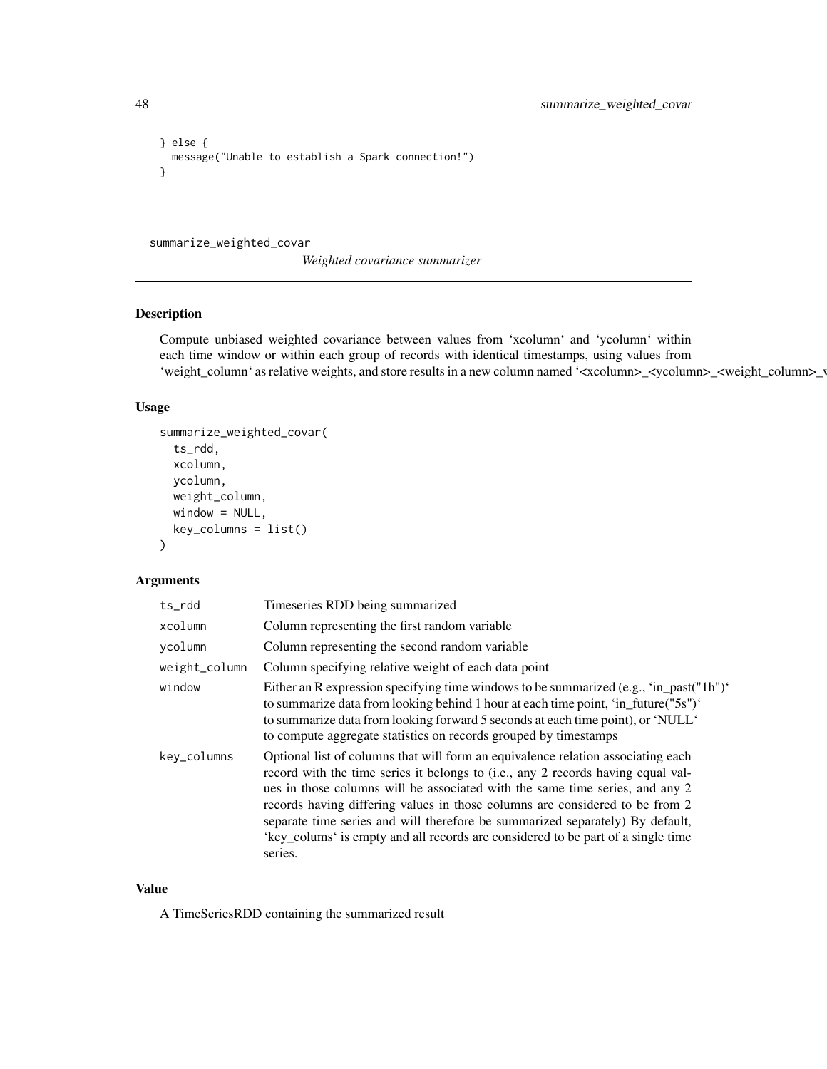```
} else {
  message("Unable to establish a Spark connection!")
}
```

---

## summarize_weighted_covar

*Weighted covariance summarizer*

### Description

Compute unbiased weighted covariance between values from 'xcolumn' and 'ycolumn' within each time window or within each group of records with identical timestamps, using values from 'weight_column' as relative weights, and store results in a new column named '<xcolumn>_<ycolumn>_<weight_column>_v

### Usage

```
summarize_weighted_covar(
  ts_rdd,
  xcolumn,
  ycolumn,
  weight_column,
  window = NULL,
  key_columns = list()
)
```

### Arguments

| Argument | Description |
| --- | --- |
| ts_rdd | Timeseries RDD being summarized |
| xcolumn | Column representing the first random variable |
| ycolumn | Column representing the second random variable |
| weight_column | Column specifying relative weight of each data point |
| window | Either an R expression specifying time windows to be summarized (e.g., 'in_past("1h")' to summarize data from looking behind 1 hour at each time point, 'in_future("5s")' to summarize data from looking forward 5 seconds at each time point), or 'NULL' to compute aggregate statistics on records grouped by timestamps |
| key_columns | Optional list of columns that will form an equivalence relation associating each record with the time series it belongs to (i.e., any 2 records having equal values in those columns will be associated with the same time series, and any 2 records having differing values in those columns are considered to be from 2 separate time series and will therefore be summarized separately) By default, 'key_colums' is empty and all records are considered to be part of a single time series. |

### Value

A TimeSeriesRDD containing the summarized result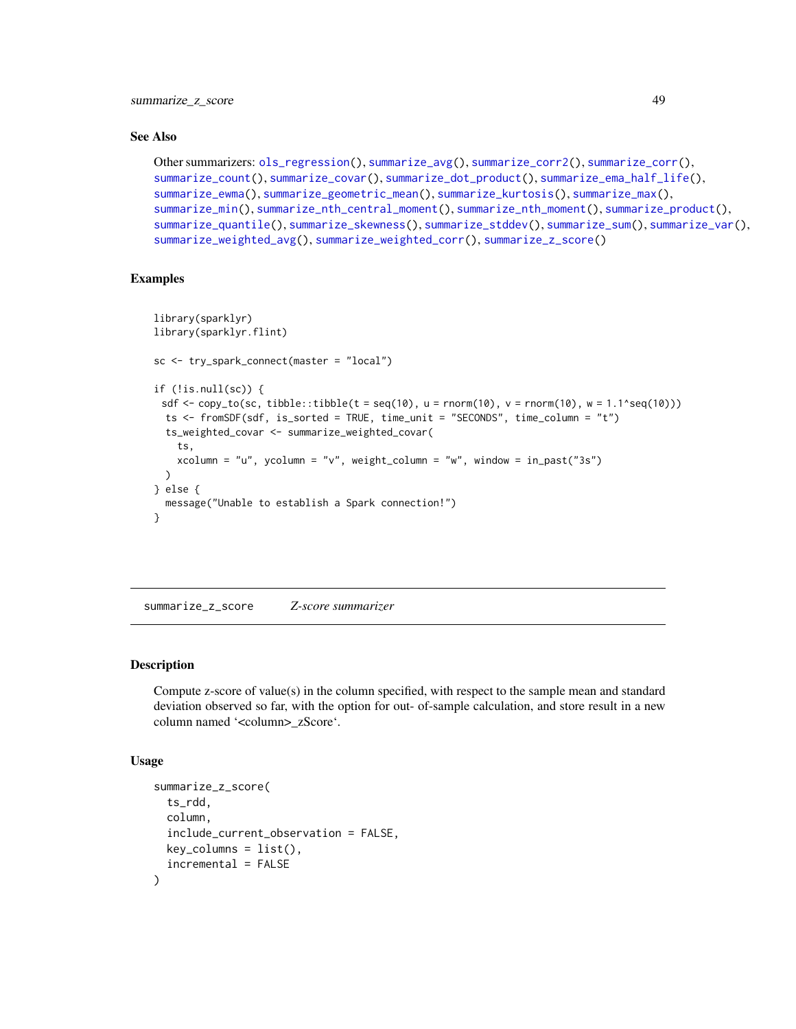### See Also

Other summarizers: ols_regression(), summarize_avg(), summarize_corr2(), summarize_corr(), summarize_count(), summarize_covar(), summarize_dot_product(), summarize_ema_half_life(), summarize_ewma(), summarize_geometric_mean(), summarize_kurtosis(), summarize_max(), summarize_min(), summarize_nth_central_moment(), summarize_nth_moment(), summarize_product(), summarize_quantile(), summarize_skewness(), summarize_stddev(), summarize_sum(), summarize_var(), summarize_weighted_avg(), summarize_weighted_corr(), summarize_z_score()

### Examples

```
library(sparklyr)
library(sparklyr.flint)

sc <- try_spark_connect(master = "local")

if (!is.null(sc)) {
 sdf <- copy_to(sc, tibble::tibble(t = seq(10), u = rnorm(10), v = rnorm(10), w = 1.1^seq(10)))
  ts <- fromSDF(sdf, is_sorted = TRUE, time_unit = "SECONDS", time_column = "t")
  ts_weighted_covar <- summarize_weighted_covar(
    ts,
    xcolumn = "u", ycolumn = "v", weight_column = "w", window = in_past("3s")
  )
} else {
  message("Unable to establish a Spark connection!")
}
```

---

## summarize_z_score *Z-score summarizer*

---

### Description

Compute z-score of value(s) in the column specified, with respect to the sample mean and standard deviation observed so far, with the option for out- of-sample calculation, and store result in a new column named ‘<column>_zScore‘.

### Usage

```
summarize_z_score(
  ts_rdd,
  column,
  include_current_observation = FALSE,
  key_columns = list(),
  incremental = FALSE
)
```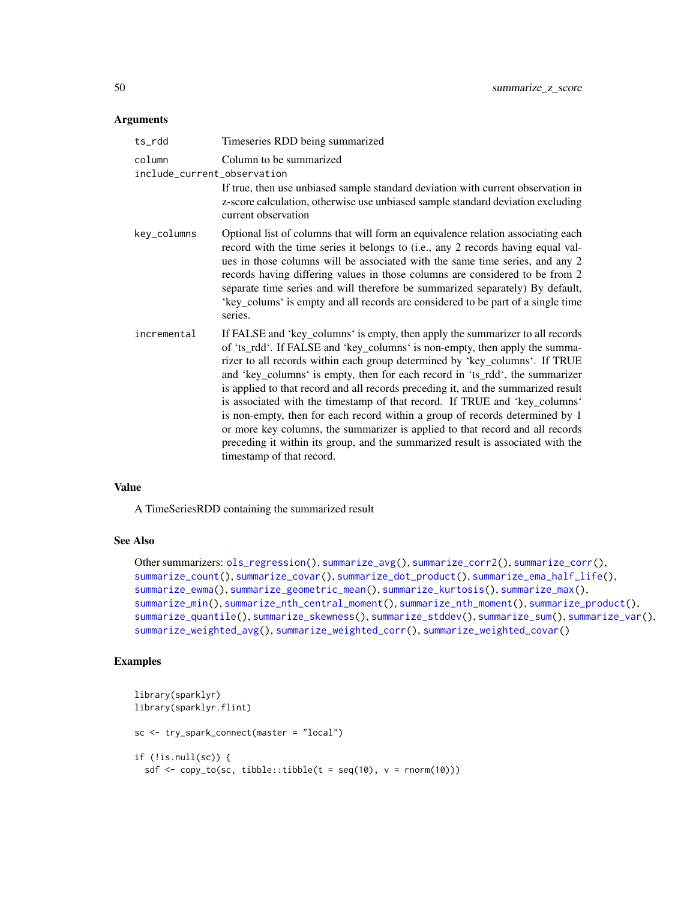### Arguments

**ts_rdd** Timeseries RDD being summarized

**column** Column to be summarized

**include_current_observation** If true, then use unbiased sample standard deviation with current observation in z-score calculation, otherwise use unbiased sample standard deviation excluding current observation

**key_columns** Optional list of columns that will form an equivalence relation associating each record with the time series it belongs to (i.e., any 2 records having equal values in those columns will be associated with the same time series, and any 2 records having differing values in those columns are considered to be from 2 separate time series and will therefore be summarized separately) By default, 'key_colums' is empty and all records are considered to be part of a single time series.

**incremental** If FALSE and 'key_columns' is empty, then apply the summarizer to all records of 'ts_rdd'. If FALSE and 'key_columns' is non-empty, then apply the summarizer to all records within each group determined by 'key_columns'. If TRUE and 'key_columns' is empty, then for each record in 'ts_rdd', the summarizer is applied to that record and all records preceding it, and the summarized result is associated with the timestamp of that record. If TRUE and 'key_columns' is non-empty, then for each record within a group of records determined by 1 or more key columns, the summarizer is applied to that record and all records preceding it within its group, and the summarized result is associated with the timestamp of that record.

### Value

A TimeSeriesRDD containing the summarized result

### See Also

Other summarizers: ols_regression(), summarize_avg(), summarize_corr2(), summarize_corr(), summarize_count(), summarize_covar(), summarize_dot_product(), summarize_ema_half_life(), summarize_ewma(), summarize_geometric_mean(), summarize_kurtosis(), summarize_max(), summarize_min(), summarize_nth_central_moment(), summarize_nth_moment(), summarize_product(), summarize_quantile(), summarize_skewness(), summarize_stddev(), summarize_sum(), summarize_var(), summarize_weighted_avg(), summarize_weighted_corr(), summarize_weighted_covar()

### Examples

```
library(sparklyr)
library(sparklyr.flint)

sc <- try_spark_connect(master = "local")

if (!is.null(sc)) {
  sdf <- copy_to(sc, tibble::tibble(t = seq(10), v = rnorm(10)))
```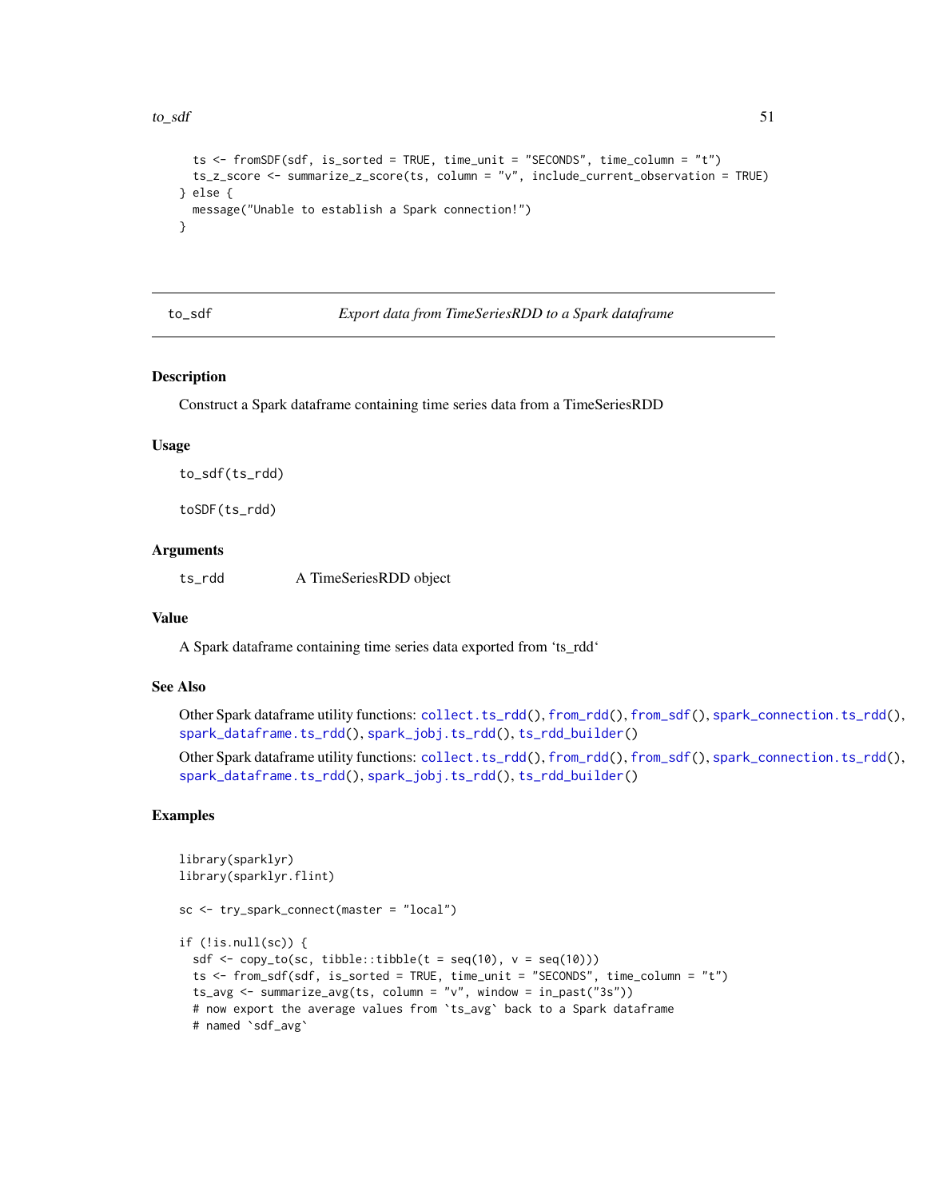```
  ts <- fromSDF(sdf, is_sorted = TRUE, time_unit = "SECONDS", time_column = "t")
  ts_z_score <- summarize_z_score(ts, column = "v", include_current_observation = TRUE)
} else {
  message("Unable to establish a Spark connection!")
}
```

## to_sdf — *Export data from TimeSeriesRDD to a Spark dataframe*

### Description

Construct a Spark dataframe containing time series data from a TimeSeriesRDD

### Usage

```
to_sdf(ts_rdd)

toSDF(ts_rdd)
```

### Arguments

| | |
|---|---|
| ts_rdd | A TimeSeriesRDD object |

### Value

A Spark dataframe containing time series data exported from 'ts_rdd'

### See Also

Other Spark dataframe utility functions: collect.ts_rdd(), from_rdd(), from_sdf(), spark_connection.ts_rdd(), spark_dataframe.ts_rdd(), spark_jobj.ts_rdd(), ts_rdd_builder()

Other Spark dataframe utility functions: collect.ts_rdd(), from_rdd(), from_sdf(), spark_connection.ts_rdd(), spark_dataframe.ts_rdd(), spark_jobj.ts_rdd(), ts_rdd_builder()

### Examples

```
library(sparklyr)
library(sparklyr.flint)

sc <- try_spark_connect(master = "local")

if (!is.null(sc)) {
  sdf <- copy_to(sc, tibble::tibble(t = seq(10), v = seq(10)))
  ts <- from_sdf(sdf, is_sorted = TRUE, time_unit = "SECONDS", time_column = "t")
  ts_avg <- summarize_avg(ts, column = "v", window = in_past("3s"))
  # now export the average values from `ts_avg` back to a Spark dataframe
  # named `sdf_avg`
```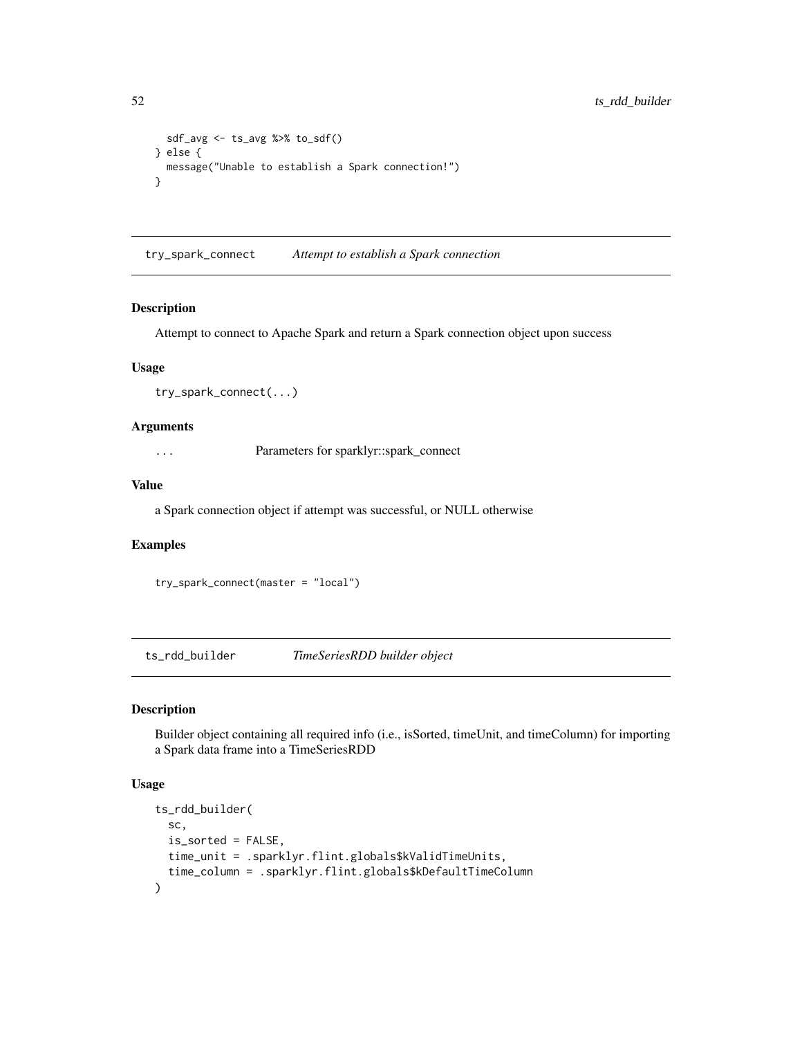```
  sdf_avg <- ts_avg %>% to_sdf()
} else {
  message("Unable to establish a Spark connection!")
}
```

## try_spark_connect *Attempt to establish a Spark connection*

### Description

Attempt to connect to Apache Spark and return a Spark connection object upon success

### Usage

```
try_spark_connect(...)
```

### Arguments

| | |
|---|---|
| ... | Parameters for sparklyr::spark_connect |

### Value

a Spark connection object if attempt was successful, or NULL otherwise

### Examples

```
try_spark_connect(master = "local")
```

## ts_rdd_builder *TimeSeriesRDD builder object*

### Description

Builder object containing all required info (i.e., isSorted, timeUnit, and timeColumn) for importing a Spark data frame into a TimeSeriesRDD

### Usage

```
ts_rdd_builder(
  sc,
  is_sorted = FALSE,
  time_unit = .sparklyr.flint.globals$kValidTimeUnits,
  time_column = .sparklyr.flint.globals$kDefaultTimeColumn
)
```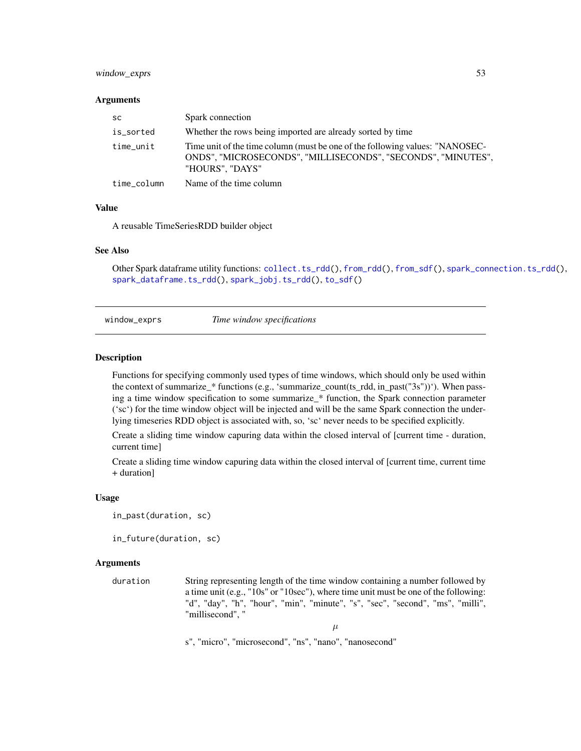### Arguments

| | |
|---|---|
| `sc` | Spark connection |
| `is_sorted` | Whether the rows being imported are already sorted by time |
| `time_unit` | Time unit of the time column (must be one of the following values: "NANOSECONDS", "MICROSECONDS", "MILLISECONDS", "SECONDS", "MINUTES", "HOURS", "DAYS" |
| `time_column` | Name of the time column |

### Value

A reusable TimeSeriesRDD builder object

### See Also

Other Spark dataframe utility functions: `collect.ts_rdd()`, `from_rdd()`, `from_sdf()`, `spark_connection.ts_rdd()`, `spark_dataframe.ts_rdd()`, `spark_jobj.ts_rdd()`, `to_sdf()`

---

## `window_exprs` *Time window specifications*

### Description

Functions for specifying commonly used types of time windows, which should only be used within the context of summarize_* functions (e.g., 'summarize_count(ts_rdd, in_past("3s"))'). When passing a time window specification to some summarize_* function, the Spark connection parameter ('sc') for the time window object will be injected and will be the same Spark connection the underlying timeseries RDD object is associated with, so, 'sc' never needs to be specified explicitly.

Create a sliding time window capuring data within the closed interval of [current time - duration, current time]

Create a sliding time window capuring data within the closed interval of [current time, current time + duration]

### Usage

```
in_past(duration, sc)

in_future(duration, sc)
```

### Arguments

| | |
|---|---|
| `duration` | String representing length of the time window containing a number followed by a time unit (e.g., "10s" or "10sec"), where time unit must be one of the following: "d", "day", "h", "hour", "min", "minute", "s", "sec", "second", "ms", "milli", "millisecond", " $\mu$ s", "micro", "microsecond", "ns", "nano", "nanosecond" |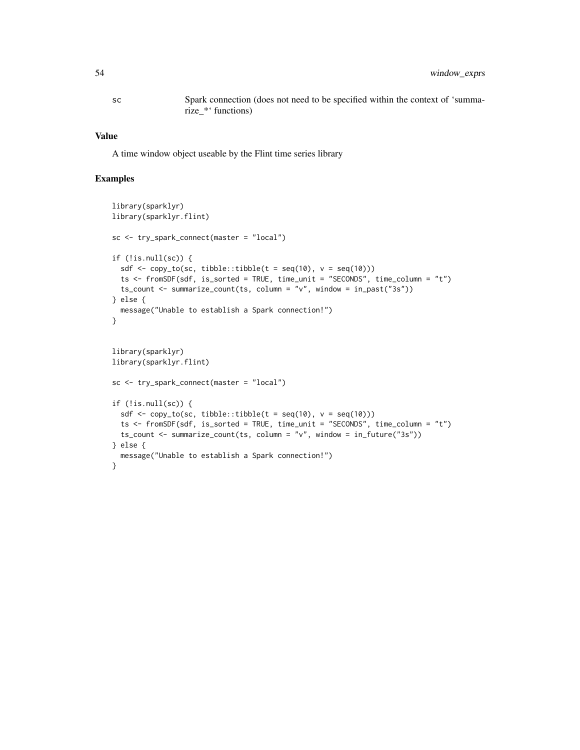sc	Spark connection (does not need to be specified within the context of 'summarize_*' functions)

## Value

A time window object useable by the Flint time series library

## Examples

```
library(sparklyr)
library(sparklyr.flint)

sc <- try_spark_connect(master = "local")

if (!is.null(sc)) {
  sdf <- copy_to(sc, tibble::tibble(t = seq(10), v = seq(10)))
  ts <- fromSDF(sdf, is_sorted = TRUE, time_unit = "SECONDS", time_column = "t")
  ts_count <- summarize_count(ts, column = "v", window = in_past("3s"))
} else {
  message("Unable to establish a Spark connection!")
}


library(sparklyr)
library(sparklyr.flint)

sc <- try_spark_connect(master = "local")

if (!is.null(sc)) {
  sdf <- copy_to(sc, tibble::tibble(t = seq(10), v = seq(10)))
  ts <- fromSDF(sdf, is_sorted = TRUE, time_unit = "SECONDS", time_column = "t")
  ts_count <- summarize_count(ts, column = "v", window = in_future("3s"))
} else {
  message("Unable to establish a Spark connection!")
}
```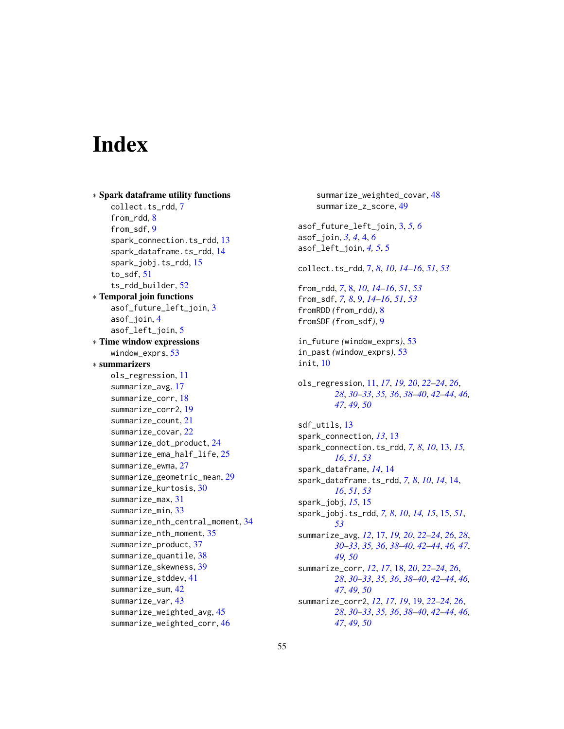# Index

∗ **Spark dataframe utility functions**
- collect.ts_rdd, 7
- from_rdd, 8
- from_sdf, 9
- spark_connection.ts_rdd, 13
- spark_dataframe.ts_rdd, 14
- spark_jobj.ts_rdd, 15
- to_sdf, 51
- ts_rdd_builder, 52

∗ **Temporal join functions**
- asof_future_left_join, 3
- asof_join, 4
- asof_left_join, 5

∗ **Time window expressions**
- window_exprs, 53

∗ **summarizers**
- ols_regression, 11
- summarize_avg, 17
- summarize_corr, 18
- summarize_corr2, 19
- summarize_count, 21
- summarize_covar, 22
- summarize_dot_product, 24
- summarize_ema_half_life, 25
- summarize_ewma, 27
- summarize_geometric_mean, 29
- summarize_kurtosis, 30
- summarize_max, 31
- summarize_min, 33
- summarize_nth_central_moment, 34
- summarize_nth_moment, 35
- summarize_product, 37
- summarize_quantile, 38
- summarize_skewness, 39
- summarize_stddev, 41
- summarize_sum, 42
- summarize_var, 43
- summarize_weighted_avg, 45
- summarize_weighted_corr, 46
- summarize_weighted_covar, 48
- summarize_z_score, 49

asof_future_left_join, 3, *5*, *6*
asof_join, *3*, *4*, 4, *6*
asof_left_join, *4*, *5*, 5

collect.ts_rdd, 7, *8*, *10*, *14–16*, *51*, *53*

from_rdd, *7*, 8, *10*, *14–16*, *51*, *53*
from_sdf, *7*, *8*, 9, *14–16*, *51*, *53*
fromRDD *(from_rdd)*, 8
fromSDF *(from_sdf)*, 9

in_future *(window_exprs)*, 53
in_past *(window_exprs)*, 53
init, 10

ols_regression, 11, *17*, *19*, *20*, *22–24*, *26*, *28*, *30–33*, *35*, *36*, *38–40*, *42–44*, *46*, *47*, *49*, *50*

sdf_utils, 13
spark_connection, *13*, 13
spark_connection.ts_rdd, *7*, *8*, *10*, 13, *15*, *16*, *51*, *53*
spark_dataframe, *14*, 14
spark_dataframe.ts_rdd, *7*, *8*, *10*, *14*, 14, *16*, *51*, *53*
spark_jobj, *15*, 15
spark_jobj.ts_rdd, *7*, *8*, *10*, *14*, *15*, 15, *51*, *53*
summarize_avg, *12*, 17, *19*, *20*, *22–24*, *26*, *28*, *30–33*, *35*, *36*, *38–40*, *42–44*, *46*, *47*, *49*, *50*
summarize_corr, *12*, *17*, 18, *20*, *22–24*, *26*, *28*, *30–33*, *35*, *36*, *38–40*, *42–44*, *46*, *47*, *49*, *50*
summarize_corr2, *12*, *17*, *19*, 19, *22–24*, *26*, *28*, *30–33*, *35*, *36*, *38–40*, *42–44*, *46*, *47*, *49*, *50*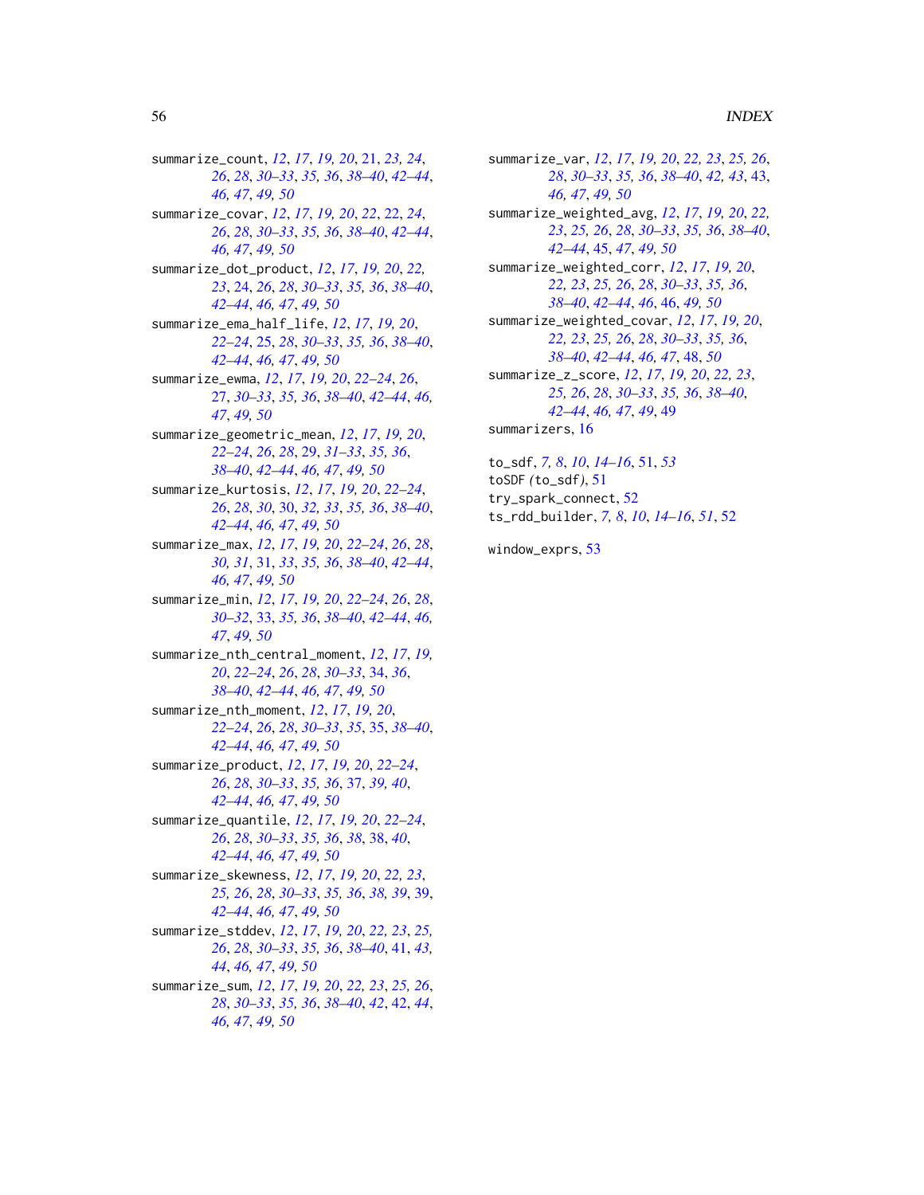summarize_count, *12*, *17*, *19, 20*, 21, *23, 24*, *26*, *28*, *30–33*, *35, 36*, *38–40*, *42–44*, *46, 47*, *49, 50*

summarize_covar, *12*, *17*, *19, 20*, *22*, 22, *24*, *26*, *28*, *30–33*, *35, 36*, *38–40*, *42–44*, *46, 47*, *49, 50*

summarize_dot_product, *12*, *17*, *19, 20*, *22, 23*, 24, *26*, *28*, *30–33*, *35, 36*, *38–40*, *42–44*, *46, 47*, *49, 50*

summarize_ema_half_life, *12*, *17*, *19, 20*, *22–24*, 25, *28*, *30–33*, *35, 36*, *38–40*, *42–44*, *46, 47*, *49, 50*

summarize_ewma, *12*, *17*, *19, 20*, *22–24*, *26*, 27, *30–33*, *35, 36*, *38–40*, *42–44*, *46, 47*, *49, 50*

summarize_geometric_mean, *12*, *17*, *19, 20*, *22–24*, *26*, *28*, 29, *31–33*, *35, 36*, *38–40*, *42–44*, *46, 47*, *49, 50*

summarize_kurtosis, *12*, *17*, *19, 20*, *22–24*, *26*, *28*, *30*, 30, *32, 33*, *35, 36*, *38–40*, *42–44*, *46, 47*, *49, 50*

summarize_max, *12*, *17*, *19, 20*, *22–24*, *26*, *28*, *30, 31*, 31, *33*, *35, 36*, *38–40*, *42–44*, *46, 47*, *49, 50*

summarize_min, *12*, *17*, *19, 20*, *22–24*, *26*, *28*, *30–32*, 33, *35, 36*, *38–40*, *42–44*, *46, 47*, *49, 50*

summarize_nth_central_moment, *12*, *17*, *19, 20*, *22–24*, *26*, *28*, *30–33*, 34, *36*, *38–40*, *42–44*, *46, 47*, *49, 50*

summarize_nth_moment, *12*, *17*, *19, 20*, *22–24*, *26*, *28*, *30–33*, *35*, 35, *38–40*, *42–44*, *46, 47*, *49, 50*

summarize_product, *12*, *17*, *19, 20*, *22–24*, *26*, *28*, *30–33*, *35, 36*, 37, *39, 40*, *42–44*, *46, 47*, *49, 50*

summarize_quantile, *12*, *17*, *19, 20*, *22–24*, *26*, *28*, *30–33*, *35, 36*, *38*, 38, *40*, *42–44*, *46, 47*, *49, 50*

summarize_skewness, *12*, *17*, *19, 20*, *22, 23*, *25, 26*, *28*, *30–33*, *35, 36*, *38, 39*, 39, *42–44*, *46, 47*, *49, 50*

summarize_stddev, *12*, *17*, *19, 20*, *22, 23*, *25, 26*, *28*, *30–33*, *35, 36*, *38–40*, 41, *43, 44*, *46, 47*, *49, 50*

summarize_sum, *12*, *17*, *19, 20*, *22, 23*, *25, 26*, *28*, *30–33*, *35, 36*, *38–40*, *42*, 42, *44*, *46, 47*, *49, 50*

summarize_var, *12*, *17*, *19, 20*, *22, 23*, *25, 26*, *28*, *30–33*, *35, 36*, *38–40*, *42, 43*, 43, *46, 47*, *49, 50*

summarize_weighted_avg, *12*, *17*, *19, 20*, *22, 23*, *25, 26*, *28*, *30–33*, *35, 36*, *38–40*, *42–44*, 45, *47*, *49, 50*

summarize_weighted_corr, *12*, *17*, *19, 20*, *22, 23*, *25, 26*, *28*, *30–33*, *35, 36*, *38–40*, *42–44*, *46*, 46, *49, 50*

summarize_weighted_covar, *12*, *17*, *19, 20*, *22, 23*, *25, 26*, *28*, *30–33*, *35, 36*, *38–40*, *42–44*, *46, 47*, 48, *50*

summarize_z_score, *12*, *17*, *19, 20*, *22, 23*, *25, 26*, *28*, *30–33*, *35, 36*, *38–40*, *42–44*, *46, 47*, *49*, 49

summarizers, *16*

to_sdf, *7, 8*, *10*, *14–16*, 51, *53*

toSDF *(*to_sdf*)*, 51

try_spark_connect, 52

ts_rdd_builder, *7, 8*, *10*, *14–16*, *51*, 52

window_exprs, 53